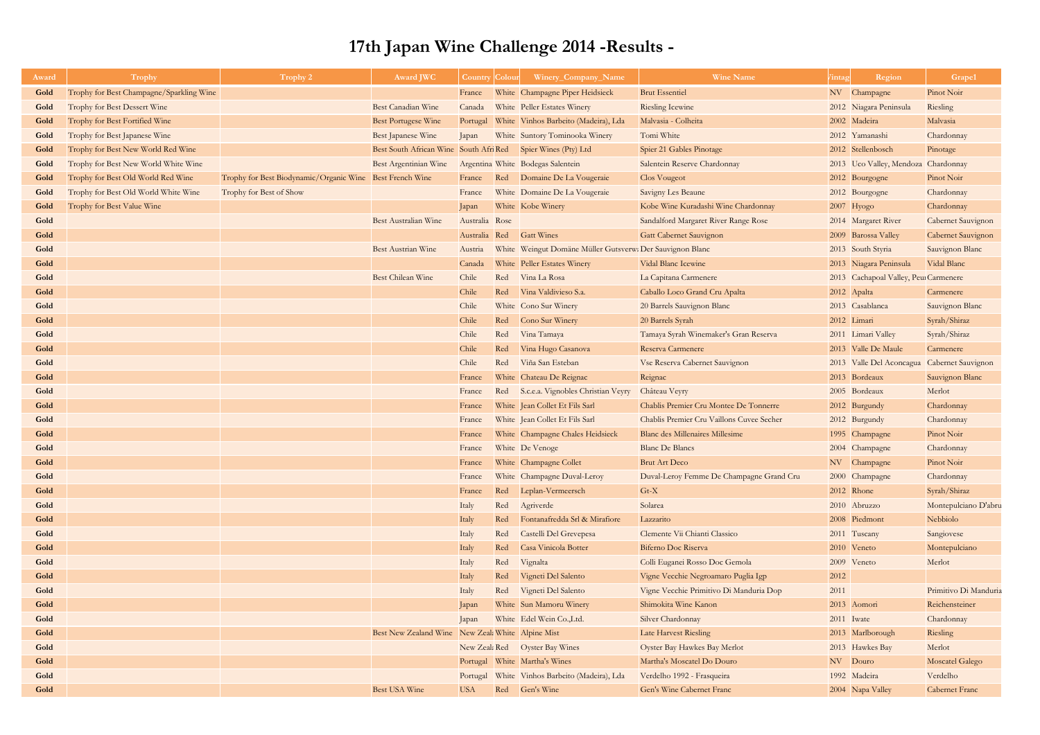# 17th Japan Wine Challenge 2014 -Results -

| Award | Trophy | Trophy 2 | Award JWC | Country | Colour | Winery_Company_Name | Wine Name | Vintage | Region | Grape1 |
|---|---|---|---|---|---|---|---|---|---|---|
| Gold | Trophy for Best Champagne/Sparkling Wine | | | France | White | Champagne Piper Heidsieck | Brut Essentiel | NV | Champagne | Pinot Noir |
| Gold | Trophy for Best Dessert Wine | | Best Canadian Wine | Canada | White | Peller Estates Winery | Riesling Icewine | 2012 | Niagara Peninsula | Riesling |
| Gold | Trophy for Best Fortified Wine | | Best Portugese Wine | Portugal | White | Vinhos Barbeito (Madeira), Lda | Malvasia - Colheita | 2002 | Madeira | Malvasia |
| Gold | Trophy for Best Japanese Wine | | Best Japanese Wine | Japan | White | Suntory Tominooka Winery | Tomi White | 2012 | Yamanashi | Chardonnay |
| Gold | Trophy for Best New World Red Wine | | Best South African Wine | South Afri | Red | Spier Wines (Pty) Ltd | Spier 21 Gables Pinotage | 2012 | Stellenbosch | Pinotage |
| Gold | Trophy for Best New World White Wine | | Best Argentinian Wine | Argentina | White | Bodegas Salentein | Salentein Reserve Chardonnay | 2013 | Uco Valley, Mendoza | Chardonnay |
| Gold | Trophy for Best Old World Red Wine | Trophy for Best Biodynamic/Organic Wine | Best French Wine | France | Red | Domaine De La Vougeraie | Clos Vougeot | 2012 | Bourgogne | Pinot Noir |
| Gold | Trophy for Best Old World White Wine | Trophy for Best of Show | | France | White | Domaine De La Vougeraie | Savigny Les Beaune | 2012 | Bourgogne | Chardonnay |
| Gold | Trophy for Best Value Wine | | | Japan | White | Kobe Winery | Kobe Wine Kuradashi Wine Chardonnay | 2007 | Hyogo | Chardonnay |
| Gold | | | Best Australian Wine | Australia | Rose | | Sandalford Margaret River Range Rose | 2014 | Margaret River | Cabernet Sauvignon |
| Gold | | | | Australia | Red | Gatt Wines | Gatt Cabernet Sauvignon | 2009 | Barossa Valley | Cabernet Sauvignon |
| Gold | | | Best Austrian Wine | Austria | White | Weingut Domäne Müller Gutsverwa | Der Sauvignon Blanc | 2013 | South Styria | Sauvignon Blanc |
| Gold | | | | Canada | White | Peller Estates Winery | Vidal Blanc Icewine | 2013 | Niagara Peninsula | Vidal Blanc |
| Gold | | | Best Chilean Wine | Chile | Red | Vina La Rosa | La Capitana Carmenere | 2013 | Cachapoal Valley, Peum | Carmenere |
| Gold | | | | Chile | Red | Vina Valdivieso S.a. | Caballo Loco Grand Cru Apalta | 2012 | Apalta | Carmenere |
| Gold | | | | Chile | White | Cono Sur Winery | 20 Barrels Sauvignon Blanc | 2013 | Casablanca | Sauvignon Blanc |
| Gold | | | | Chile | Red | Cono Sur Winery | 20 Barrels Syrah | 2012 | Limari | Syrah/Shiraz |
| Gold | | | | Chile | Red | Vina Tamaya | Tamaya Syrah Winemaker's Gran Reserva | 2011 | Limari Valley | Syrah/Shiraz |
| Gold | | | | Chile | Red | Vina Hugo Casanova | Reserva Carmenere | 2013 | Valle De Maule | Carmenere |
| Gold | | | | Chile | Red | Viña San Esteban | Vse Reserva Cabernet Sauvignon | 2013 | Valle Del Aconcagua | Cabernet Sauvignon |
| Gold | | | | France | White | Chateau De Reignac | Reignac | 2013 | Bordeaux | Sauvignon Blanc |
| Gold | | | | France | Red | S.c.e.a. Vignobles Christian Veyry | Château Veyry | 2005 | Bordeaux | Merlot |
| Gold | | | | France | White | Jean Collet Et Fils Sarl | Chablis Premier Cru Montee De Tonnerre | 2012 | Burgundy | Chardonnay |
| Gold | | | | France | White | Jean Collet Et Fils Sarl | Chablis Premier Cru Vaillons Cuvee Secher | 2012 | Burgundy | Chardonnay |
| Gold | | | | France | White | Champagne Chales Heidsieck | Blanc des Millenaires Millesime | 1995 | Champagne | Pinot Noir |
| Gold | | | | France | White | De Venoge | Blanc De Blancs | 2004 | Champagne | Chardonnay |
| Gold | | | | France | White | Champagne Collet | Brut Art Deco | NV | Champagne | Pinot Noir |
| Gold | | | | France | White | Champagne Duval-Leroy | Duval-Leroy Femme De Champagne Grand Cru | 2000 | Champagne | Chardonnay |
| Gold | | | | France | Red | Leplan-Vermeersch | Gt-X | 2012 | Rhone | Syrah/Shiraz |
| Gold | | | | Italy | Red | Agriverde | Solarea | 2010 | Abruzzo | Montepulciano D'abru |
| Gold | | | | Italy | Red | Fontanafredda Srl & Mirafiore | Lazzarito | 2008 | Piedmont | Nebbiolo |
| Gold | | | | Italy | Red | Castelli Del Grevepesa | Clemente Vii Chianti Classico | 2011 | Tuscany | Sangiovese |
| Gold | | | | Italy | Red | Casa Vinicola Botter | Biferno Doc Riserva | 2010 | Veneto | Montepulciano |
| Gold | | | | Italy | Red | Vignalta | Colli Euganei Rosso Doc Gemola | 2009 | Veneto | Merlot |
| Gold | | | | Italy | Red | Vigneti Del Salento | Vigne Vecchie Negroamaro Puglia Igp | 2012 | | |
| Gold | | | | Italy | Red | Vigneti Del Salento | Vigne Vecchie Primitivo Di Manduria Dop | 2011 | | Primitivo Di Manduria |
| Gold | | | | Japan | White | Sun Mamoru Winery | Shimokita Wine Kanon | 2013 | Aomori | Reichensteiner |
| Gold | | | | Japan | White | Edel Wein Co.,Ltd. | Silver Chardonnay | 2011 | Iwate | Chardonnay |
| Gold | | | Best New Zealand Wine | New Zeala | White | Alpine Mist | Late Harvest Riesling | 2013 | Marlborough | Riesling |
| Gold | | | | New Zeala | Red | Oyster Bay Wines | Oyster Bay Hawkes Bay Merlot | 2013 | Hawkes Bay | Merlot |
| Gold | | | | Portugal | White | Martha's Wines | Martha's Moscatel Do Douro | NV | Douro | Moscatel Galego |
| Gold | | | | Portugal | White | Vinhos Barbeito (Madeira), Lda | Verdelho 1992 - Frasqueira | 1992 | Madeira | Verdelho |
| Gold | | | Best USA Wine | USA | Red | Gen's Wine | Gen's Wine Cabernet Franc | 2004 | Napa Valley | Cabernet Franc |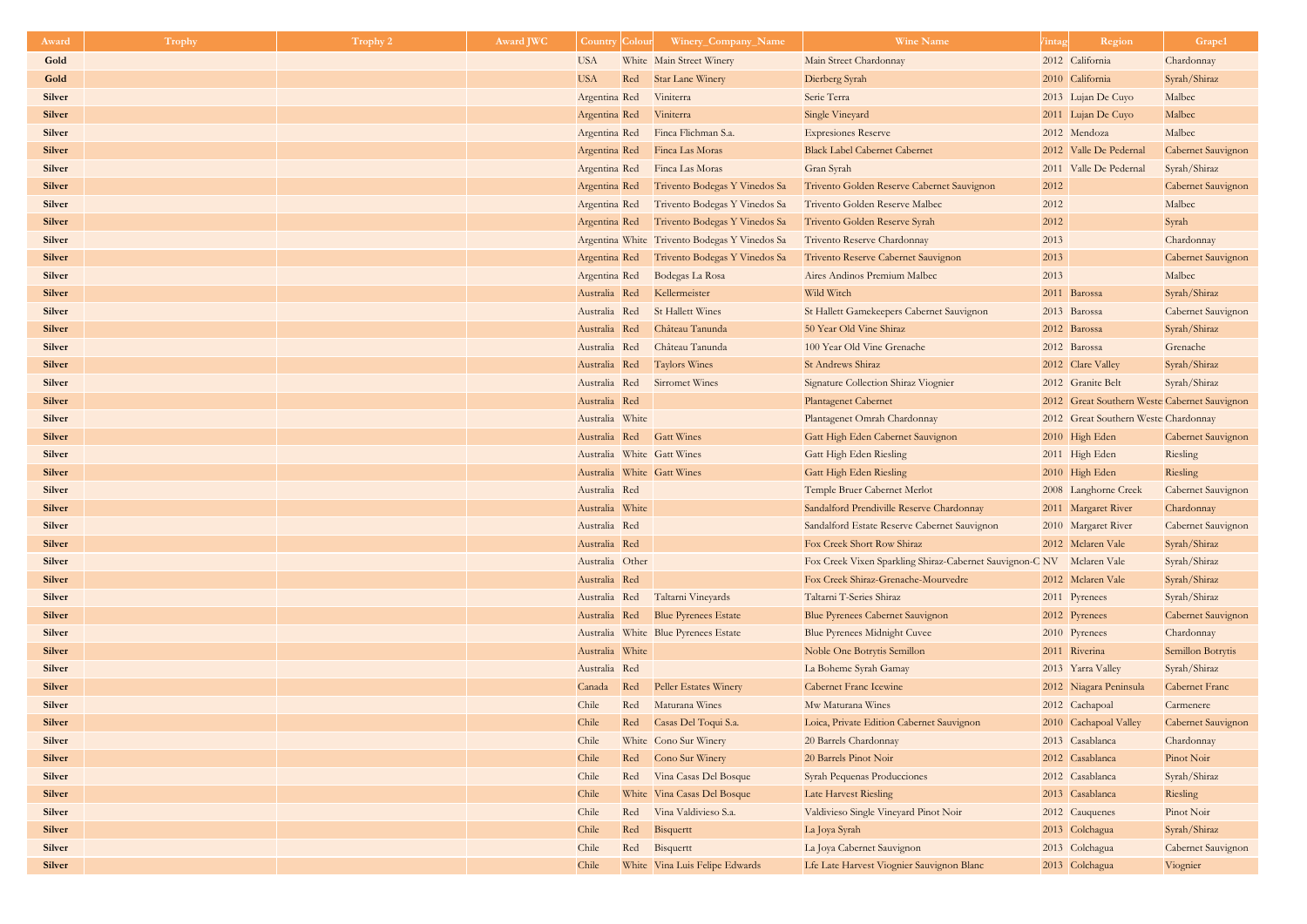| Award | Trophy | Trophy 2 | Award JWC | Country | Colour | Winery_Company_Name | Wine Name | Vintage | Region | Grape1 |
|---|---|---|---|---|---|---|---|---|---|---|
| Gold | | | | USA | White | Main Street Winery | Main Street Chardonnay | 2012 | California | Chardonnay |
| Gold | | | | USA | Red | Star Lane Winery | Dierberg Syrah | 2010 | California | Syrah/Shiraz |
| Silver | | | | Argentina | Red | Viniterra | Serie Terra | 2013 | Lujan De Cuyo | Malbec |
| Silver | | | | Argentina | Red | Viniterra | Single Vineyard | 2011 | Lujan De Cuyo | Malbec |
| Silver | | | | Argentina | Red | Finca Flichman S.a. | Expresiones Reserve | 2012 | Mendoza | Malbec |
| Silver | | | | Argentina | Red | Finca Las Moras | Black Label Cabernet Cabernet | 2012 | Valle De Pedernal | Cabernet Sauvignon |
| Silver | | | | Argentina | Red | Finca Las Moras | Gran Syrah | 2011 | Valle De Pedernal | Syrah/Shiraz |
| Silver | | | | Argentina | Red | Trivento Bodegas Y Vinedos Sa | Trivento Golden Reserve Cabernet Sauvignon | 2012 | | Cabernet Sauvignon |
| Silver | | | | Argentina | Red | Trivento Bodegas Y Vinedos Sa | Trivento Golden Reserve Malbec | 2012 | | Malbec |
| Silver | | | | Argentina | Red | Trivento Bodegas Y Vinedos Sa | Trivento Golden Reserve Syrah | 2012 | | Syrah |
| Silver | | | | Argentina | White | Trivento Bodegas Y Vinedos Sa | Trivento Reserve Chardonnay | 2013 | | Chardonnay |
| Silver | | | | Argentina | Red | Trivento Bodegas Y Vinedos Sa | Trivento Reserve Cabernet Sauvignon | 2013 | | Cabernet Sauvignon |
| Silver | | | | Argentina | Red | Bodegas La Rosa | Aires Andinos Premium Malbec | 2013 | | Malbec |
| Silver | | | | Australia | Red | Kellermeister | Wild Witch | 2011 | Barossa | Syrah/Shiraz |
| Silver | | | | Australia | Red | St Hallett Wines | St Hallett Gamekeepers Cabernet Sauvignon | 2013 | Barossa | Cabernet Sauvignon |
| Silver | | | | Australia | Red | Château Tanunda | 50 Year Old Vine Shiraz | 2012 | Barossa | Syrah/Shiraz |
| Silver | | | | Australia | Red | Château Tanunda | 100 Year Old Vine Grenache | 2012 | Barossa | Grenache |
| Silver | | | | Australia | Red | Taylors Wines | St Andrews Shiraz | 2012 | Clare Valley | Syrah/Shiraz |
| Silver | | | | Australia | Red | Sirromet Wines | Signature Collection Shiraz Viognier | 2012 | Granite Belt | Syrah/Shiraz |
| Silver | | | | Australia | Red | | Plantagenet Cabernet | 2012 | Great Southern Weste | Cabernet Sauvignon |
| Silver | | | | Australia | White | | Plantagenet Omrah Chardonnay | 2012 | Great Southern Weste | Chardonnay |
| Silver | | | | Australia | Red | Gatt Wines | Gatt High Eden Cabernet Sauvignon | 2010 | High Eden | Cabernet Sauvignon |
| Silver | | | | Australia | White | Gatt Wines | Gatt High Eden Riesling | 2011 | High Eden | Riesling |
| Silver | | | | Australia | White | Gatt Wines | Gatt High Eden Riesling | 2010 | High Eden | Riesling |
| Silver | | | | Australia | Red | | Temple Bruer Cabernet Merlot | 2008 | Langhorne Creek | Cabernet Sauvignon |
| Silver | | | | Australia | White | | Sandalford Prendiville Reserve Chardonnay | 2011 | Margaret River | Chardonnay |
| Silver | | | | Australia | Red | | Sandalford Estate Reserve Cabernet Sauvignon | 2010 | Margaret River | Cabernet Sauvignon |
| Silver | | | | Australia | Red | | Fox Creek Short Row Shiraz | 2012 | Mclaren Vale | Syrah/Shiraz |
| Silver | | | | Australia | Other | | Fox Creek Vixen Sparkling Shiraz-Cabernet Sauvignon-C | NV | Mclaren Vale | Syrah/Shiraz |
| Silver | | | | Australia | Red | | Fox Creek Shiraz-Grenache-Mourvedre | 2012 | Mclaren Vale | Syrah/Shiraz |
| Silver | | | | Australia | Red | Taltarni Vineyards | Taltarni T-Series Shiraz | 2011 | Pyrenees | Syrah/Shiraz |
| Silver | | | | Australia | Red | Blue Pyrenees Estate | Blue Pyrenees Cabernet Sauvignon | 2012 | Pyrenees | Cabernet Sauvignon |
| Silver | | | | Australia | White | Blue Pyrenees Estate | Blue Pyrenees Midnight Cuvee | 2010 | Pyrenees | Chardonnay |
| Silver | | | | Australia | White | | Noble One Botrytis Semillon | 2011 | Riverina | Semillon Botrytis |
| Silver | | | | Australia | Red | | La Boheme Syrah Gamay | 2013 | Yarra Valley | Syrah/Shiraz |
| Silver | | | | Canada | Red | Peller Estates Winery | Cabernet Franc Icewine | 2012 | Niagara Peninsula | Cabernet Franc |
| Silver | | | | Chile | Red | Maturana Wines | Mw Maturana Wines | 2012 | Cachapoal | Carmenere |
| Silver | | | | Chile | Red | Casas Del Toqui S.a. | Loica, Private Edition Cabernet Sauvignon | 2010 | Cachapoal Valley | Cabernet Sauvignon |
| Silver | | | | Chile | White | Cono Sur Winery | 20 Barrels Chardonnay | 2013 | Casablanca | Chardonnay |
| Silver | | | | Chile | Red | Cono Sur Winery | 20 Barrels Pinot Noir | 2012 | Casablanca | Pinot Noir |
| Silver | | | | Chile | Red | Vina Casas Del Bosque | Syrah Pequenas Producciones | 2012 | Casablanca | Syrah/Shiraz |
| Silver | | | | Chile | White | Vina Casas Del Bosque | Late Harvest Riesling | 2013 | Casablanca | Riesling |
| Silver | | | | Chile | Red | Vina Valdivieso S.a. | Valdivieso Single Vineyard Pinot Noir | 2012 | Cauquenes | Pinot Noir |
| Silver | | | | Chile | Red | Bisquertt | La Joya Syrah | 2013 | Colchagua | Syrah/Shiraz |
| Silver | | | | Chile | Red | Bisquertt | La Joya Cabernet Sauvignon | 2013 | Colchagua | Cabernet Sauvignon |
| Silver | | | | Chile | White | Vina Luis Felipe Edwards | Lfe Late Harvest Viognier Sauvignon Blanc | 2013 | Colchagua | Viognier |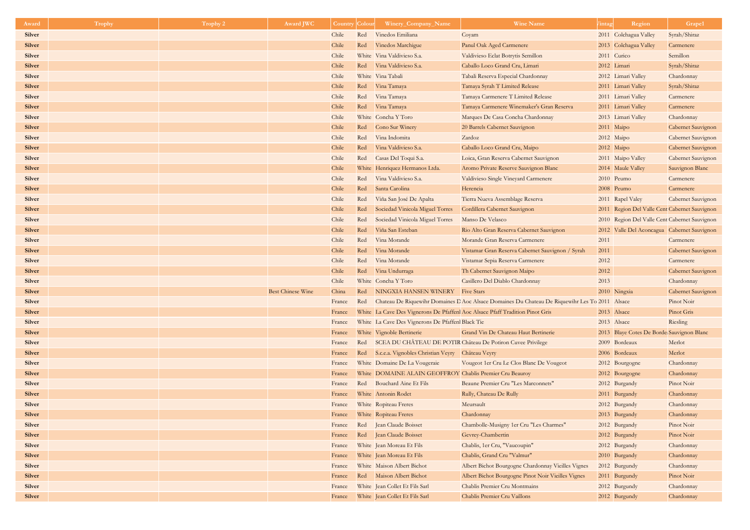| Award | Trophy | Trophy 2 | Award JWC | Country | Colour | Winery_Company_Name | Wine Name | Vintage | Region | Grape1 |
|---|---|---|---|---|---|---|---|---|---|---|
| Silver | | | | Chile | Red | Vinedos Emiliana | Coyam | 2011 | Colchagua Valley | Syrah/Shiraz |
| Silver | | | | Chile | Red | Vinedos Marchigue | Panul Oak Aged Carmenere | 2013 | Colchagua Valley | Carmenere |
| Silver | | | | Chile | White | Vina Valdivieso S.a. | Valdivieso Eclat Botrytis Semillon | 2011 | Curico | Semillon |
| Silver | | | | Chile | Red | Vina Valdivieso S.a. | Caballo Loco Grand Cru, Limari | 2012 | Limari | Syrah/Shiraz |
| Silver | | | | Chile | White | Vina Tabali | Tabali Reserva Especial Chardonnay | 2012 | Limari Valley | Chardonnay |
| Silver | | | | Chile | Red | Vina Tamaya | Tamaya Syrah T Limited Release | 2011 | Limari Valley | Syrah/Shiraz |
| Silver | | | | Chile | Red | Vina Tamaya | Tamaya Carmenere T Limited Release | 2011 | Limari Valley | Carmenere |
| Silver | | | | Chile | Red | Vina Tamaya | Tamaya Carmenere Winemaker's Gran Reserva | 2011 | Limari Valley | Carmenere |
| Silver | | | | Chile | White | Concha Y Toro | Marques De Casa Concha Chardonnay | 2013 | Limari Valley | Chardonnay |
| Silver | | | | Chile | Red | Cono Sur Winery | 20 Barrels Cabernet Sauvignon | 2011 | Maipo | Cabernet Sauvignon |
| Silver | | | | Chile | Red | Vina Indomita | Zardoz | 2012 | Maipo | Cabernet Sauvignon |
| Silver | | | | Chile | Red | Vina Valdivieso S.a. | Caballo Loco Grand Cru, Maipo | 2012 | Maipo | Cabernet Sauvignon |
| Silver | | | | Chile | Red | Casas Del Toqui S.a. | Loica, Gran Reserva Cabernet Sauvignon | 2011 | Maipo Valley | Cabernet Sauvignon |
| Silver | | | | Chile | White | Henriquez Hermanos Ltda. | Aromo Private Reserve Sauvignon Blanc | 2014 | Maule Valley | Sauvignon Blanc |
| Silver | | | | Chile | Red | Vina Valdivieso S.a. | Valdivieso Single Vineyard Carmenere | 2010 | Peumo | Carmenere |
| Silver | | | | Chile | Red | Santa Carolina | Herencia | 2008 | Peumo | Carmenere |
| Silver | | | | Chile | Red | Viña San José De Apalta | Tierra Nueva Assemblage Reserva | 2011 | Rapel Valey | Cabernet Sauvignon |
| Silver | | | | Chile | Red | Sociedad Vinicola Miguel Torres | Cordillera Cabernet Sauvignon | 2011 | Region Del Valle Cent | Cabernet Sauvignon |
| Silver | | | | Chile | Red | Sociedad Vinicola Miguel Torres | Manso De Velasco | 2010 | Region Del Valle Cent | Cabernet Sauvignon |
| Silver | | | | Chile | Red | Viña San Esteban | Rio Alto Gran Reserva Cabernet Sauvignon | 2012 | Valle Del Aconcagua | Cabernet Sauvignon |
| Silver | | | | Chile | Red | Vina Morande | Morande Gran Reserva Carmenere | 2011 | | Carmenere |
| Silver | | | | Chile | Red | Vina Morande | Vistamar Gran Reserva Cabernet Sauvignon / Syrah | 2011 | | Cabernet Sauvignon |
| Silver | | | | Chile | Red | Vina Morande | Vistamar Sepia Reserva Carmenere | 2012 | | Carmenere |
| Silver | | | | Chile | Red | Vina Undurraga | Th Cabernet Sauvignon Maipo | 2012 | | Cabernet Sauvignon |
| Silver | | | | Chile | White | Concha Y Toro | Casillero Del Diablo Chardonnay | 2013 | | Chardonnay |
| Silver | | | Best Chinese Wine | China | Red | NINGXIA HANSEN WINERY | Five Stars | 2010 | Ningxia | Cabernet Sauvignon |
| Silver | | | | France | Red | Chateau De Riquewihr Domaines D | Aoc Alsace Domaines Du Chateau De Riquewihr Les To | 2011 | Alsace | Pinot Noir |
| Silver | | | | France | White | La Cave Des Vignerons De Pfaffenh | Aoc Alsace Pfaff Tradition Pinot Gris | 2013 | Alsace | Pinot Gris |
| Silver | | | | France | White | La Cave Des Vignerons De Pfaffenh | Black Tie | 2013 | Alsace | Riesling |
| Silver | | | | France | White | Vignoble Bertinerie | Grand Vin De Chateau Haut Bertinerie | 2013 | Blaye Cotes De Borde | Sauvignon Blanc |
| Silver | | | | France | Red | SCEA DU CHÂTEAU DE POTIR | Château De Potiron Cuvee Privilege | 2009 | Bordeaux | Merlot |
| Silver | | | | France | Red | S.c.e.a. Vignobles Christian Veyry | Château Veyry | 2006 | Bordeaux | Merlot |
| Silver | | | | France | White | Domaine De La Vougeraie | Vougeot 1er Cru Le Clos Blanc De Vougeot | 2012 | Bourgogne | Chardonnay |
| Silver | | | | France | White | DOMAINE ALAIN GEOFFROY | Chablis Premier Cru Beauroy | 2012 | Bourgogne | Chardonnay |
| Silver | | | | France | Red | Bouchard Aine Et Fils | Beaune Premier Cru "Les Marconnets" | 2012 | Burgandy | Pinot Noir |
| Silver | | | | France | White | Antonin Rodet | Rully, Chateau De Rully | 2011 | Burgundy | Chardonnay |
| Silver | | | | France | White | Ropiteau Freres | Meursault | 2012 | Burgundy | Chardonnay |
| Silver | | | | France | White | Ropiteau Freres | Chardonnay | 2013 | Burgundy | Chardonnay |
| Silver | | | | France | Red | Jean Claude Boisset | Chambolle-Musigny 1er Cru "Les Charmes" | 2012 | Burgundy | Pinot Noir |
| Silver | | | | France | Red | Jean Claude Boisset | Gevrey-Chambertin | 2012 | Burgundy | Pinot Noir |
| Silver | | | | France | White | Jean Moreau Et Fils | Chablis, 1er Cru, "Vaucoupin" | 2012 | Burgundy | Chardonnay |
| Silver | | | | France | White | Jean Moreau Et Fils | Chablis, Grand Cru "Valmur" | 2010 | Burgundy | Chardonnay |
| Silver | | | | France | White | Maison Albert Bichot | Albert Bichot Bourgogne Chardonnay Vieilles Vignes | 2012 | Burgundy | Chardonnay |
| Silver | | | | France | Red | Maison Albert Bichot | Albert Bichot Bourgogne Pinot Noir Vieilles Vignes | 2011 | Burgundy | Pinot Noir |
| Silver | | | | France | White | Jean Collet Et Fils Sarl | Chablis Premier Cru Montmains | 2012 | Burgundy | Chardonnay |
| Silver | | | | France | White | Jean Collet Et Fils Sarl | Chablis Premier Cru Vaillons | 2012 | Burgundy | Chardonnay |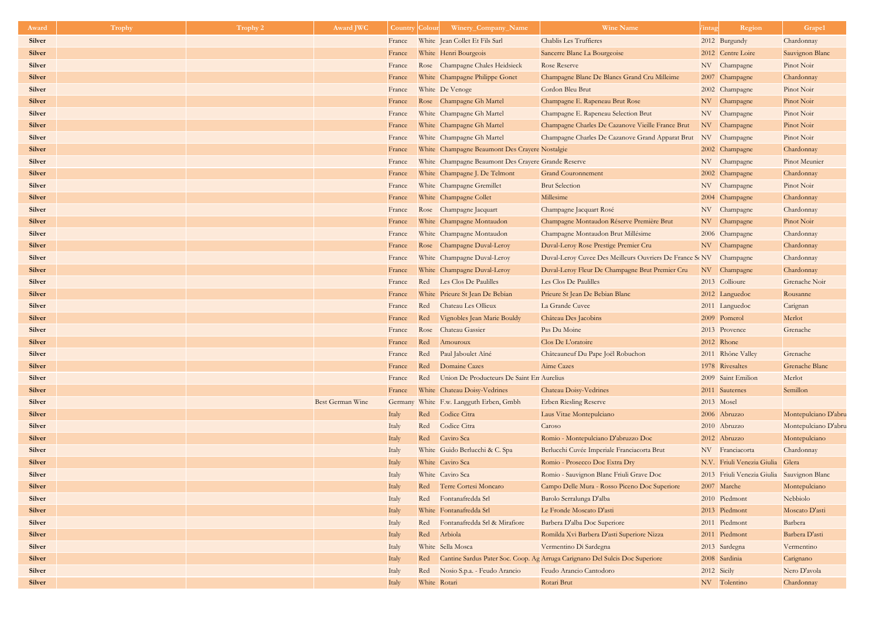| Award | Trophy | Trophy 2 | Award JWC | Country | Colour | Winery_Company_Name | Wine Name | Vintage | Region | Grape1 |
|---|---|---|---|---|---|---|---|---|---|---|
| Silver | | | | France | White | Jean Collet Et Fils Sarl | Chablis Les Truffieres | 2012 | Burgundy | Chardonnay |
| Silver | | | | France | White | Henri Bourgeois | Sancerre Blanc La Bourgeoise | 2012 | Centre Loire | Sauvignon Blanc |
| Silver | | | | France | Rose | Champagne Chales Heidsieck | Rose Reserve | NV | Champagne | Pinot Noir |
| Silver | | | | France | White | Champagne Philippe Gonet | Champagne Blanc De Blancs Grand Cru Milleime | 2007 | Champagne | Chardonnay |
| Silver | | | | France | White | De Venoge | Cordon Bleu Brut | 2002 | Champagne | Pinot Noir |
| Silver | | | | France | Rose | Champagne Gh Martel | Champagne E. Rapeneau Brut Rose | NV | Champagne | Pinot Noir |
| Silver | | | | France | White | Champagne Gh Martel | Champagne E. Rapeneau Selection Brut | NV | Champagne | Pinot Noir |
| Silver | | | | France | White | Champagne Gh Martel | Champagne Charles De Cazanove Vieille France Brut | NV | Champagne | Pinot Noir |
| Silver | | | | France | White | Champagne Gh Martel | Champagne Charles De Cazanove Grand Apparat Brut | NV | Champagne | Pinot Noir |
| Silver | | | | France | White | Champagne Beaumont Des Crayere | Nostalgie | 2002 | Champagne | Chardonnay |
| Silver | | | | France | White | Champagne Beaumont Des Crayere | Grande Reserve | NV | Champagne | Pinot Meunier |
| Silver | | | | France | White | Champagne J. De Telmont | Grand Couronnement | 2002 | Champagne | Chardonnay |
| Silver | | | | France | White | Champagne Gremillet | Brut Selection | NV | Champagne | Pinot Noir |
| Silver | | | | France | White | Champagne Collet | Millesime | 2004 | Champagne | Chardonnay |
| Silver | | | | France | Rose | Champagne Jacquart | Champagne Jacquart Rosé | NV | Champagne | Chardonnay |
| Silver | | | | France | White | Champagne Montaudon | Champagne Montaudon Réserve Première Brut | NV | Champagne | Pinot Noir |
| Silver | | | | France | White | Champagne Montaudon | Champagne Montaudon Brut Millésime | 2006 | Champagne | Chardonnay |
| Silver | | | | France | Rose | Champagne Duval-Leroy | Duval-Leroy Rose Prestige Premier Cru | NV | Champagne | Chardonnay |
| Silver | | | | France | White | Champagne Duval-Leroy | Duval-Leroy Cuvee Des Meilleurs Ouvriers De France Se | NV | Champagne | Chardonnay |
| Silver | | | | France | White | Champagne Duval-Leroy | Duval-Leroy Fleur De Champagne Brut Premier Cru | NV | Champagne | Chardonnay |
| Silver | | | | France | Red | Les Clos De Paulilles | Les Clos De Paulilles | 2013 | Collioure | Grenache Noir |
| Silver | | | | France | White | Prieure St Jean De Bebian | Prieure St Jean De Bebian Blanc | 2012 | Languedoc | Rousanne |
| Silver | | | | France | Red | Chateau Les Ollieux | La Grande Cuvee | 2011 | Languedoc | Carignan |
| Silver | | | | France | Red | Vignobles Jean Marie Bouldy | Château Des Jacobins | 2009 | Pomerol | Merlot |
| Silver | | | | France | Rose | Chateau Gassier | Pas Du Moine | 2013 | Provence | Grenache |
| Silver | | | | France | Red | Amouroux | Clos De L'oratoire | 2012 | Rhone | |
| Silver | | | | France | Red | Paul Jaboulet Aîné | Châteauneuf Du Pape Joël Robuchon | 2011 | Rhône Valley | Grenache |
| Silver | | | | France | Red | Domaine Cazes | Aime Cazes | 1978 | Rivesaltes | Grenache Blanc |
| Silver | | | | France | Red | Union De Producteurs De Saint Em | Aurelius | 2009 | Saint Emilion | Merlot |
| Silver | | | | France | White | Chateau Doisy-Vedrines | Chateau Doisy-Vedrines | 2011 | Sauternes | Semillon |
| Silver | | | Best German Wine | Germany | White | F.w. Langguth Erben, Gmbh | Erben Riesling Reserve | 2013 | Mosel | |
| Silver | | | | Italy | Red | Codice Citra | Laus Vitae Montepulciano | 2006 | Abruzzo | Montepulciano D'abru |
| Silver | | | | Italy | Red | Codice Citra | Caroso | 2010 | Abruzzo | Montepulciano D'abru |
| Silver | | | | Italy | Red | Caviro Sca | Romio - Montepulciano D'abruzzo Doc | 2012 | Abruzzo | Montepulciano |
| Silver | | | | Italy | White | Guido Berlucchi & C. Spa | Berlucchi Cuvée Imperiale Franciacorta Brut | NV | Franciacorta | Chardonnay |
| Silver | | | | Italy | White | Caviro Sca | Romio - Prosecco Doc Extra Dry | N.V. | Friuli Venezia Giulia | Glera |
| Silver | | | | Italy | White | Caviro Sca | Romio - Sauvignon Blanc Friuli Grave Doc | 2013 | Friuli Venezia Giulia | Sauvignon Blanc |
| Silver | | | | Italy | Red | Terre Cortesi Moncaro | Campo Delle Mura - Rosso Piceno Doc Superiore | 2007 | Marche | Montepulciano |
| Silver | | | | Italy | Red | Fontanafredda Srl | Barolo Serralunga D'alba | 2010 | Piedmont | Nebbiolo |
| Silver | | | | Italy | White | Fontanafredda Srl | Le Fronde Moscato D'asti | 2013 | Piedmont | Moscato D'asti |
| Silver | | | | Italy | Red | Fontanafredda Srl & Mirafiore | Barbera D'alba Doc Superiore | 2011 | Piedmont | Barbera |
| Silver | | | | Italy | Red | Arbiola | Romilda Xvi Barbera D'asti Superiore Nizza | 2011 | Piedmont | Barbera D'asti |
| Silver | | | | Italy | White | Sella Mosca | Vermentino Di Sardegna | 2013 | Sardegna | Vermentino |
| Silver | | | | Italy | Red | Cantine Sardus Pater Soc. Coop. Ag | Arruga Carignano Del Sulcis Doc Superiore | 2008 | Sardinia | Carignano |
| Silver | | | | Italy | Red | Nosio S.p.a. - Feudo Arancio | Feudo Arancio Cantodoro | 2012 | Sicily | Nero D'avola |
| Silver | | | | Italy | White | Rotari | Rotari Brut | NV | Tolentino | Chardonnay |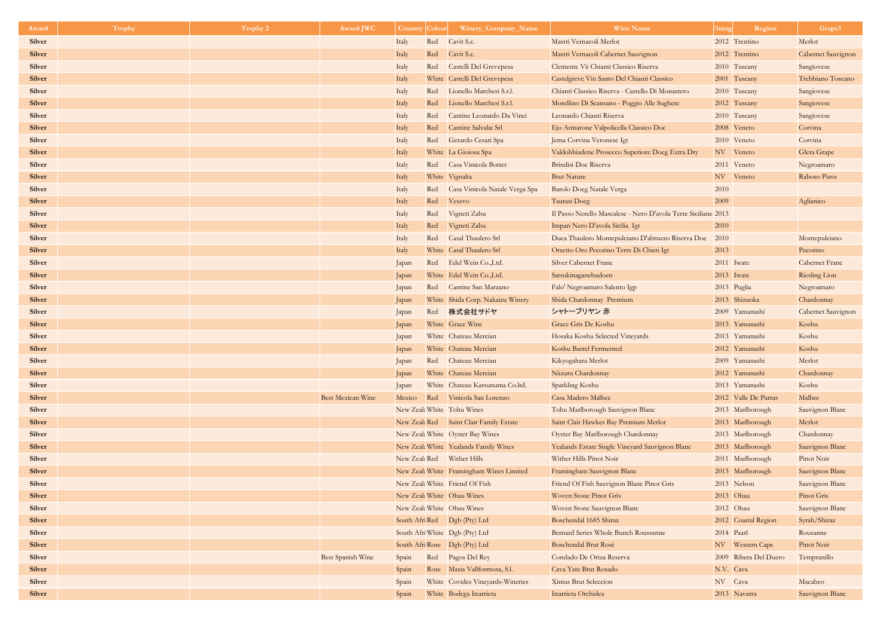| Award | Trophy | Trophy 2 | Award JWC | Country | Colour | Winery_Company_Name | Wine Name | Vintage | Region | Grape1 |
|---|---|---|---|---|---|---|---|---|---|---|
| Silver | | | | Italy | Red | Cavit S.c. | Mastri Vernacoli Merlot | 2012 | Trentino | Merlot |
| Silver | | | | Italy | Red | Cavit S.c. | Mastri Vernacoli Cabernet Sauvignon | 2012 | Trentino | Cabernet Sauvignon |
| Silver | | | | Italy | Red | Castelli Del Grevepesa | Clemente Vii Chianti Classico Riserva | 2010 | Tuscany | Sangiovese |
| Silver | | | | Italy | White | Castelli Del Grevepesa | Castelgreve Vin Santo Del Chianti Classico | 2001 | Tuscany | Trebbiano Toscano |
| Silver | | | | Italy | Red | Lionello Marchesi S.r.l. | Chianti Classico Riserva - Castello Di Monastero | 2010 | Tuscany | Sangiovese |
| Silver | | | | Italy | Red | Lionello Marchesi S.r.l. | Morellino Di Scansano - Poggio Alle Sughere | 2012 | Tuscany | Sangiovese |
| Silver | | | | Italy | Red | Cantine Leonardo Da Vinci | Leonardo Chianti Riserva | 2010 | Tuscany | Sangiovese |
| Silver | | | | Italy | Red | Cantine Salvalai Srl | Ejo Armarone Valpolicella Classico Doc | 2008 | Veneto | Corvina |
| Silver | | | | Italy | Red | Gerardo Cesari Spa | Jema Corvina Veronese Igt | 2010 | Veneto | Corvina |
| Silver | | | | Italy | White | La Gioiosa Spa | Valdobbiadene Prosecco Superiore Docg Extra Dry | NV | Veneto | Glera Grape |
| Silver | | | | Italy | Red | Casa Vinicola Botter | Brindisi Doc Riserva | 2011 | Veneto | Negroamaro |
| Silver | | | | Italy | White | Vignalta | Brut Nature | NV | Veneto | Raboso Piave |
| Silver | | | | Italy | Red | Casa Vinicola Natale Verga Spa | Barolo Docg Natale Verga | 2010 | | |
| Silver | | | | Italy | Red | Vesevo | Taurasi Docg | 2009 | | Aglianico |
| Silver | | | | Italy | Red | Vigneti Zabu | Il Passo Nerello Mascalese - Nero D'avola Terre Siciliane | 2013 | | |
| Silver | | | | Italy | Red | Vigneti Zabu | Impari Nero D'avola Sicilia Igt | 2010 | | |
| Silver | | | | Italy | Red | Casal Thaulero Srl | Duca Thaulero Montepulciano D'abruzzo Riserva Doc | 2010 | | Montepulciano |
| Silver | | | | Italy | White | Casal Thaulero Srl | Orsetto Oro Pecorino Terre Di Chieti Igt | 2013 | | Pecorino |
| Silver | | | | Japan | Red | Edel Wein Co.,Ltd. | Silver Cabernet Franc | 2011 | Iwate | Cabernet Franc |
| Silver | | | | Japan | White | Edel Wein Co.,Ltd. | Satsukinaganebudoen | 2013 | Iwate | Riesling Lion |
| Silver | | | | Japan | Red | Cantine San Marzano | Falo' Negroamaro Salento Igp | 2013 | Puglia | Negroamaro |
| Silver | | | | Japan | White | Shida Corp. Nakaizu Winery | Shida Chardonnay Premium | 2013 | Shizuoka | Chardonnay |
| Silver | | | | Japan | Red | 株式会社サドヤ | シャトーブリヤン 赤 | 2009 | Yamanashi | Cabernet Sauvignon |
| Silver | | | | Japan | White | Grace Wine | Grace Gris De Koshu | 2013 | Yamanashi | Koshu |
| Silver | | | | Japan | White | Chateau Mercian | Hosaka Koshu Selected Vineyards | 2013 | Yamanashi | Koshu |
| Silver | | | | Japan | White | Chateau Mercian | Koshu Barrel Fermented | 2012 | Yamanashi | Koshu |
| Silver | | | | Japan | Red | Chateau Mercian | Kikyogahara Merlot | 2009 | Yamanashi | Merlot |
| Silver | | | | Japan | White | Chateau Mercian | Niizuru Chardonnay | 2012 | Yamanashi | Chardonnay |
| Silver | | | | Japan | White | Chateau Katsunuma Co.ltd. | Sparkling Koshu | 2013 | Yamanashi | Koshu |
| Silver | | | Best Mexican Wine | Mexico | Red | Vinicola San Lorenzo | Casa Madero Malbec | 2012 | Valle De Parras | Malbec |
| Silver | | | | New Zeala | White | Tohu Wines | Tohu Marlborough Sauvignon Blanc | 2013 | Marlborough | Sauvignon Blanc |
| Silver | | | | New Zeala | Red | Saint Clair Family Estate | Saint Clair Hawkes Bay Premium Merlot | 2013 | Marlborough | Merlot |
| Silver | | | | New Zeala | White | Oyster Bay Wines | Oyster Bay Marlborough Chardonnay | 2013 | Marlborough | Chardonnay |
| Silver | | | | New Zeala | White | Yealands Family Wines | Yealands Estate Single Vineyard Sauvignon Blanc | 2013 | Marlborough | Sauvignon Blanc |
| Silver | | | | New Zeala | Red | Wither Hills | Wither Hills Pinot Noir | 2011 | Marlborough | Pinot Noir |
| Silver | | | | New Zeala | White | Framingham Wines Limited | Framingham Sauvignon Blanc | 2013 | Marlborough | Sauvignon Blanc |
| Silver | | | | New Zeala | White | Friend Of Fish | Friend Of Fish Sauvignon Blanc Pinot Gris | 2013 | Nelson | Sauvignon Blanc |
| Silver | | | | New Zeala | White | Ohau Wines | Woven Stone Pinot Gris | 2013 | Ohau | Pinot Gris |
| Silver | | | | New Zeala | White | Ohau Wines | Woven Stone Sauvignon Blanc | 2012 | Ohau | Sauvignon Blanc |
| Silver | | | | South Afri | Red | Dgb (Pty) Ltd | Boschendal 1685 Shiraz | 2012 | Coastal Region | Syrah/Shiraz |
| Silver | | | | South Afri | White | Dgb (Pty) Ltd | Bernard Series Whole Bunch Roussanne | 2014 | Paarl | Rousanne |
| Silver | | | | South Afri | Rose | Dgb (Pty) Ltd | Boschendal Brut Rosé | NV | Western Cape | Pinot Noir |
| Silver | | | Best Spanish Wine | Spain | Red | Pagos Del Rey | Condado De Oriza Reserva | 2009 | Ribera Del Duero | Tempranillo |
| Silver | | | | Spain | Rose | Masia Vallformosa, S.l. | Cava Yate Brut Rosado | N.V. | Cava | |
| Silver | | | | Spain | White | Covides Vineyards-Wineries | Xinius Brut Seleccion | NV | Cava | Macabeo |
| Silver | | | | Spain | White | Bodega Inurrieta | Inurrieta Orchidea | 2013 | Navarra | Sauvignon Blanc |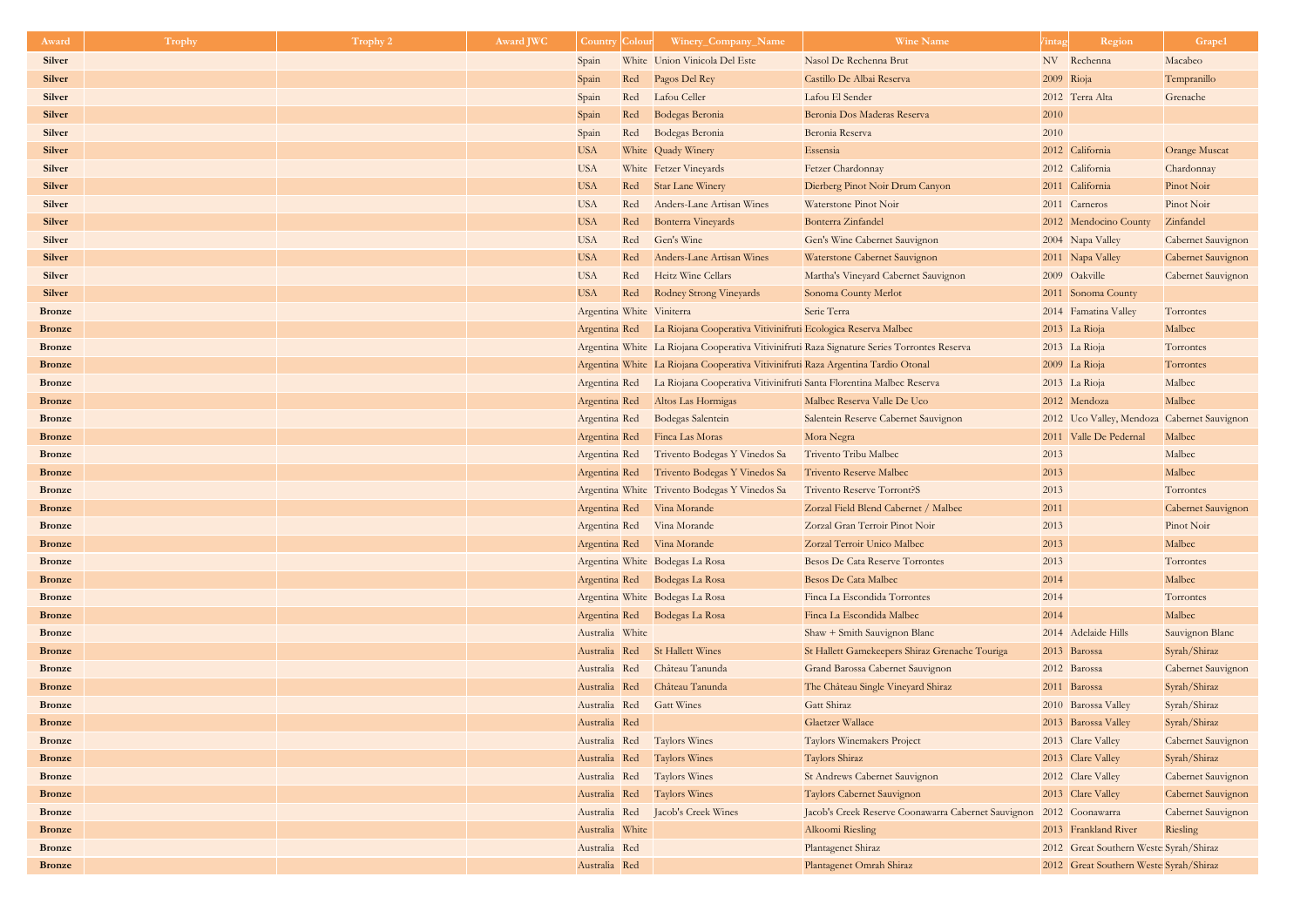| Award | Trophy | Trophy 2 | Award JWC | Country | Colour | Winery_Company_Name | Wine Name | Vintage | Region | Grape1 |
|---|---|---|---|---|---|---|---|---|---|---|
| Silver | | | | Spain | White | Union Vinicola Del Este | Nasol De Rechenna Brut | NV | Rechenna | Macabeo |
| Silver | | | | Spain | Red | Pagos Del Rey | Castillo De Albai Reserva | 2009 | Rioja | Tempranillo |
| Silver | | | | Spain | Red | Lafou Celler | Lafou El Sender | 2012 | Terra Alta | Grenache |
| Silver | | | | Spain | Red | Bodegas Beronia | Beronia Dos Maderas Reserva | 2010 | | |
| Silver | | | | Spain | Red | Bodegas Beronia | Beronia Reserva | 2010 | | |
| Silver | | | | USA | White | Quady Winery | Essensia | 2012 | California | Orange Muscat |
| Silver | | | | USA | White | Fetzer Vineyards | Fetzer Chardonnay | 2012 | California | Chardonnay |
| Silver | | | | USA | Red | Star Lane Winery | Dierberg Pinot Noir Drum Canyon | 2011 | California | Pinot Noir |
| Silver | | | | USA | Red | Anders-Lane Artisan Wines | Waterstone Pinot Noir | 2011 | Carneros | Pinot Noir |
| Silver | | | | USA | Red | Bonterra Vineyards | Bonterra Zinfandel | 2012 | Mendocino County | Zinfandel |
| Silver | | | | USA | Red | Gen's Wine | Gen's Wine Cabernet Sauvignon | 2004 | Napa Valley | Cabernet Sauvignon |
| Silver | | | | USA | Red | Anders-Lane Artisan Wines | Waterstone Cabernet Sauvignon | 2011 | Napa Valley | Cabernet Sauvignon |
| Silver | | | | USA | Red | Heitz Wine Cellars | Martha's Vineyard Cabernet Sauvignon | 2009 | Oakville | Cabernet Sauvignon |
| Silver | | | | USA | Red | Rodney Strong Vineyards | Sonoma County Merlot | 2011 | Sonoma County | |
| Bronze | | | | Argentina | White | Viniterra | Serie Terra | 2014 | Famatina Valley | Torrontes |
| Bronze | | | | Argentina | Red | La Riojana Cooperativa Vitivinifruti | Ecologica Reserva Malbec | 2013 | La Rioja | Malbec |
| Bronze | | | | Argentina | White | La Riojana Cooperativa Vitivinifruti | Raza Signature Series Torrontes Reserva | 2013 | La Rioja | Torrontes |
| Bronze | | | | Argentina | White | La Riojana Cooperativa Vitivinifruti | Raza Argentina Tardio Otonal | 2009 | La Rioja | Torrontes |
| Bronze | | | | Argentina | Red | La Riojana Cooperativa Vitivinifruti | Santa Florentina Malbec Reserva | 2013 | La Rioja | Malbec |
| Bronze | | | | Argentina | Red | Altos Las Hormigas | Malbec Reserva Valle De Uco | 2012 | Mendoza | Malbec |
| Bronze | | | | Argentina | Red | Bodegas Salentein | Salentein Reserve Cabernet Sauvignon | 2012 | Uco Valley, Mendoza | Cabernet Sauvignon |
| Bronze | | | | Argentina | Red | Finca Las Moras | Mora Negra | 2011 | Valle De Pedernal | Malbec |
| Bronze | | | | Argentina | Red | Trivento Bodegas Y Vinedos Sa | Trivento Tribu Malbec | 2013 | | Malbec |
| Bronze | | | | Argentina | Red | Trivento Bodegas Y Vinedos Sa | Trivento Reserve Malbec | 2013 | | Malbec |
| Bronze | | | | Argentina | White | Trivento Bodegas Y Vinedos Sa | Trivento Reserve Torront?S | 2013 | | Torrontes |
| Bronze | | | | Argentina | Red | Vina Morande | Zorzal Field Blend Cabernet / Malbec | 2011 | | Cabernet Sauvignon |
| Bronze | | | | Argentina | Red | Vina Morande | Zorzal Gran Terroir Pinot Noir | 2013 | | Pinot Noir |
| Bronze | | | | Argentina | Red | Vina Morande | Zorzal Terroir Unico Malbec | 2013 | | Malbec |
| Bronze | | | | Argentina | White | Bodegas La Rosa | Besos De Cata Reserve Torrontes | 2013 | | Torrontes |
| Bronze | | | | Argentina | Red | Bodegas La Rosa | Besos De Cata Malbec | 2014 | | Malbec |
| Bronze | | | | Argentina | White | Bodegas La Rosa | Finca La Escondida Torrontes | 2014 | | Torrontes |
| Bronze | | | | Argentina | Red | Bodegas La Rosa | Finca La Escondida Malbec | 2014 | | Malbec |
| Bronze | | | | Australia | White | | Shaw + Smith Sauvignon Blanc | 2014 | Adelaide Hills | Sauvignon Blanc |
| Bronze | | | | Australia | Red | St Hallett Wines | St Hallett Gamekeepers Shiraz Grenache Touriga | 2013 | Barossa | Syrah/Shiraz |
| Bronze | | | | Australia | Red | Château Tanunda | Grand Barossa Cabernet Sauvignon | 2012 | Barossa | Cabernet Sauvignon |
| Bronze | | | | Australia | Red | Château Tanunda | The Château Single Vineyard Shiraz | 2011 | Barossa | Syrah/Shiraz |
| Bronze | | | | Australia | Red | Gatt Wines | Gatt Shiraz | 2010 | Barossa Valley | Syrah/Shiraz |
| Bronze | | | | Australia | Red | | Glaetzer Wallace | 2013 | Barossa Valley | Syrah/Shiraz |
| Bronze | | | | Australia | Red | Taylors Wines | Taylors Winemakers Project | 2013 | Clare Valley | Cabernet Sauvignon |
| Bronze | | | | Australia | Red | Taylors Wines | Taylors Shiraz | 2013 | Clare Valley | Syrah/Shiraz |
| Bronze | | | | Australia | Red | Taylors Wines | St Andrews Cabernet Sauvignon | 2012 | Clare Valley | Cabernet Sauvignon |
| Bronze | | | | Australia | Red | Taylors Wines | Taylors Cabernet Sauvignon | 2013 | Clare Valley | Cabernet Sauvignon |
| Bronze | | | | Australia | Red | Jacob's Creek Wines | Jacob's Creek Reserve Coonawarra Cabernet Sauvignon | 2012 | Coonawarra | Cabernet Sauvignon |
| Bronze | | | | Australia | White | | Alkoomi Riesling | 2013 | Frankland River | Riesling |
| Bronze | | | | Australia | Red | | Plantagenet Shiraz | 2012 | Great Southern Weste | Syrah/Shiraz |
| Bronze | | | | Australia | Red | | Plantagenet Omrah Shiraz | 2012 | Great Southern Weste | Syrah/Shiraz |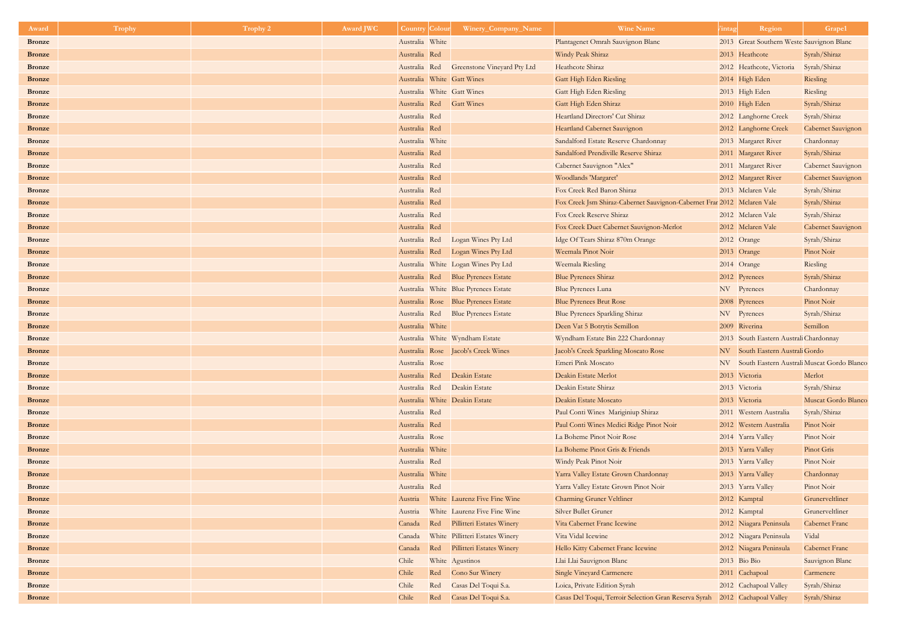| Award | Trophy | Trophy 2 | Award JWC | Country | Colour | Winery_Company_Name | Wine Name | Vintage | Region | Grape1 |
|---|---|---|---|---|---|---|---|---|---|---|
| Bronze | | | | Australia | White | | Plantagenet Omrah Sauvignon Blanc | 2013 | Great Southern Weste | Sauvignon Blanc |
| Bronze | | | | Australia | Red | | Windy Peak Shiraz | 2013 | Heathcote | Syrah/Shiraz |
| Bronze | | | | Australia | Red | Greenstone Vineyard Pty Ltd | Heathcote Shiraz | 2012 | Heathcote, Victoria | Syrah/Shiraz |
| Bronze | | | | Australia | White | Gatt Wines | Gatt High Eden Riesling | 2014 | High Eden | Riesling |
| Bronze | | | | Australia | White | Gatt Wines | Gatt High Eden Riesling | 2013 | High Eden | Riesling |
| Bronze | | | | Australia | Red | Gatt Wines | Gatt High Eden Shiraz | 2010 | High Eden | Syrah/Shiraz |
| Bronze | | | | Australia | Red | | Heartland Directors' Cut Shiraz | 2012 | Langhorne Creek | Syrah/Shiraz |
| Bronze | | | | Australia | Red | | Heartland Cabernet Sauvignon | 2012 | Langhorne Creek | Cabernet Sauvignon |
| Bronze | | | | Australia | White | | Sandalford Estate Reserve Chardonnay | 2013 | Margaret River | Chardonnay |
| Bronze | | | | Australia | Red | | Sandalford Prendiville Reserve Shiraz | 2011 | Margaret River | Syrah/Shiraz |
| Bronze | | | | Australia | Red | | Cabernet Sauvignon "Alex" | 2011 | Margaret River | Cabernet Sauvignon |
| Bronze | | | | Australia | Red | | Woodlands 'Margaret' | 2012 | Margaret River | Cabernet Sauvignon |
| Bronze | | | | Australia | Red | | Fox Creek Red Baron Shiraz | 2013 | Mclaren Vale | Syrah/Shiraz |
| Bronze | | | | Australia | Red | | Fox Creek Jsm Shiraz-Cabernet Sauvignon-Cabernet Fran | 2012 | Mclaren Vale | Syrah/Shiraz |
| Bronze | | | | Australia | Red | | Fox Creek Reserve Shiraz | 2012 | Mclaren Vale | Syrah/Shiraz |
| Bronze | | | | Australia | Red | | Fox Creek Duet Cabernet Sauvignon-Merlot | 2012 | Mclaren Vale | Cabernet Sauvignon |
| Bronze | | | | Australia | Red | Logan Wines Pty Ltd | Idge Of Tears Shiraz 870m Orange | 2012 | Orange | Syrah/Shiraz |
| Bronze | | | | Australia | Red | Logan Wines Pty Ltd | Weemala Pinot Noir | 2013 | Orange | Pinot Noir |
| Bronze | | | | Australia | White | Logan Wines Pty Ltd | Weemala Riesling | 2014 | Orange | Riesling |
| Bronze | | | | Australia | Red | Blue Pyrenees Estate | Blue Pyrenees Shiraz | 2012 | Pyrenees | Syrah/Shiraz |
| Bronze | | | | Australia | White | Blue Pyrenees Estate | Blue Pyrenees Luna | NV | Pyrenees | Chardonnay |
| Bronze | | | | Australia | Rose | Blue Pyrenees Estate | Blue Pyrenees Brut Rose | 2008 | Pyrenees | Pinot Noir |
| Bronze | | | | Australia | Red | Blue Pyrenees Estate | Blue Pyrenees Sparkling Shiraz | NV | Pyrenees | Syrah/Shiraz |
| Bronze | | | | Australia | White | | Deen Vat 5 Botrytis Semillon | 2009 | Riverina | Semillon |
| Bronze | | | | Australia | White | Wyndham Estate | Wyndham Estate Bin 222 Chardonnay | 2013 | South Eastern Australi | Chardonnay |
| Bronze | | | | Australia | Rose | Jacob's Creek Wines | Jacob's Creek Sparkling Moscato Rose | NV | South Eastern Australi | Gordo |
| Bronze | | | | Australia | Rose | | Emeri Pink Moscato | NV | South Eastern Australi | Muscat Gordo Blanco |
| Bronze | | | | Australia | Red | Deakin Estate | Deakin Estate Merlot | 2013 | Victoria | Merlot |
| Bronze | | | | Australia | Red | Deakin Estate | Deakin Estate Shiraz | 2013 | Victoria | Syrah/Shiraz |
| Bronze | | | | Australia | White | Deakin Estate | Deakin Estate Moscato | 2013 | Victoria | Muscat Gordo Blanco |
| Bronze | | | | Australia | Red | | Paul Conti Wines Mariginiup Shiraz | 2011 | Western Australia | Syrah/Shiraz |
| Bronze | | | | Australia | Red | | Paul Conti Wines Medici Ridge Pinot Noir | 2012 | Western Australia | Pinot Noir |
| Bronze | | | | Australia | Rose | | La Boheme Pinot Noir Rose | 2014 | Yarra Valley | Pinot Noir |
| Bronze | | | | Australia | White | | La Boheme Pinot Gris & Friends | 2013 | Yarra Valley | Pinot Gris |
| Bronze | | | | Australia | Red | | Windy Peak Pinot Noir | 2013 | Yarra Valley | Pinot Noir |
| Bronze | | | | Australia | White | | Yarra Valley Estate Grown Chardonnay | 2013 | Yarra Valley | Chardonnay |
| Bronze | | | | Australia | Red | | Yarra Valley Estate Grown Pinot Noir | 2013 | Yarra Valley | Pinot Noir |
| Bronze | | | | Austria | White | Laurenz Five Fine Wine | Charming Gruner Veltliner | 2012 | Kamptal | Grunerveltliner |
| Bronze | | | | Austria | White | Laurenz Five Fine Wine | Silver Bullet Gruner | 2012 | Kamptal | Grunerveltliner |
| Bronze | | | | Canada | Red | Pillitteri Estates Winery | Vita Cabernet Franc Icewine | 2012 | Niagara Peninsula | Cabernet Franc |
| Bronze | | | | Canada | White | Pillitteri Estates Winery | Vita Vidal Icewine | 2012 | Niagara Peninsula | Vidal |
| Bronze | | | | Canada | Red | Pillitteri Estates Winery | Hello Kitty Cabernet Franc Icewine | 2012 | Niagara Peninsula | Cabernet Franc |
| Bronze | | | | Chile | White | Agustinos | Llai Llai Sauvignon Blanc | 2013 | Bio Bio | Sauvignon Blanc |
| Bronze | | | | Chile | Red | Cono Sur Winery | Single Vineyard Carmenere | 2011 | Cachapoal | Carmenere |
| Bronze | | | | Chile | Red | Casas Del Toqui S.a. | Loica, Private Edition Syrah | 2012 | Cachapoal Valley | Syrah/Shiraz |
| Bronze | | | | Chile | Red | Casas Del Toqui S.a. | Casas Del Toqui, Terroir Selection Gran Reserva Syrah | 2012 | Cachapoal Valley | Syrah/Shiraz |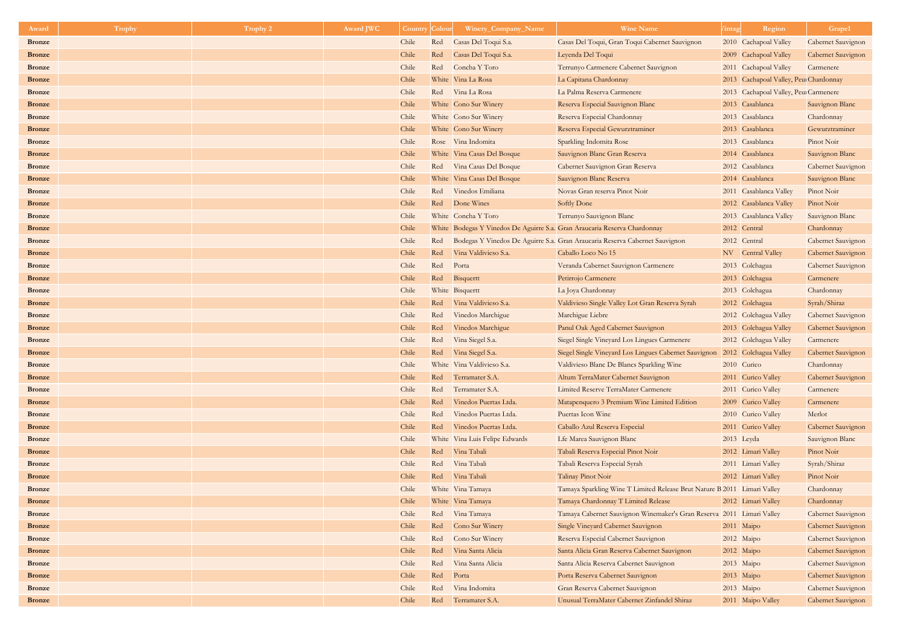| Award | Trophy | Trophy 2 | Award JWC | Country | Colour | Winery_Company_Name | Wine Name | Vintage | Region | Grape1 |
|---|---|---|---|---|---|---|---|---|---|---|
| **Bronze** | | | | Chile | Red | Casas Del Toqui S.a. | Casas Del Toqui, Gran Toqui Cabernet Sauvignon | 2010 | Cachapoal Valley | Cabernet Sauvignon |
| **Bronze** | | | | Chile | Red | Casas Del Toqui S.a. | Leyenda Del Toqui | 2009 | Cachapoal Valley | Cabernet Sauvignon |
| **Bronze** | | | | Chile | Red | Concha Y Toro | Terrunyo Carmenere Cabernet Sauvignon | 2011 | Cachapoal Valley | Carmenere |
| **Bronze** | | | | Chile | White | Vina La Rosa | La Capitana Chardonnay | 2013 | Cachapoal Valley, Peu | Chardonnay |
| **Bronze** | | | | Chile | Red | Vina La Rosa | La Palma Reserva Carmenere | 2013 | Cachapoal Valley, Peu | Carmenere |
| **Bronze** | | | | Chile | White | Cono Sur Winery | Reserva Especial Sauvignon Blanc | 2013 | Casablanca | Sauvignon Blanc |
| **Bronze** | | | | Chile | White | Cono Sur Winery | Reserva Especial Chardonnay | 2013 | Casablanca | Chardonnay |
| **Bronze** | | | | Chile | White | Cono Sur Winery | Reserva Especial Gewurztraminer | 2013 | Casablanca | Gewurztraminer |
| **Bronze** | | | | Chile | Rose | Vina Indomita | Sparkling Indomita Rose | 2013 | Casablanca | Pinot Noir |
| **Bronze** | | | | Chile | White | Vina Casas Del Bosque | Sauvignon Blanc Gran Reserva | 2014 | Casablanca | Sauvignon Blanc |
| **Bronze** | | | | Chile | Red | Vina Casas Del Bosque | Cabernet Sauvignon Gran Reserva | 2012 | Casablanca | Cabernet Sauvignon |
| **Bronze** | | | | Chile | White | Vina Casas Del Bosque | Sauvignon Blanc Reserva | 2014 | Casablanca | Sauvignon Blanc |
| **Bronze** | | | | Chile | Red | Vinedos Emiliana | Novas Gran reserva Pinot Noir | 2011 | Casablanca Valley | Pinot Noir |
| **Bronze** | | | | Chile | Red | Done Wines | Softly Done | 2012 | Casablanca Valley | Pinot Noir |
| **Bronze** | | | | Chile | White | Concha Y Toro | Terrunyo Sauvignon Blanc | 2013 | Casablanca Valley | Sauvignon Blanc |
| **Bronze** | | | | Chile | White | Bodegas Y Vinedos De Aguirre S.a. | Gran Araucaria Reserva Chardonnay | 2012 | Central | Chardonnay |
| **Bronze** | | | | Chile | Red | Bodegas Y Vinedos De Aguirre S.a. | Gran Araucaria Reserva Cabernet Sauvignon | 2012 | Central | Cabernet Sauvignon |
| **Bronze** | | | | Chile | Red | Vina Valdivieso S.a. | Caballo Loco No 15 | NV | Central Valley | Cabernet Sauvignon |
| **Bronze** | | | | Chile | Red | Porta | Veranda Cabernet Sauvignon Carmenere | 2013 | Colchagua | Cabernet Sauvignon |
| **Bronze** | | | | Chile | Red | Bisquertt | Petirrojo Carmenere | 2013 | Colchagua | Carmenere |
| **Bronze** | | | | Chile | White | Bisquertt | La Joya Chardonnay | 2013 | Colchagua | Chardonnay |
| **Bronze** | | | | Chile | Red | Vina Valdivieso S.a. | Valdivieso Single Valley Lot Gran Reserva Syrah | 2012 | Colchagua | Syrah/Shiraz |
| **Bronze** | | | | Chile | Red | Vinedos Marchigue | Marchigue Liebre | 2012 | Colchagua Valley | Cabernet Sauvignon |
| **Bronze** | | | | Chile | Red | Vinedos Marchigue | Panul Oak Aged Cabernet Sauvignon | 2013 | Colchagua Valley | Cabernet Sauvignon |
| **Bronze** | | | | Chile | Red | Vina Siegel S.a. | Siegel Single Vineyard Los Lingues Carmenere | 2012 | Colchagua Valley | Carmenere |
| **Bronze** | | | | Chile | Red | Vina Siegel S.a. | Siegel Single Vineyard Los Lingues Cabernet Sauvignon | 2012 | Colchagua Valley | Cabernet Sauvignon |
| **Bronze** | | | | Chile | White | Vina Valdivieso S.a. | Valdivieso Blanc De Blancs Sparkling Wine | 2010 | Curico | Chardonnay |
| **Bronze** | | | | Chile | Red | Terramater S.A. | Altum TerraMater Cabernet Sauvignon | 2011 | Curico Valley | Cabernet Sauvignon |
| **Bronze** | | | | Chile | Red | Terramater S.A. | Limited Reserve TerraMater Carmenere | 2011 | Curico Valley | Carmenere |
| **Bronze** | | | | Chile | Red | Vinedos Puertas Ltda. | Matapenquero 3 Premium Wine Limited Edition | 2009 | Curico Valley | Carmenere |
| **Bronze** | | | | Chile | Red | Vinedos Puertas Ltda. | Puertas Icon Wine | 2010 | Curico Valley | Merlot |
| **Bronze** | | | | Chile | Red | Vinedos Puertas Ltda. | Caballo Azul Reserva Especial | 2011 | Curico Valley | Cabernet Sauvignon |
| **Bronze** | | | | Chile | White | Vina Luis Felipe Edwards | Lfe Marea Sauvignon Blanc | 2013 | Leyda | Sauvignon Blanc |
| **Bronze** | | | | Chile | Red | Vina Tabali | Tabali Reserva Especial Pinot Noir | 2012 | Limari Valley | Pinot Noir |
| **Bronze** | | | | Chile | Red | Vina Tabali | Tabali Reserva Especial Syrah | 2011 | Limari Valley | Syrah/Shiraz |
| **Bronze** | | | | Chile | Red | Vina Tabali | Talinay Pinot Noir | 2012 | Limari Valley | Pinot Noir |
| **Bronze** | | | | Chile | White | Vina Tamaya | Tamaya Sparkling Wine T Limited Release Brut Nature B | 2011 | Limari Valley | Chardonnay |
| **Bronze** | | | | Chile | White | Vina Tamaya | Tamaya Chardonnay T Limited Release | 2012 | Limari Valley | Chardonnay |
| **Bronze** | | | | Chile | Red | Vina Tamaya | Tamaya Cabernet Sauvignon Winemaker's Gran Reserva | 2011 | Limari Valley | Cabernet Sauvignon |
| **Bronze** | | | | Chile | Red | Cono Sur Winery | Single Vineyard Cabernet Sauvignon | 2011 | Maipo | Cabernet Sauvignon |
| **Bronze** | | | | Chile | Red | Cono Sur Winery | Reserva Especial Cabernet Sauvignon | 2012 | Maipo | Cabernet Sauvignon |
| **Bronze** | | | | Chile | Red | Vina Santa Alicia | Santa Alicia Gran Reserva Cabernet Sauvignon | 2012 | Maipo | Cabernet Sauvignon |
| **Bronze** | | | | Chile | Red | Vina Santa Alicia | Santa Alicia Reserva Cabernet Sauvignon | 2013 | Maipo | Cabernet Sauvignon |
| **Bronze** | | | | Chile | Red | Porta | Porta Reserva Cabernet Sauvignon | 2013 | Maipo | Cabernet Sauvignon |
| **Bronze** | | | | Chile | Red | Vina Indomita | Gran Reserva Cabernet Sauvignon | 2013 | Maipo | Cabernet Sauvignon |
| **Bronze** | | | | Chile | Red | Terramater S.A. | Unusual TerraMater Cabernet Zinfandel Shiraz | 2011 | Maipo Valley | Cabernet Sauvignon |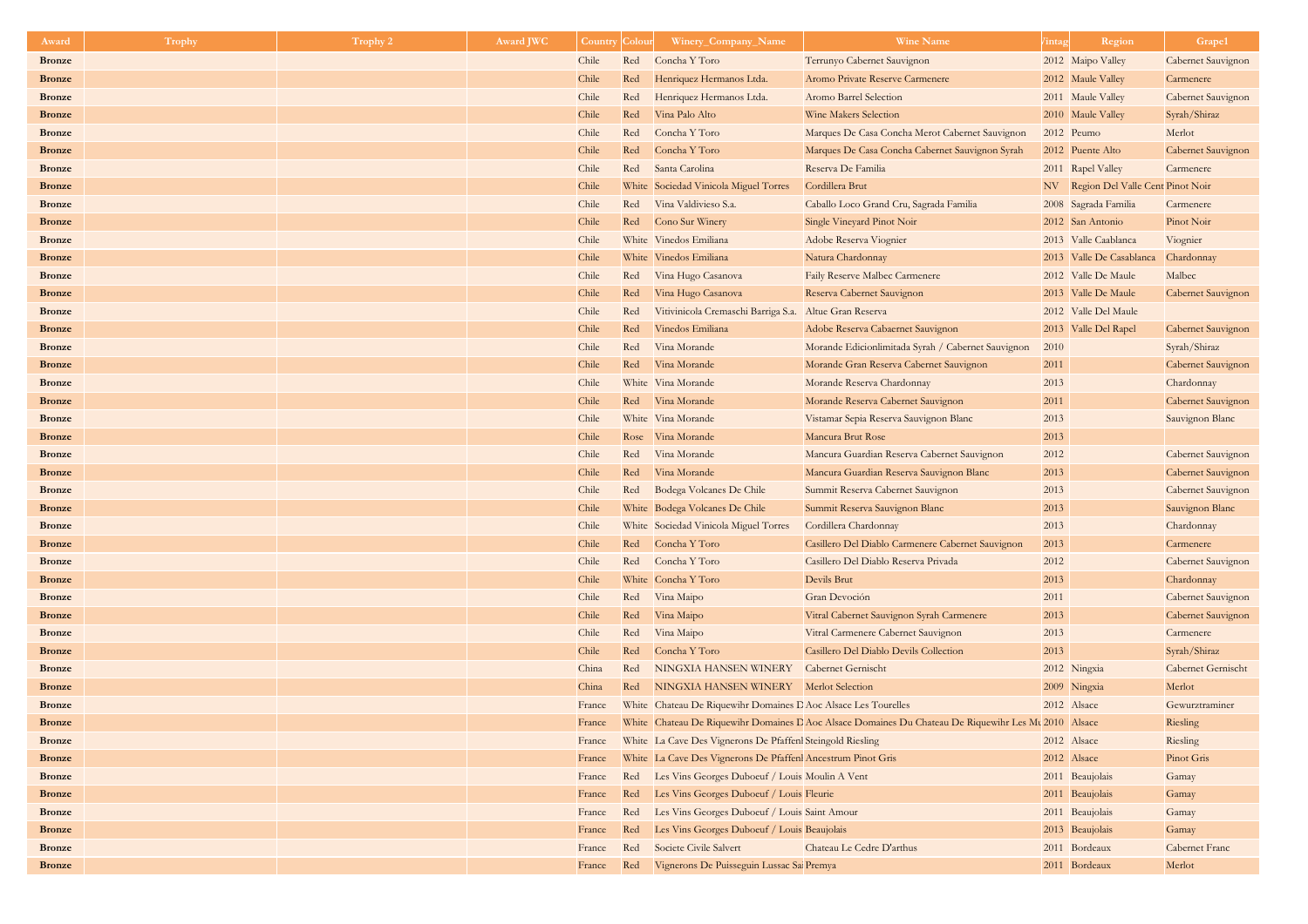| Award | Trophy | Trophy 2 | Award JWC | Country | Colour | Winery_Company_Name | Wine Name | Vintage | Region | Grape1 |
|---|---|---|---|---|---|---|---|---|---|---|
| Bronze | | | | Chile | Red | Concha Y Toro | Terrunyo Cabernet Sauvignon | 2012 | Maipo Valley | Cabernet Sauvignon |
| Bronze | | | | Chile | Red | Henriquez Hermanos Ltda. | Aromo Private Reserve Carmenere | 2012 | Maule Valley | Carmenere |
| Bronze | | | | Chile | Red | Henriquez Hermanos Ltda. | Aromo Barrel Selection | 2011 | Maule Valley | Cabernet Sauvignon |
| Bronze | | | | Chile | Red | Vina Palo Alto | Wine Makers Selection | 2010 | Maule Valley | Syrah/Shiraz |
| Bronze | | | | Chile | Red | Concha Y Toro | Marques De Casa Concha Merot Cabernet Sauvignon | 2012 | Peumo | Merlot |
| Bronze | | | | Chile | Red | Concha Y Toro | Marques De Casa Concha Cabernet Sauvignon Syrah | 2012 | Puente Alto | Cabernet Sauvignon |
| Bronze | | | | Chile | Red | Santa Carolina | Reserva De Familia | 2011 | Rapel Valley | Carmenere |
| Bronze | | | | Chile | White | Sociedad Vinicola Miguel Torres | Cordillera Brut | NV | Region Del Valle Cent | Pinot Noir |
| Bronze | | | | Chile | Red | Vina Valdivieso S.a. | Caballo Loco Grand Cru, Sagrada Familia | 2008 | Sagrada Familia | Carmenere |
| Bronze | | | | Chile | Red | Cono Sur Winery | Single Vineyard Pinot Noir | 2012 | San Antonio | Pinot Noir |
| Bronze | | | | Chile | White | Vinedos Emiliana | Adobe Reserva Viognier | 2013 | Valle Caablanca | Viognier |
| Bronze | | | | Chile | White | Vinedos Emiliana | Natura Chardonnay | 2013 | Valle De Casablanca | Chardonnay |
| Bronze | | | | Chile | Red | Vina Hugo Casanova | Faily Reserve Malbec Carmenere | 2012 | Valle De Maule | Malbec |
| Bronze | | | | Chile | Red | Vina Hugo Casanova | Reserva Cabernet Sauvignon | 2013 | Valle De Maule | Cabernet Sauvignon |
| Bronze | | | | Chile | Red | Vitivinicola Cremaschi Barriga S.a. | Altue Gran Reserva | 2012 | Valle Del Maule | |
| Bronze | | | | Chile | Red | Vinedos Emiliana | Adobe Reserva Cabaernet Sauvignon | 2013 | Valle Del Rapel | Cabernet Sauvignon |
| Bronze | | | | Chile | Red | Vina Morande | Morande Edicionlimitada Syrah / Cabernet Sauvignon | 2010 | | Syrah/Shiraz |
| Bronze | | | | Chile | Red | Vina Morande | Morande Gran Reserva Cabernet Sauvignon | 2011 | | Cabernet Sauvignon |
| Bronze | | | | Chile | White | Vina Morande | Morande Reserva Chardonnay | 2013 | | Chardonnay |
| Bronze | | | | Chile | Red | Vina Morande | Morande Reserva Cabernet Sauvignon | 2011 | | Cabernet Sauvignon |
| Bronze | | | | Chile | White | Vina Morande | Vistamar Sepia Reserva Sauvignon Blanc | 2013 | | Sauvignon Blanc |
| Bronze | | | | Chile | Rose | Vina Morande | Mancura Brut Rose | 2013 | | |
| Bronze | | | | Chile | Red | Vina Morande | Mancura Guardian Reserva Cabernet Sauvignon | 2012 | | Cabernet Sauvignon |
| Bronze | | | | Chile | Red | Vina Morande | Mancura Guardian Reserva Sauvignon Blanc | 2013 | | Cabernet Sauvignon |
| Bronze | | | | Chile | Red | Bodega Volcanes De Chile | Summit Reserva Cabernet Sauvignon | 2013 | | Cabernet Sauvignon |
| Bronze | | | | Chile | White | Bodega Volcanes De Chile | Summit Reserva Sauvignon Blanc | 2013 | | Sauvignon Blanc |
| Bronze | | | | Chile | White | Sociedad Vinicola Miguel Torres | Cordillera Chardonnay | 2013 | | Chardonnay |
| Bronze | | | | Chile | Red | Concha Y Toro | Casillero Del Diablo Carmenere Cabernet Sauvignon | 2013 | | Carmenere |
| Bronze | | | | Chile | Red | Concha Y Toro | Casillero Del Diablo Reserva Privada | 2012 | | Cabernet Sauvignon |
| Bronze | | | | Chile | White | Concha Y Toro | Devils Brut | 2013 | | Chardonnay |
| Bronze | | | | Chile | Red | Vina Maipo | Gran Devoción | 2011 | | Cabernet Sauvignon |
| Bronze | | | | Chile | Red | Vina Maipo | Vitral Cabernet Sauvignon Syrah Carmenere | 2013 | | Cabernet Sauvignon |
| Bronze | | | | Chile | Red | Vina Maipo | Vitral Carmenere Cabernet Sauvignon | 2013 | | Carmenere |
| Bronze | | | | Chile | Red | Concha Y Toro | Casillero Del Diablo Devils Collection | 2013 | | Syrah/Shiraz |
| Bronze | | | | China | Red | NINGXIA HANSEN WINERY | Cabernet Gernischt | 2012 | Ningxia | Cabernet Gernischt |
| Bronze | | | | China | Red | NINGXIA HANSEN WINERY | Merlot Selection | 2009 | Ningxia | Merlot |
| Bronze | | | | France | White | Chateau De Riquewihr Domaines D | Aoc Alsace Les Tourelles | 2012 | Alsace | Gewurztraminer |
| Bronze | | | | France | White | Chateau De Riquewihr Domaines D | Aoc Alsace Domaines Du Chateau De Riquewihr Les Mu | 2010 | Alsace | Riesling |
| Bronze | | | | France | White | La Cave Des Vignerons De Pfaffenl | Steingold Riesling | 2012 | Alsace | Riesling |
| Bronze | | | | France | White | La Cave Des Vignerons De Pfaffenl | Ancestrum Pinot Gris | 2012 | Alsace | Pinot Gris |
| Bronze | | | | France | Red | Les Vins Georges Duboeuf / Louis | Moulin A Vent | 2011 | Beaujolais | Gamay |
| Bronze | | | | France | Red | Les Vins Georges Duboeuf / Louis | Fleurie | 2011 | Beaujolais | Gamay |
| Bronze | | | | France | Red | Les Vins Georges Duboeuf / Louis | Saint Amour | 2011 | Beaujolais | Gamay |
| Bronze | | | | France | Red | Les Vins Georges Duboeuf / Louis | Beaujolais | 2013 | Beaujolais | Gamay |
| Bronze | | | | France | Red | Societe Civile Salvert | Chateau Le Cedre D'arthus | 2011 | Bordeaux | Cabernet Franc |
| Bronze | | | | France | Red | Vignerons De Puisseguin Lussac Sai | Premya | 2011 | Bordeaux | Merlot |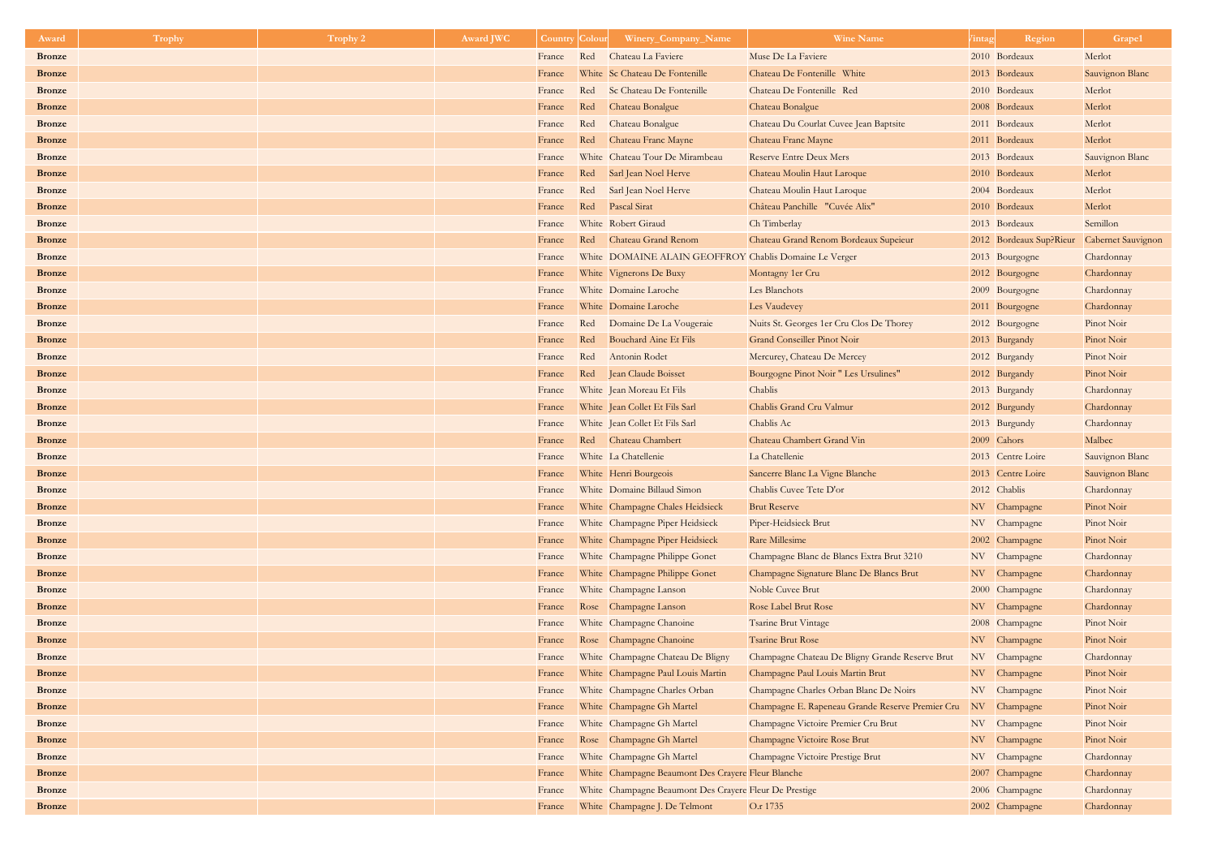| Award | Trophy | Trophy 2 | Award JWC | Country | Colour | Winery_Company_Name | Wine Name | Vintage | Region | Grape1 |
|---|---|---|---|---|---|---|---|---|---|---|
| **Bronze** | | | | France | Red | Chateau La Faviere | Muse De La Faviere | 2010 | Bordeaux | Merlot |
| **Bronze** | | | | France | White | Sc Chateau De Fontenille | Chateau De Fontenille White | 2013 | Bordeaux | Sauvignon Blanc |
| **Bronze** | | | | France | Red | Sc Chateau De Fontenille | Chateau De Fontenille Red | 2010 | Bordeaux | Merlot |
| **Bronze** | | | | France | Red | Chateau Bonalgue | Chateau Bonalgue | 2008 | Bordeaux | Merlot |
| **Bronze** | | | | France | Red | Chateau Bonalgue | Chateau Du Courlat Cuvee Jean Baptsite | 2011 | Bordeaux | Merlot |
| **Bronze** | | | | France | Red | Chateau Franc Mayne | Chateau Franc Mayne | 2011 | Bordeaux | Merlot |
| **Bronze** | | | | France | White | Chateau Tour De Mirambeau | Reserve Entre Deux Mers | 2013 | Bordeaux | Sauvignon Blanc |
| **Bronze** | | | | France | Red | Sarl Jean Noel Herve | Chateau Moulin Haut Laroque | 2010 | Bordeaux | Merlot |
| **Bronze** | | | | France | Red | Sarl Jean Noel Herve | Chateau Moulin Haut Laroque | 2004 | Bordeaux | Merlot |
| **Bronze** | | | | France | Red | Pascal Sirat | Château Panchille "Cuvée Alix" | 2010 | Bordeaux | Merlot |
| **Bronze** | | | | France | White | Robert Giraud | Ch Timberlay | 2013 | Bordeaux | Semillon |
| **Bronze** | | | | France | Red | Chateau Grand Renom | Chateau Grand Renom Bordeaux Supeieur | 2012 | Bordeaux Sup?Rieur | Cabernet Sauvignon |
| **Bronze** | | | | France | White | DOMAINE ALAIN GEOFFROY | Chablis Domaine Le Verger | 2013 | Bourgogne | Chardonnay |
| **Bronze** | | | | France | White | Vignerons De Buxy | Montagny 1er Cru | 2012 | Bourgogne | Chardonnay |
| **Bronze** | | | | France | White | Domaine Laroche | Les Blanchots | 2009 | Bourgogne | Chardonnay |
| **Bronze** | | | | France | White | Domaine Laroche | Les Vaudevey | 2011 | Bourgogne | Chardonnay |
| **Bronze** | | | | France | Red | Domaine De La Vougeraie | Nuits St. Georges 1er Cru Clos De Thorey | 2012 | Bourgogne | Pinot Noir |
| **Bronze** | | | | France | Red | Bouchard Aine Et Fils | Grand Conseiller Pinot Noir | 2013 | Burgandy | Pinot Noir |
| **Bronze** | | | | France | Red | Antonin Rodet | Mercurey, Chateau De Mercey | 2012 | Burgandy | Pinot Noir |
| **Bronze** | | | | France | Red | Jean Claude Boisset | Bourgogne Pinot Noir " Les Ursulines" | 2012 | Burgandy | Pinot Noir |
| **Bronze** | | | | France | White | Jean Moreau Et Fils | Chablis | 2013 | Burgandy | Chardonnay |
| **Bronze** | | | | France | White | Jean Collet Et Fils Sarl | Chablis Grand Cru Valmur | 2012 | Burgundy | Chardonnay |
| **Bronze** | | | | France | White | Jean Collet Et Fils Sarl | Chablis Ac | 2013 | Burgundy | Chardonnay |
| **Bronze** | | | | France | Red | Chateau Chambert | Chateau Chambert Grand Vin | 2009 | Cahors | Malbec |
| **Bronze** | | | | France | White | La Chatellenie | La Chatellenie | 2013 | Centre Loire | Sauvignon Blanc |
| **Bronze** | | | | France | White | Henri Bourgeois | Sancerre Blanc La Vigne Blanche | 2013 | Centre Loire | Sauvignon Blanc |
| **Bronze** | | | | France | White | Domaine Billaud Simon | Chablis Cuvee Tete D'or | 2012 | Chablis | Chardonnay |
| **Bronze** | | | | France | White | Champagne Chales Heidsieck | Brut Reserve | NV | Champagne | Pinot Noir |
| **Bronze** | | | | France | White | Champagne Piper Heidsieck | Piper-Heidsieck Brut | NV | Champagne | Pinot Noir |
| **Bronze** | | | | France | White | Champagne Piper Heidsieck | Rare Millesime | 2002 | Champagne | Pinot Noir |
| **Bronze** | | | | France | White | Champagne Philippe Gonet | Champagne Blanc de Blancs Extra Brut 3210 | NV | Champagne | Chardonnay |
| **Bronze** | | | | France | White | Champagne Philippe Gonet | Champagne Signature Blanc De Blancs Brut | NV | Champagne | Chardonnay |
| **Bronze** | | | | France | White | Champagne Lanson | Noble Cuvee Brut | 2000 | Champagne | Chardonnay |
| **Bronze** | | | | France | Rose | Champagne Lanson | Rose Label Brut Rose | NV | Champagne | Chardonnay |
| **Bronze** | | | | France | White | Champagne Chanoine | Tsarine Brut Vintage | 2008 | Champagne | Pinot Noir |
| **Bronze** | | | | France | Rose | Champagne Chanoine | Tsarine Brut Rose | NV | Champagne | Pinot Noir |
| **Bronze** | | | | France | White | Champagne Chateau De Bligny | Champagne Chateau De Bligny Grande Reserve Brut | NV | Champagne | Chardonnay |
| **Bronze** | | | | France | White | Champagne Paul Louis Martin | Champagne Paul Louis Martin Brut | NV | Champagne | Pinot Noir |
| **Bronze** | | | | France | White | Champagne Charles Orban | Champagne Charles Orban Blanc De Noirs | NV | Champagne | Pinot Noir |
| **Bronze** | | | | France | White | Champagne Gh Martel | Champagne E. Rapeneau Grande Reserve Premier Cru | NV | Champagne | Pinot Noir |
| **Bronze** | | | | France | White | Champagne Gh Martel | Champagne Victoire Premier Cru Brut | NV | Champagne | Pinot Noir |
| **Bronze** | | | | France | Rose | Champagne Gh Martel | Champagne Victoire Rose Brut | NV | Champagne | Pinot Noir |
| **Bronze** | | | | France | White | Champagne Gh Martel | Champagne Victoire Prestige Brut | NV | Champagne | Chardonnay |
| **Bronze** | | | | France | White | Champagne Beaumont Des Crayeres | Fleur Blanche | 2007 | Champagne | Chardonnay |
| **Bronze** | | | | France | White | Champagne Beaumont Des Crayeres | Fleur De Prestige | 2006 | Champagne | Chardonnay |
| **Bronze** | | | | France | White | Champagne J. De Telmont | O.r 1735 | 2002 | Champagne | Chardonnay |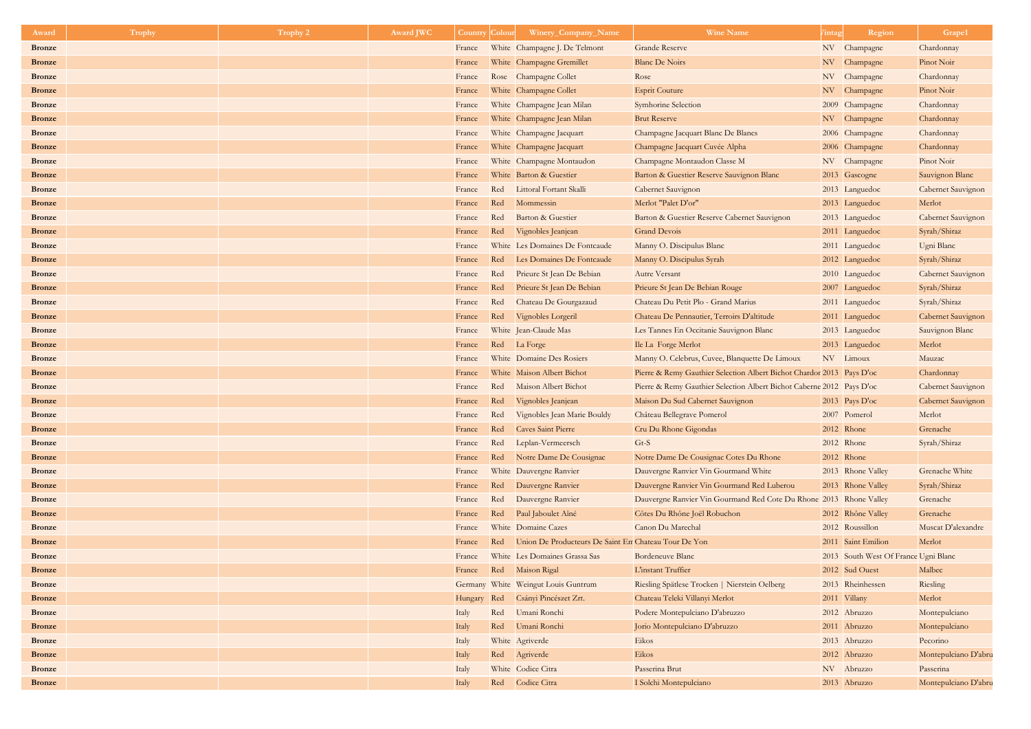| Award | Trophy | Trophy 2 | Award JWC | Country | Colour | Winery_Company_Name | Wine Name | Vintage | Region | Grape1 |
|---|---|---|---|---|---|---|---|---|---|---|
| Bronze | | | | France | White | Champagne J. De Telmont | Grande Reserve | NV | Champagne | Chardonnay |
| Bronze | | | | France | White | Champagne Gremillet | Blanc De Noirs | NV | Champagne | Pinot Noir |
| Bronze | | | | France | Rose | Champagne Collet | Rose | NV | Champagne | Chardonnay |
| Bronze | | | | France | White | Champagne Collet | Esprit Couture | NV | Champagne | Pinot Noir |
| Bronze | | | | France | White | Champagne Jean Milan | Symhorine Selection | 2009 | Champagne | Chardonnay |
| Bronze | | | | France | White | Champagne Jean Milan | Brut Reserve | NV | Champagne | Chardonnay |
| Bronze | | | | France | White | Champagne Jacquart | Champagne Jacquart Blanc De Blancs | 2006 | Champagne | Chardonnay |
| Bronze | | | | France | White | Champagne Jacquart | Champagne Jacquart Cuvée Alpha | 2006 | Champagne | Chardonnay |
| Bronze | | | | France | White | Champagne Montaudon | Champagne Montaudon Classe M | NV | Champagne | Pinot Noir |
| Bronze | | | | France | White | Barton & Guestier | Barton & Guestier Reserve Sauvignon Blanc | 2013 | Gascogne | Sauvignon Blanc |
| Bronze | | | | France | Red | Littoral Fortant Skalli | Cabernet Sauvignon | 2013 | Languedoc | Cabernet Sauvignon |
| Bronze | | | | France | Red | Mommessin | Merlot "Palet D'or" | 2013 | Languedoc | Merlot |
| Bronze | | | | France | Red | Barton & Guestier | Barton & Guestier Reserve Cabernet Sauvignon | 2013 | Languedoc | Cabernet Sauvignon |
| Bronze | | | | France | Red | Vignobles Jeanjean | Grand Devois | 2011 | Languedoc | Syrah/Shiraz |
| Bronze | | | | France | White | Les Domaines De Fontcaude | Manny O. Discipulus Blanc | 2011 | Languedoc | Ugni Blanc |
| Bronze | | | | France | Red | Les Domaines De Fontcaude | Manny O. Discipulus Syrah | 2012 | Languedoc | Syrah/Shiraz |
| Bronze | | | | France | Red | Prieure St Jean De Bebian | Autre Versant | 2010 | Languedoc | Cabernet Sauvignon |
| Bronze | | | | France | Red | Prieure St Jean De Bebian | Prieure St Jean De Bebian Rouge | 2007 | Languedoc | Syrah/Shiraz |
| Bronze | | | | France | Red | Chateau De Gourgazaud | Chateau Du Petit Plo - Grand Marius | 2011 | Languedoc | Syrah/Shiraz |
| Bronze | | | | France | Red | Vignobles Lorgeril | Chateau De Pennautier, Terroirs D'altitude | 2011 | Languedoc | Cabernet Sauvignon |
| Bronze | | | | France | White | Jean-Claude Mas | Les Tannes En Occitanie Sauvignon Blanc | 2013 | Languedoc | Sauvignon Blanc |
| Bronze | | | | France | Red | La Forge | Ile La Forge Merlot | 2013 | Languedoc | Merlot |
| Bronze | | | | France | White | Domaine Des Rosiers | Manny O. Celebrus, Cuvee, Blanquette De Limoux | NV | Limoux | Mauzac |
| Bronze | | | | France | White | Maison Albert Bichot | Pierre & Remy Gauthier Selection Albert Bichot Chardon | 2013 | Pays D'oc | Chardonnay |
| Bronze | | | | France | Red | Maison Albert Bichot | Pierre & Remy Gauthier Selection Albert Bichot Caberne | 2012 | Pays D'oc | Cabernet Sauvignon |
| Bronze | | | | France | Red | Vignobles Jeanjean | Maison Du Sud Cabernet Sauvignon | 2013 | Pays D'oc | Cabernet Sauvignon |
| Bronze | | | | France | Red | Vignobles Jean Marie Bouldy | Château Bellegrave Pomerol | 2007 | Pomerol | Merlot |
| Bronze | | | | France | Red | Caves Saint Pierre | Cru Du Rhone Gigondas | 2012 | Rhone | Grenache |
| Bronze | | | | France | Red | Leplan-Vermeersch | Gt-S | 2012 | Rhone | Syrah/Shiraz |
| Bronze | | | | France | Red | Notre Dame De Cousignac | Notre Dame De Cousignac Cotes Du Rhone | 2012 | Rhone | |
| Bronze | | | | France | White | Dauvergne Ranvier | Dauvergne Ranvier Vin Gourmand White | 2013 | Rhone Valley | Grenache White |
| Bronze | | | | France | Red | Dauvergne Ranvier | Dauvergne Ranvier Vin Gourmand Red Luberou | 2013 | Rhone Valley | Syrah/Shiraz |
| Bronze | | | | France | Red | Dauvergne Ranvier | Dauvergne Ranvier Vin Gourmand Red Cote Du Rhone | 2013 | Rhone Valley | Grenache |
| Bronze | | | | France | Red | Paul Jaboulet Aîné | Côtes Du Rhône Joël Robuchon | 2012 | Rhône Valley | Grenache |
| Bronze | | | | France | White | Domaine Cazes | Canon Du Marechal | 2012 | Roussillon | Muscat D'alexandre |
| Bronze | | | | France | Red | Union De Producteurs De Saint Em | Chateau Tour De Yon | 2011 | Saint Emilion | Merlot |
| Bronze | | | | France | White | Les Domaines Grassa Sas | Bordeneuve Blanc | 2013 | South West Of France | Ugni Blanc |
| Bronze | | | | France | Red | Maison Rigal | L'instant Truffier | 2012 | Sud Ouest | Malbec |
| Bronze | | | | Germany | White | Weingut Louis Guntrum | Riesling Spätlese Trocken \| Nierstein Oelberg | 2013 | Rheinhessen | Riesling |
| Bronze | | | | Hungary | Red | Csányi Pincészet Zrt. | Chateau Teleki Villanyi Merlot | 2011 | Villany | Merlot |
| Bronze | | | | Italy | Red | Umani Ronchi | Podere Montepulciano D'abruzzo | 2012 | Abruzzo | Montepulciano |
| Bronze | | | | Italy | Red | Umani Ronchi | Jorio Montepulciano D'abruzzo | 2011 | Abruzzo | Montepulciano |
| Bronze | | | | Italy | White | Agriverde | Eikos | 2013 | Abruzzo | Pecorino |
| Bronze | | | | Italy | Red | Agriverde | Eikos | 2012 | Abruzzo | Montepulciano D'abru |
| Bronze | | | | Italy | White | Codice Citra | Passerina Brut | NV | Abruzzo | Passerina |
| Bronze | | | | Italy | Red | Codice Citra | I Solchi Montepulciano | 2013 | Abruzzo | Montepulciano D'abru |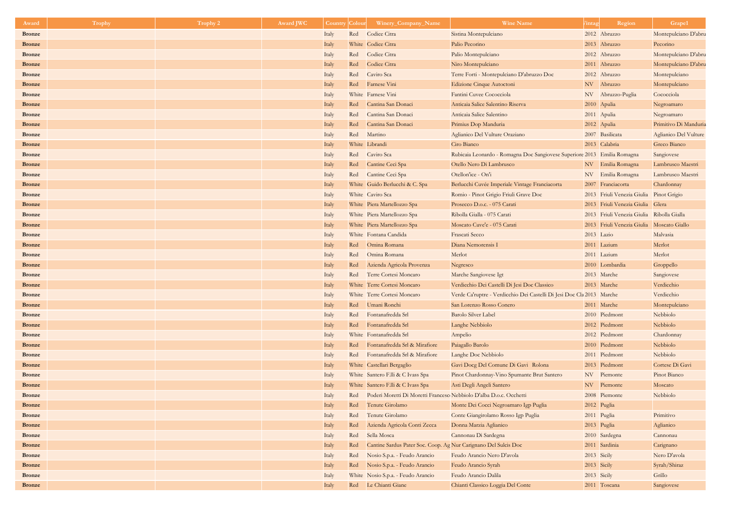| Award | Trophy | Trophy 2 | Award JWC | Country | Colour | Winery_Company_Name | Wine Name | Vintage | Region | Grape1 |
|---|---|---|---|---|---|---|---|---|---|---|
| Bronze | | | | Italy | Red | Codice Citra | Sistina Montepulciano | 2012 | Abruzzo | Montepulciano D'abru |
| Bronze | | | | Italy | White | Codice Citra | Palio Pecorino | 2013 | Abruzzo | Pecorino |
| Bronze | | | | Italy | Red | Codice Citra | Palio Montepulciano | 2012 | Abruzzo | Montepulciano D'abru |
| Bronze | | | | Italy | Red | Codice Citra | Niro Montepulciano | 2011 | Abruzzo | Montepulciano D'abru |
| Bronze | | | | Italy | Red | Caviro Sca | Terre Forti - Montepulciano D'abruzzo Doc | 2012 | Abruzzo | Montepulciano |
| Bronze | | | | Italy | Red | Farnese Vini | Edizione Cinque Autoctoni | NV | Abruzzo | Montepulciano |
| Bronze | | | | Italy | White | Farnese Vini | Fantini Cuvee Cococciola | NV | Abruzzo-Puglia | Cococciola |
| Bronze | | | | Italy | Red | Cantina San Donaci | Anticaia Salice Salentino Riserva | 2010 | Apulia | Negroamaro |
| Bronze | | | | Italy | Red | Cantina San Donaci | Anticaia Salice Salentino | 2011 | Apulia | Negroamaro |
| Bronze | | | | Italy | Red | Cantina San Donaci | Primius Dop Manduria | 2012 | Apulia | Primitivo Di Manduria |
| Bronze | | | | Italy | Red | Martino | Aglianico Del Vulture Oraziano | 2007 | Basilicata | Aglianico Del Vulture |
| Bronze | | | | Italy | White | Librandi | Ciro Bianco | 2013 | Calabria | Greco Bianco |
| Bronze | | | | Italy | Red | Caviro Sca | Rubicaia Leonardo - Romagna Doc Sangiovese Superiore | 2013 | Emilia Romagna | Sangiovese |
| Bronze | | | | Italy | Red | Cantine Ceci Spa | Otello Nero Di Lambrusco | NV | Emilia Romagna | Lambrusco Maestri |
| Bronze | | | | Italy | Red | Cantine Ceci Spa | Otellon'ice - On'i | NV | Emilia Romagna | Lambrusco Maestri |
| Bronze | | | | Italy | White | Guido Berlucchi & C. Spa | Berlucchi Cuvée Imperiale Vintage Franciacorta | 2007 | Franciacorta | Chardonnay |
| Bronze | | | | Italy | White | Caviro Sca | Romio - Pinot Grigio Friuli Grave Doc | 2013 | Friuli Venezia Giulia | Pinot Grigio |
| Bronze | | | | Italy | White | Piera Martellozzo Spa | Prosecco D.o.c. - 075 Carati | 2013 | Friuli Venezia Giulia | Glera |
| Bronze | | | | Italy | White | Piera Martellozzo Spa | Ribolla Gialla - 075 Carati | 2013 | Friuli Venezia Giulia | Ribolla Gialla |
| Bronze | | | | Italy | White | Piera Martellozzo Spa | Moscato Cuve'e - 075 Carati | 2013 | Friuli Venezia Giulia | Moscato Giallo |
| Bronze | | | | Italy | White | Fontana Candida | Frascati Secco | 2013 | Lazio | Malvasia |
| Bronze | | | | Italy | Red | Omina Romana | Diana Nemorensis I | 2011 | Lazium | Merlot |
| Bronze | | | | Italy | Red | Omina Romana | Merlot | 2011 | Lazium | Merlot |
| Bronze | | | | Italy | Red | Azienda Agricola Provenza | Negresco | 2010 | Lombardia | Groppello |
| Bronze | | | | Italy | Red | Terre Cortesi Moncaro | Marche Sangiovese Igt | 2013 | Marche | Sangiovese |
| Bronze | | | | Italy | White | Terre Cortesi Moncaro | Verdicchio Dei Castelli Di Jesi Doc Classico | 2013 | Marche | Verdicchio |
| Bronze | | | | Italy | White | Terre Cortesi Moncaro | Verde Ca'ruptre - Verdicchio Dei Castelli Di Jesi Doc Cla | 2013 | Marche | Verdicchio |
| Bronze | | | | Italy | Red | Umani Ronchi | San Lorenzo Rosso Conero | 2011 | Marche | Montepulciano |
| Bronze | | | | Italy | Red | Fontanafredda Srl | Barolo Silver Label | 2010 | Piedmont | Nebbiolo |
| Bronze | | | | Italy | Red | Fontanafredda Srl | Langhe Nebbiolo | 2012 | Piedmont | Nebbiolo |
| Bronze | | | | Italy | White | Fontanafredda Srl | Ampelio | 2012 | Piedmont | Chardonnay |
| Bronze | | | | Italy | Red | Fontanafredda Srl & Mirafiore | Paiagallo Barolo | 2010 | Piedmont | Nebbiolo |
| Bronze | | | | Italy | Red | Fontanafredda Srl & Mirafiore | Langhe Doc Nebbiolo | 2011 | Piedmont | Nebbiolo |
| Bronze | | | | Italy | White | Castellari Bergaglio | Gavi Docg Del Comune Di Gavi Rolona | 2013 | Piedmont | Cortese Di Gavi |
| Bronze | | | | Italy | White | Santero F.lli & C Ivass Spa | Pinot Chardonnay-Vino Spumante Brut Santero | NV | Piemonte | Pinot Bianco |
| Bronze | | | | Italy | White | Santero F.lli & C Ivass Spa | Asti Degli Angeli Santero | NV | Piemonte | Moscato |
| Bronze | | | | Italy | Red | Poderi Moretti Di Moretti Francesco | Nebbiolo D'alba D.o.c. Occhetti | 2008 | Piemonte | Nebbiolo |
| Bronze | | | | Italy | Red | Tenute Girolamo | Monte Dei Cocci Negroamaro Igp Puglia | 2012 | Puglia | |
| Bronze | | | | Italy | Red | Tenute Girolamo | Conte Giangirolamo Rosso Igp Puglia | 2011 | Puglia | Primitivo |
| Bronze | | | | Italy | Red | Azienda Agricola Conti Zecca | Donna Marzia Aglianico | 2013 | Puglia | Aglianico |
| Bronze | | | | Italy | Red | Sella Mosca | Cannonau Di Sardegna | 2010 | Sardegna | Cannonau |
| Bronze | | | | Italy | Red | Cantine Sardus Pater Soc. Coop. Ag | Nur Carignano Del Sulcis Doc | 2011 | Sardinia | Carignano |
| Bronze | | | | Italy | Red | Nosio S.p.a. - Feudo Arancio | Feudo Arancio Nero D'avola | 2013 | Sicily | Nero D'avola |
| Bronze | | | | Italy | Red | Nosio S.p.a. - Feudo Arancio | Feudo Arancio Syrah | 2013 | Sicily | Syrah/Shiraz |
| Bronze | | | | Italy | White | Nosio S.p.a. - Feudo Arancio | Feudo Arancio Dalila | 2013 | Sicily | Grillo |
| Bronze | | | | Italy | Red | Le Chianti Giane | Chianti Classico Loggia Del Conte | 2011 | Toscana | Sangiovese |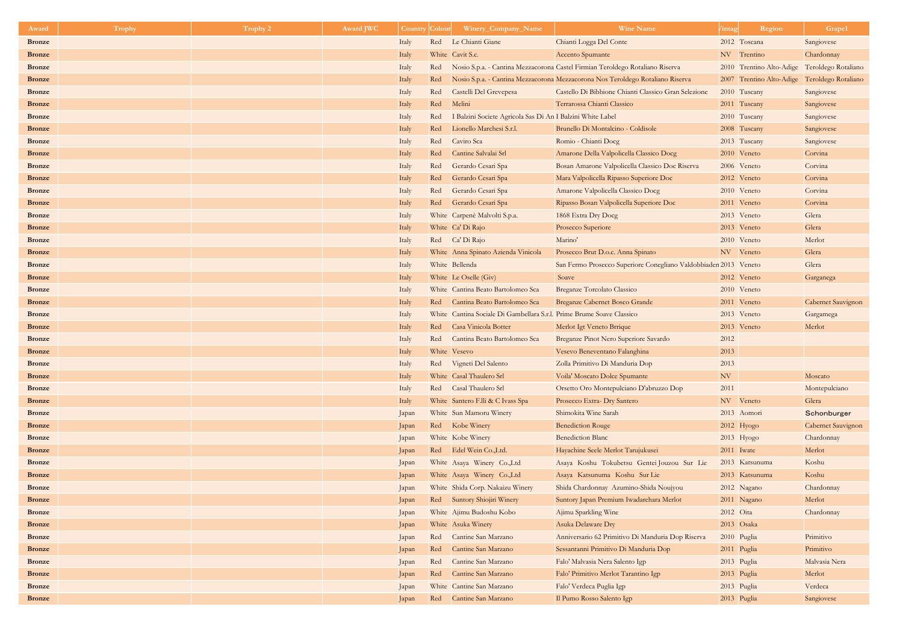| Award | Trophy | Trophy 2 | Award JWC | Country | Colour | Winery_Company_Name | Wine Name | Vintage | Region | Grape1 |
|---|---|---|---|---|---|---|---|---|---|---|
| **Bronze** | | | | Italy | Red | Le Chianti Giane | Chianti Logga Del Conte | 2012 | Toscana | Sangiovese |
| **Bronze** | | | | Italy | White | Cavit S.c. | Accento Spumante | NV | Trentino | Chardonnay |
| **Bronze** | | | | Italy | Red | Nosio S.p.a. - Cantina Mezzacorona | Castel Firmian Teroldego Rotaliano Riserva | 2010 | Trentino Alto-Adige | Teroldego Rotaliano |
| **Bronze** | | | | Italy | Red | Nosio S.p.a. - Cantina Mezzacorona | Mezzacorona Nos Teroldego Rotaliano Riserva | 2007 | Trentino Alto-Adige | Teroldego Rotaliano |
| **Bronze** | | | | Italy | Red | Castelli Del Grevepesa | Castello Di Bibbione Chianti Classico Gran Selezione | 2010 | Tuscany | Sangiovese |
| **Bronze** | | | | Italy | Red | Melini | Terrarossa Chianti Classico | 2011 | Tuscany | Sangiovese |
| **Bronze** | | | | Italy | Red | I Balzini Societe Agricola Sas Di An | I Balzini White Label | 2010 | Tuscany | Sangiovese |
| **Bronze** | | | | Italy | Red | Lionello Marchesi S.r.l. | Brunello Di Montalcino - Coldisole | 2008 | Tuscany | Sangiovese |
| **Bronze** | | | | Italy | Red | Caviro Sca | Romio - Chianti Docg | 2013 | Tuscany | Sangiovese |
| **Bronze** | | | | Italy | Red | Cantine Salvalai Srl | Amarone Della Valpolicella Classico Docg | 2010 | Veneto | Corvina |
| **Bronze** | | | | Italy | Red | Gerardo Cesari Spa | Bosan Amarone Valpolicella Classico Doc Riserva | 2006 | Veneto | Corvina |
| **Bronze** | | | | Italy | Red | Gerardo Cesari Spa | Mara Valpolicella Ripasso Superiore Doc | 2012 | Veneto | Corvina |
| **Bronze** | | | | Italy | Red | Gerardo Cesari Spa | Amarone Valpolicella Classico Docg | 2010 | Veneto | Corvina |
| **Bronze** | | | | Italy | Red | Gerardo Cesari Spa | Ripasso Bosan Valpolicella Superiore Doc | 2011 | Veneto | Corvina |
| **Bronze** | | | | Italy | White | Carpenè Malvolti S.p.a. | 1868 Extra Dry Docg | 2013 | Veneto | Glera |
| **Bronze** | | | | Italy | White | Ca' Di Rajo | Prosecco Superiore | 2013 | Veneto | Glera |
| **Bronze** | | | | Italy | Red | Ca' Di Rajo | Marino' | 2010 | Veneto | Merlot |
| **Bronze** | | | | Italy | White | Anna Spinato Azienda Vinicola | Prosecco Brut D.o.c. Anna Spinato | NV | Veneto | Glera |
| **Bronze** | | | | Italy | White | Bellenda | San Fermo Prosecco Superiore Conegliano Valdobbiaden | 2013 | Veneto | Glera |
| **Bronze** | | | | Italy | White | Le Oselle (Giv) | Soave | 2012 | Veneto | Garganega |
| **Bronze** | | | | Italy | White | Cantina Beato Bartolomeo Sca | Breganze Torcolato Classico | 2010 | Veneto | |
| **Bronze** | | | | Italy | Red | Cantina Beato Bartolomeo Sca | Breganze Cabernet Bosco Grande | 2011 | Veneto | Cabernet Sauvignon |
| **Bronze** | | | | Italy | White | Cantina Sociale Di Gambellara S.r.l. | Prime Brume Soave Classico | 2013 | Veneto | Gargamega |
| **Bronze** | | | | Italy | Red | Casa Vinicola Botter | Merlot Igt Veneto Brique | 2013 | Veneto | Merlot |
| **Bronze** | | | | Italy | Red | Cantina Beato Bartolomeo Sca | Breganze Pinot Nero Superiore Savardo | 2012 | | |
| **Bronze** | | | | Italy | White | Vesevo | Vesevo Beneventano Falanghina | 2013 | | |
| **Bronze** | | | | Italy | Red | Vigneti Del Salento | Zolla Primitivo Di Manduria Dop | 2013 | | |
| **Bronze** | | | | Italy | White | Casal Thaulero Srl | Voila' Moscato Dolce Spumante | NV | | Moscato |
| **Bronze** | | | | Italy | Red | Casal Thaulero Srl | Orsetto Oro Montepulciano D'abruzzo Dop | 2011 | | Montepulciano |
| **Bronze** | | | | Italy | White | Santero F.lli & C Ivass Spa | Prosecco Extra- Dry Santero | NV | Veneto | Glera |
| **Bronze** | | | | Japan | White | Sun Mamoru Winery | Shimokita Wine Sarah | 2013 | Aomori | Schonburger |
| **Bronze** | | | | Japan | Red | Kobe Winery | Benediction Rouge | 2012 | Hyogo | Cabernet Sauvignon |
| **Bronze** | | | | Japan | White | Kobe Winery | Benediction Blanc | 2013 | Hyogo | Chardonnay |
| **Bronze** | | | | Japan | Red | Edel Wein Co.,Ltd. | Hayachine Seele Merlot Tarujukusei | 2011 | Iwate | Merlot |
| **Bronze** | | | | Japan | White | Asaya Winery Co.,Ltd | Asaya Koshu Tokubetsu Gentei Jouzou Sur Lie | 2013 | Katsunuma | Koshu |
| **Bronze** | | | | Japan | White | Asaya Winery Co.,Ltd | Asaya Katsunuma Koshu Sur Lie | 2013 | Katsunuma | Koshu |
| **Bronze** | | | | Japan | White | Shida Corp. Nakaizu Winery | Shida Chardonnay Azumino-Shida Noujyou | 2012 | Nagano | Chardonnay |
| **Bronze** | | | | Japan | Red | Suntory Shiojiri Winery | Suntory Japan Premium Iwadarehara Merlot | 2011 | Nagano | Merlot |
| **Bronze** | | | | Japan | White | Ajimu Budoshu Kobo | Ajimu Sparkling Wine | 2012 | Oita | Chardonnay |
| **Bronze** | | | | Japan | White | Asuka Winery | Asuka Delaware Dry | 2013 | Osaka | |
| **Bronze** | | | | Japan | Red | Cantine San Marzano | Anniversario 62 Primitivo Di Manduria Dop Riserva | 2010 | Puglia | Primitivo |
| **Bronze** | | | | Japan | Red | Cantine San Marzano | Sessantanni Primitivo Di Manduria Dop | 2011 | Puglia | Primitivo |
| **Bronze** | | | | Japan | Red | Cantine San Marzano | Falo' Malvasia Nera Salento Igp | 2013 | Puglia | Malvasia Nera |
| **Bronze** | | | | Japan | Red | Cantine San Marzano | Falo' Primitivo Merlot Tarantino Igp | 2013 | Puglia | Merlot |
| **Bronze** | | | | Japan | White | Cantine San Marzano | Falo' Verdeca Puglia Igp | 2013 | Puglia | Verdeca |
| **Bronze** | | | | Japan | Red | Cantine San Marzano | Il Pumo Rosso Salento Igp | 2013 | Puglia | Sangiovese |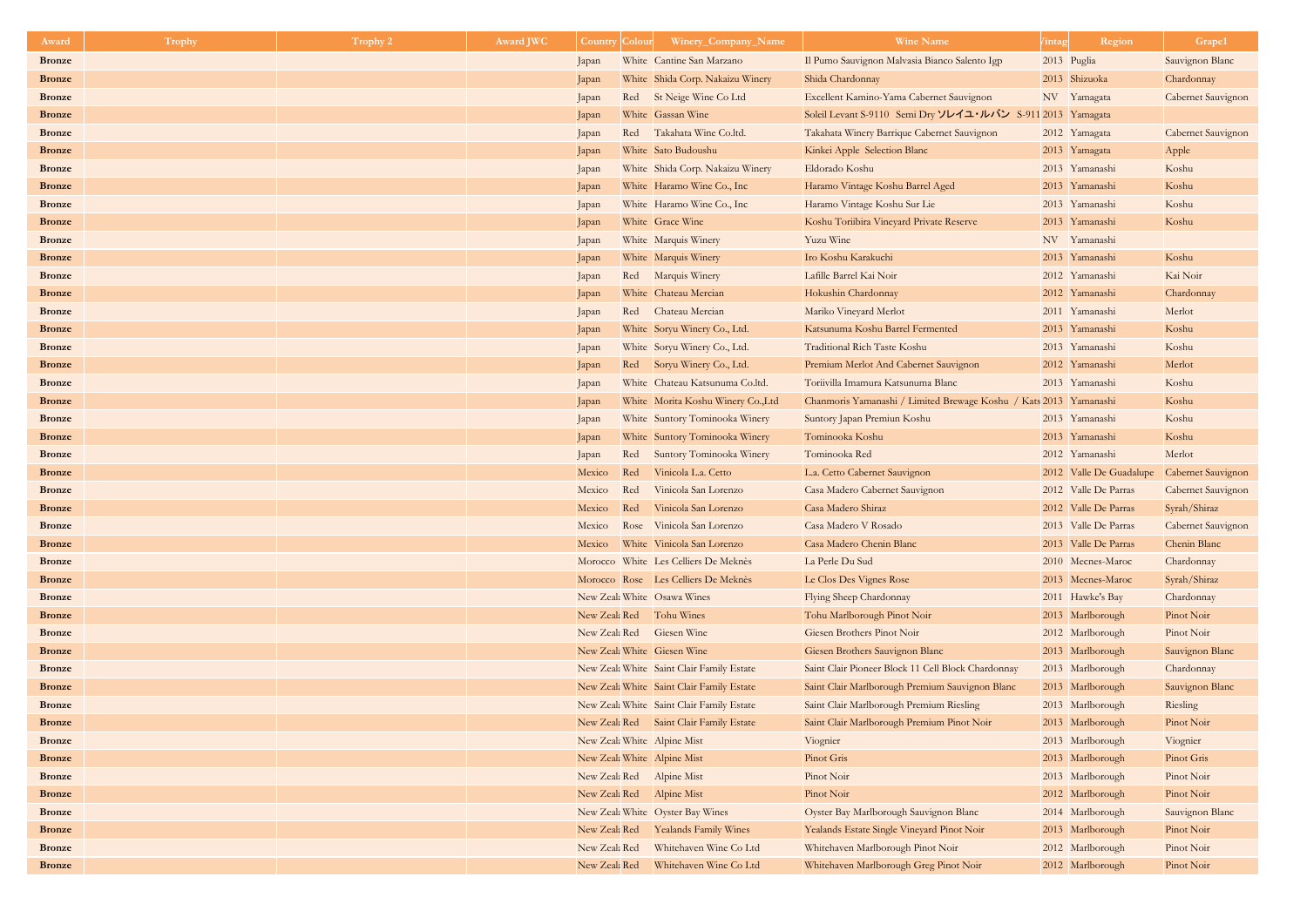| Award | Trophy | Trophy 2 | Award JWC | Country | Colour | Winery_Company_Name | Wine Name | Vintage | Region | Grape1 |
|---|---|---|---|---|---|---|---|---|---|---|
| Bronze | | | | Japan | White | Cantine San Marzano | Il Pumo Sauvignon Malvasia Bianco Salento Igp | 2013 | Puglia | Sauvignon Blanc |
| Bronze | | | | Japan | White | Shida Corp. Nakaizu Winery | Shida Chardonnay | 2013 | Shizuoka | Chardonnay |
| Bronze | | | | Japan | Red | St Neige Wine Co Ltd | Excellent Kamino-Yama Cabernet Sauvignon | NV | Yamagata | Cabernet Sauvignon |
| Bronze | | | | Japan | White | Gassan Wine | Soleil Levant S-9110 Semi Dry ソレイユ・ルバン S-911 | 2013 | Yamagata | |
| Bronze | | | | Japan | Red | Takahata Wine Co.ltd. | Takahata Winery Barrique Cabernet Sauvignon | 2012 | Yamagata | Cabernet Sauvignon |
| Bronze | | | | Japan | White | Sato Budoushu | Kinkei Apple Selection Blanc | 2013 | Yamagata | Apple |
| Bronze | | | | Japan | White | Shida Corp. Nakaizu Winery | Eldorado Koshu | 2013 | Yamanashi | Koshu |
| Bronze | | | | Japan | White | Haramo Wine Co., Inc | Haramo Vintage Koshu Barrel Aged | 2013 | Yamanashi | Koshu |
| Bronze | | | | Japan | White | Haramo Wine Co., Inc | Haramo Vintage Koshu Sur Lie | 2013 | Yamanashi | Koshu |
| Bronze | | | | Japan | White | Grace Wine | Koshu Toriibira Vineyard Private Reserve | 2013 | Yamanashi | Koshu |
| Bronze | | | | Japan | White | Marquis Winery | Yuzu Wine | NV | Yamanashi | |
| Bronze | | | | Japan | White | Marquis Winery | Iro Koshu Karakuchi | 2013 | Yamanashi | Koshu |
| Bronze | | | | Japan | Red | Marquis Winery | Lafille Barrel Kai Noir | 2012 | Yamanashi | Kai Noir |
| Bronze | | | | Japan | White | Chateau Mercian | Hokushin Chardonnay | 2012 | Yamanashi | Chardonnay |
| Bronze | | | | Japan | Red | Chateau Mercian | Mariko Vineyard Merlot | 2011 | Yamanashi | Merlot |
| Bronze | | | | Japan | White | Soryu Winery Co., Ltd. | Katsunuma Koshu Barrel Fermented | 2013 | Yamanashi | Koshu |
| Bronze | | | | Japan | White | Soryu Winery Co., Ltd. | Traditional Rich Taste Koshu | 2013 | Yamanashi | Koshu |
| Bronze | | | | Japan | Red | Soryu Winery Co., Ltd. | Premium Merlot And Cabernet Sauvignon | 2012 | Yamanashi | Merlot |
| Bronze | | | | Japan | White | Chateau Katsunuma Co.ltd. | Toriivilla Imamura Katsunuma Blanc | 2013 | Yamanashi | Koshu |
| Bronze | | | | Japan | White | Morita Koshu Winery Co.,Ltd | Chanmoris Yamanashi / Limited Brewage Koshu / Kats | 2013 | Yamanashi | Koshu |
| Bronze | | | | Japan | White | Suntory Tominooka Winery | Suntory Japan Premiun Koshu | 2013 | Yamanashi | Koshu |
| Bronze | | | | Japan | White | Suntory Tominooka Winery | Tominooka Koshu | 2013 | Yamanashi | Koshu |
| Bronze | | | | Japan | Red | Suntory Tominooka Winery | Tominooka Red | 2012 | Yamanashi | Merlot |
| Bronze | | | | Mexico | Red | Vinicola L.a. Cetto | L.a. Cetto Cabernet Sauvignon | 2012 | Valle De Guadalupe | Cabernet Sauvignon |
| Bronze | | | | Mexico | Red | Vinicola San Lorenzo | Casa Madero Cabernet Sauvignon | 2012 | Valle De Parras | Cabernet Sauvignon |
| Bronze | | | | Mexico | Red | Vinicola San Lorenzo | Casa Madero Shiraz | 2012 | Valle De Parras | Syrah/Shiraz |
| Bronze | | | | Mexico | Rose | Vinicola San Lorenzo | Casa Madero V Rosado | 2013 | Valle De Parras | Cabernet Sauvignon |
| Bronze | | | | Mexico | White | Vinicola San Lorenzo | Casa Madero Chenin Blanc | 2013 | Valle De Parras | Chenin Blanc |
| Bronze | | | | Morocco | White | Les Celliers De Meknès | La Perle Du Sud | 2010 | Meknes-Maroc | Chardonnay |
| Bronze | | | | Morocco | Rose | Les Celliers De Meknès | Le Clos Des Vignes Rose | 2013 | Meknes-Maroc | Syrah/Shiraz |
| Bronze | | | | New Zeal | White | Osawa Wines | Flying Sheep Chardonnay | 2011 | Hawke's Bay | Chardonnay |
| Bronze | | | | New Zeal | Red | Tohu Wines | Tohu Marlborough Pinot Noir | 2013 | Marlborough | Pinot Noir |
| Bronze | | | | New Zeal | Red | Giesen Wine | Giesen Brothers Pinot Noir | 2012 | Marlborough | Pinot Noir |
| Bronze | | | | New Zeal | White | Giesen Wine | Giesen Brothers Sauvignon Blanc | 2013 | Marlborough | Sauvignon Blanc |
| Bronze | | | | New Zeal | White | Saint Clair Family Estate | Saint Clair Pioneer Block 11 Cell Block Chardonnay | 2013 | Marlborough | Chardonnay |
| Bronze | | | | New Zeal | White | Saint Clair Family Estate | Saint Clair Marlborough Premium Sauvignon Blanc | 2013 | Marlborough | Sauvignon Blanc |
| Bronze | | | | New Zeal | White | Saint Clair Family Estate | Saint Clair Marlborough Premium Riesling | 2013 | Marlborough | Riesling |
| Bronze | | | | New Zeal | Red | Saint Clair Family Estate | Saint Clair Marlborough Premium Pinot Noir | 2013 | Marlborough | Pinot Noir |
| Bronze | | | | New Zeal | White | Alpine Mist | Viognier | 2013 | Marlborough | Viognier |
| Bronze | | | | New Zeal | White | Alpine Mist | Pinot Gris | 2013 | Marlborough | Pinot Gris |
| Bronze | | | | New Zeal | Red | Alpine Mist | Pinot Noir | 2013 | Marlborough | Pinot Noir |
| Bronze | | | | New Zeal | Red | Alpine Mist | Pinot Noir | 2012 | Marlborough | Pinot Noir |
| Bronze | | | | New Zeal | White | Oyster Bay Wines | Oyster Bay Marlborough Sauvignon Blanc | 2014 | Marlborough | Sauvignon Blanc |
| Bronze | | | | New Zeal | Red | Yealands Family Wines | Yealands Estate Single Vineyard Pinot Noir | 2013 | Marlborough | Pinot Noir |
| Bronze | | | | New Zeal | Red | Whitehaven Wine Co Ltd | Whitehaven Marlborough Pinot Noir | 2012 | Marlborough | Pinot Noir |
| Bronze | | | | New Zeal | Red | Whitehaven Wine Co Ltd | Whitehaven Marlborough Greg Pinot Noir | 2012 | Marlborough | Pinot Noir |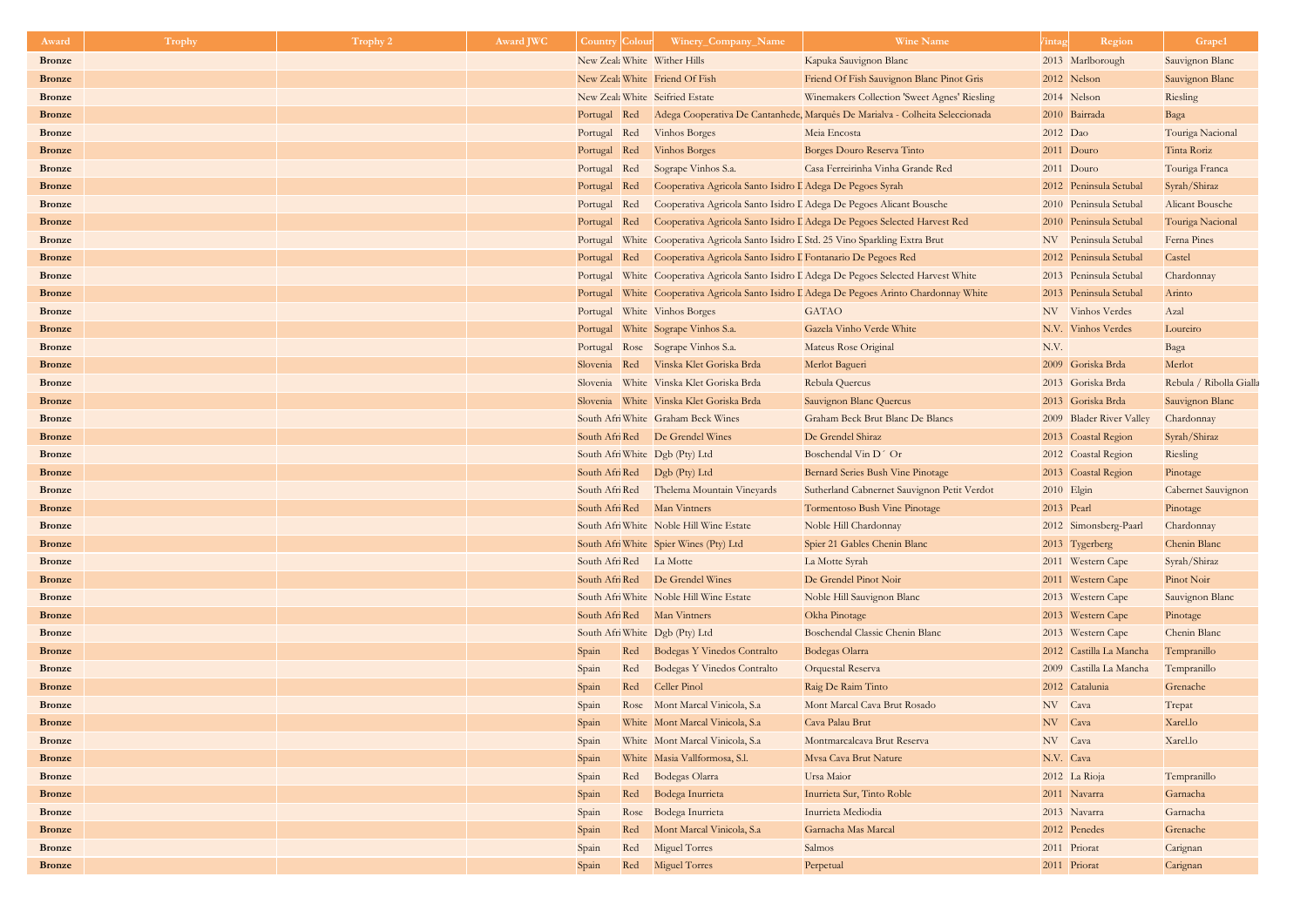| Award | Trophy | Trophy 2 | Award JWC | Country | Colour | Winery_Company_Name | Wine Name | Vintage | Region | Grape1 |
|---|---|---|---|---|---|---|---|---|---|---|
| Bronze | | | | New Zealand | White | Wither Hills | Kapuka Sauvignon Blanc | 2013 | Marlborough | Sauvignon Blanc |
| Bronze | | | | New Zealand | White | Friend Of Fish | Friend Of Fish Sauvignon Blanc Pinot Gris | 2012 | Nelson | Sauvignon Blanc |
| Bronze | | | | New Zealand | White | Seifried Estate | Winemakers Collection 'Sweet Agnes' Riesling | 2014 | Nelson | Riesling |
| Bronze | | | | Portugal | Red | Adega Cooperativa De Cantanhede, | Marquês De Marialva - Colheita Seleccionada | 2010 | Bairrada | Baga |
| Bronze | | | | Portugal | Red | Vinhos Borges | Meia Encosta | 2012 | Dao | Touriga Nacional |
| Bronze | | | | Portugal | Red | Vinhos Borges | Borges Douro Reserva Tinto | 2011 | Douro | Tinta Roriz |
| Bronze | | | | Portugal | Red | Sogrape Vinhos S.a. | Casa Ferreirinha Vinha Grande Red | 2011 | Douro | Touriga Franca |
| Bronze | | | | Portugal | Red | Cooperativa Agricola Santo Isidro D | Adega De Pegoes Syrah | 2012 | Peninsula Setubal | Syrah/Shiraz |
| Bronze | | | | Portugal | Red | Cooperativa Agricola Santo Isidro D | Adega De Pegoes Alicant Bousche | 2010 | Peninsula Setubal | Alicant Bousche |
| Bronze | | | | Portugal | Red | Cooperativa Agricola Santo Isidro D | Adega De Pegoes Selected Harvest Red | 2010 | Peninsula Setubal | Touriga Nacional |
| Bronze | | | | Portugal | White | Cooperativa Agricola Santo Isidro D | Std. 25 Vino Sparkling Extra Brut | NV | Peninsula Setubal | Ferna Pines |
| Bronze | | | | Portugal | Red | Cooperativa Agricola Santo Isidro D | Fontanario De Pegoes Red | 2012 | Peninsula Setubal | Castel |
| Bronze | | | | Portugal | White | Cooperativa Agricola Santo Isidro D | Adega De Pegoes Selected Harvest White | 2013 | Peninsula Setubal | Chardonnay |
| Bronze | | | | Portugal | White | Cooperativa Agricola Santo Isidro D | Adega De Pegoes Arinto Chardonnay White | 2013 | Peninsula Setubal | Arinto |
| Bronze | | | | Portugal | White | Vinhos Borges | GATAO | NV | Vinhos Verdes | Azal |
| Bronze | | | | Portugal | White | Sogrape Vinhos S.a. | Gazela Vinho Verde White | N.V. | Vinhos Verdes | Loureiro |
| Bronze | | | | Portugal | Rose | Sogrape Vinhos S.a. | Mateus Rose Original | N.V. | | Baga |
| Bronze | | | | Slovenia | Red | Vinska Klet Goriska Brda | Merlot Bagueri | 2009 | Goriska Brda | Merlot |
| Bronze | | | | Slovenia | White | Vinska Klet Goriska Brda | Rebula Quercus | 2013 | Goriska Brda | Rebula / Ribolla Gialla |
| Bronze | | | | Slovenia | White | Vinska Klet Goriska Brda | Sauvignon Blanc Quercus | 2013 | Goriska Brda | Sauvignon Blanc |
| Bronze | | | | South Africa | White | Graham Beck Wines | Graham Beck Brut Blanc De Blancs | 2009 | Blader River Valley | Chardonnay |
| Bronze | | | | South Africa | Red | De Grendel Wines | De Grendel Shiraz | 2013 | Coastal Region | Syrah/Shiraz |
| Bronze | | | | South Africa | White | Dgb (Pty) Ltd | Boschendal Vin D´ Or | 2012 | Coastal Region | Riesling |
| Bronze | | | | South Africa | Red | Dgb (Pty) Ltd | Bernard Series Bush Vine Pinotage | 2013 | Coastal Region | Pinotage |
| Bronze | | | | South Africa | Red | Thelema Mountain Vineyards | Sutherland Cabnernet Sauvignon Petit Verdot | 2010 | Elgin | Cabernet Sauvignon |
| Bronze | | | | South Africa | Red | Man Vintners | Tormentoso Bush Vine Pinotage | 2013 | Pearl | Pinotage |
| Bronze | | | | South Africa | White | Noble Hill Wine Estate | Noble Hill Chardonnay | 2012 | Simonsberg-Paarl | Chardonnay |
| Bronze | | | | South Africa | White | Spier Wines (Pty) Ltd | Spier 21 Gables Chenin Blanc | 2013 | Tygerberg | Chenin Blanc |
| Bronze | | | | South Africa | Red | La Motte | La Motte Syrah | 2011 | Western Cape | Syrah/Shiraz |
| Bronze | | | | South Africa | Red | De Grendel Wines | De Grendel Pinot Noir | 2011 | Western Cape | Pinot Noir |
| Bronze | | | | South Africa | White | Noble Hill Wine Estate | Noble Hill Sauvignon Blanc | 2013 | Western Cape | Sauvignon Blanc |
| Bronze | | | | South Africa | Red | Man Vintners | Okha Pinotage | 2013 | Western Cape | Pinotage |
| Bronze | | | | South Africa | White | Dgb (Pty) Ltd | Boschendal Classic Chenin Blanc | 2013 | Western Cape | Chenin Blanc |
| Bronze | | | | Spain | Red | Bodegas Y Vinedos Contralto | Bodegas Olarra | 2012 | Castilla La Mancha | Tempranillo |
| Bronze | | | | Spain | Red | Bodegas Y Vinedos Contralto | Orquestal Reserva | 2009 | Castilla La Mancha | Tempranillo |
| Bronze | | | | Spain | Red | Celler Pinol | Raig De Raim Tinto | 2012 | Catalunia | Grenache |
| Bronze | | | | Spain | Rose | Mont Marcal Vinicola, S.a | Mont Marcal Cava Brut Rosado | NV | Cava | Trepat |
| Bronze | | | | Spain | White | Mont Marcal Vinicola, S.a | Cava Palau Brut | NV | Cava | Xarel.lo |
| Bronze | | | | Spain | White | Mont Marcal Vinicola, S.a | Montmarcalcava Brut Reserva | NV | Cava | Xarel.lo |
| Bronze | | | | Spain | White | Masia Vallformosa, S.l. | Mvsa Cava Brut Nature | N.V. | Cava | |
| Bronze | | | | Spain | Red | Bodegas Olarra | Ursa Maior | 2012 | La Rioja | Tempranillo |
| Bronze | | | | Spain | Red | Bodega Inurrieta | Inurrieta Sur, Tinto Roble | 2011 | Navarra | Garnacha |
| Bronze | | | | Spain | Rose | Bodega Inurrieta | Inurrieta Mediodia | 2013 | Navarra | Garnacha |
| Bronze | | | | Spain | Red | Mont Marcal Vinicola, S.a | Garnacha Mas Marcal | 2012 | Penedes | Grenache |
| Bronze | | | | Spain | Red | Miguel Torres | Salmos | 2011 | Priorat | Carignan |
| Bronze | | | | Spain | Red | Miguel Torres | Perpetual | 2011 | Priorat | Carignan |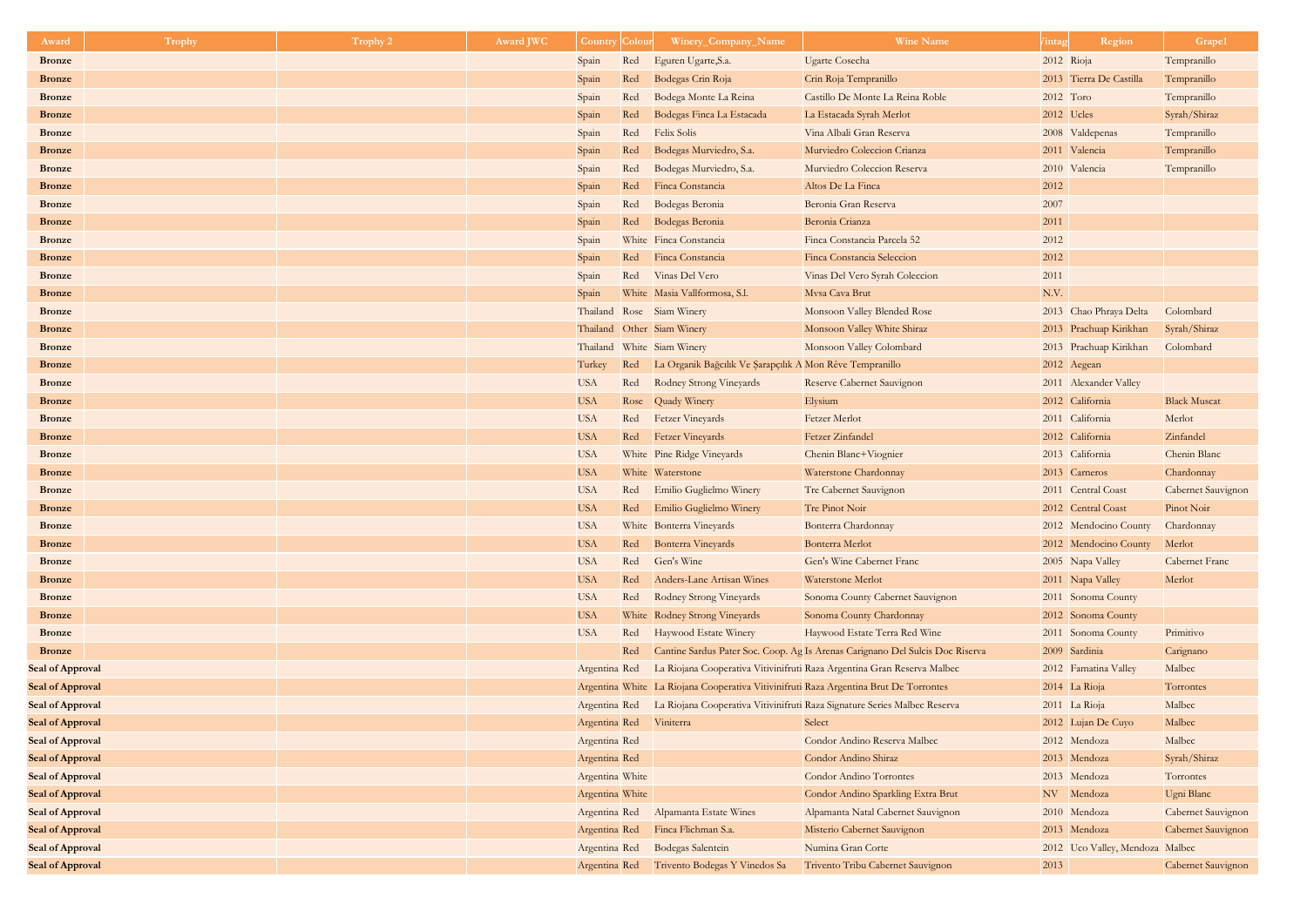| Award | Trophy | Trophy 2 | Award JWC | Country | Colour | Winery_Company_Name | Wine Name | Vintage | Region | Grape1 |
|---|---|---|---|---|---|---|---|---|---|---|
| Bronze | | | | Spain | Red | Eguren Ugarte,S.a. | Ugarte Cosecha | 2012 | Rioja | Tempranillo |
| Bronze | | | | Spain | Red | Bodegas Crin Roja | Crin Roja Tempranillo | 2013 | Tierra De Castilla | Tempranillo |
| Bronze | | | | Spain | Red | Bodega Monte La Reina | Castillo De Monte La Reina Roble | 2012 | Toro | Tempranillo |
| Bronze | | | | Spain | Red | Bodegas Finca La Estacada | La Estacada Syrah Merlot | 2012 | Ucles | Syrah/Shiraz |
| Bronze | | | | Spain | Red | Felix Solis | Vina Albali Gran Reserva | 2008 | Valdepenas | Tempranillo |
| Bronze | | | | Spain | Red | Bodegas Murviedro, S.a. | Murviedro Coleccion Crianza | 2011 | Valencia | Tempranillo |
| Bronze | | | | Spain | Red | Bodegas Murviedro, S.a. | Murviedro Coleccion Reserva | 2010 | Valencia | Tempranillo |
| Bronze | | | | Spain | Red | Finca Constancia | Altos De La Finca | 2012 | | |
| Bronze | | | | Spain | Red | Bodegas Beronia | Beronia Gran Reserva | 2007 | | |
| Bronze | | | | Spain | Red | Bodegas Beronia | Beronia Crianza | 2011 | | |
| Bronze | | | | Spain | White | Finca Constancia | Finca Constancia Parcela 52 | 2012 | | |
| Bronze | | | | Spain | Red | Finca Constancia | Finca Constancia Seleccion | 2012 | | |
| Bronze | | | | Spain | Red | Vinas Del Vero | Vinas Del Vero Syrah Coleccion | 2011 | | |
| Bronze | | | | Spain | White | Masia Vallformosa, S.l. | Mvsa Cava Brut | N.V. | | |
| Bronze | | | | Thailand | Rose | Siam Winery | Monsoon Valley Blended Rose | 2013 | Chao Phraya Delta | Colombard |
| Bronze | | | | Thailand | Other | Siam Winery | Monsoon Valley White Shiraz | 2013 | Prachuap Kirikhan | Syrah/Shiraz |
| Bronze | | | | Thailand | White | Siam Winery | Monsoon Valley Colombard | 2013 | Prachuap Kirikhan | Colombard |
| Bronze | | | | Turkey | Red | La Organik Bağcılık Ve Şarapçılık A | Mon Rêve Tempranillo | 2012 | Aegean | |
| Bronze | | | | USA | Red | Rodney Strong Vineyards | Reserve Cabernet Sauvignon | 2011 | Alexander Valley | |
| Bronze | | | | USA | Rose | Quady Winery | Elysium | 2012 | California | Black Muscat |
| Bronze | | | | USA | Red | Fetzer Vineyards | Fetzer Merlot | 2011 | California | Merlot |
| Bronze | | | | USA | Red | Fetzer Vineyards | Fetzer Zinfandel | 2012 | California | Zinfandel |
| Bronze | | | | USA | White | Pine Ridge Vineyards | Chenin Blanc+Viognier | 2013 | California | Chenin Blanc |
| Bronze | | | | USA | White | Waterstone | Waterstone Chardonnay | 2013 | Carneros | Chardonnay |
| Bronze | | | | USA | Red | Emilio Guglielmo Winery | Tre Cabernet Sauvignon | 2011 | Central Coast | Cabernet Sauvignon |
| Bronze | | | | USA | Red | Emilio Guglielmo Winery | Tre Pinot Noir | 2012 | Central Coast | Pinot Noir |
| Bronze | | | | USA | White | Bonterra Vineyards | Bonterra Chardonnay | 2012 | Mendocino County | Chardonnay |
| Bronze | | | | USA | Red | Bonterra Vineyards | Bonterra Merlot | 2012 | Mendocino County | Merlot |
| Bronze | | | | USA | Red | Gen's Wine | Gen's Wine Cabernet Franc | 2005 | Napa Valley | Cabernet Franc |
| Bronze | | | | USA | Red | Anders-Lane Artisan Wines | Waterstone Merlot | 2011 | Napa Valley | Merlot |
| Bronze | | | | USA | Red | Rodney Strong Vineyards | Sonoma County Cabernet Sauvignon | 2011 | Sonoma County | |
| Bronze | | | | USA | White | Rodney Strong Vineyards | Sonoma County Chardonnay | 2012 | Sonoma County | |
| Bronze | | | | USA | Red | Haywood Estate Winery | Haywood Estate Terra Red Wine | 2011 | Sonoma County | Primitivo |
| Bronze | | | | | Red | Cantine Sardus Pater Soc. Coop. Ag | Is Arenas Carignano Del Sulcis Doc Riserva | 2009 | Sardinia | Carignano |
| Seal of Approval | | | | Argentina | Red | La Riojana Cooperativa Vitivinifruti | Raza Argentina Gran Reserva Malbec | 2012 | Famatina Valley | Malbec |
| Seal of Approval | | | | Argentina | White | La Riojana Cooperativa Vitivinifruti | Raza Argentina Brut De Torrontes | 2014 | La Rioja | Torrontes |
| Seal of Approval | | | | Argentina | Red | La Riojana Cooperativa Vitivinifruti | Raza Signature Series Malbec Reserva | 2011 | La Rioja | Malbec |
| Seal of Approval | | | | Argentina | Red | Viniterra | Select | 2012 | Lujan De Cuyo | Malbec |
| Seal of Approval | | | | Argentina | Red | | Condor Andino Reserva Malbec | 2012 | Mendoza | Malbec |
| Seal of Approval | | | | Argentina | Red | | Condor Andino Shiraz | 2013 | Mendoza | Syrah/Shiraz |
| Seal of Approval | | | | Argentina | White | | Condor Andino Torrontes | 2013 | Mendoza | Torrontes |
| Seal of Approval | | | | Argentina | White | | Condor Andino Sparkling Extra Brut | NV | Mendoza | Ugni Blanc |
| Seal of Approval | | | | Argentina | Red | Alpamanta Estate Wines | Alpamanta Natal Cabernet Sauvignon | 2010 | Mendoza | Cabernet Sauvignon |
| Seal of Approval | | | | Argentina | Red | Finca Flichman S.a. | Misterio Cabernet Sauvignon | 2013 | Mendoza | Cabernet Sauvignon |
| Seal of Approval | | | | Argentina | Red | Bodegas Salentein | Numina Gran Corte | 2012 | Uco Valley, Mendoza | Malbec |
| Seal of Approval | | | | Argentina | Red | Trivento Bodegas Y Vinedos Sa | Trivento Tribu Cabernet Sauvignon | 2013 | | Cabernet Sauvignon |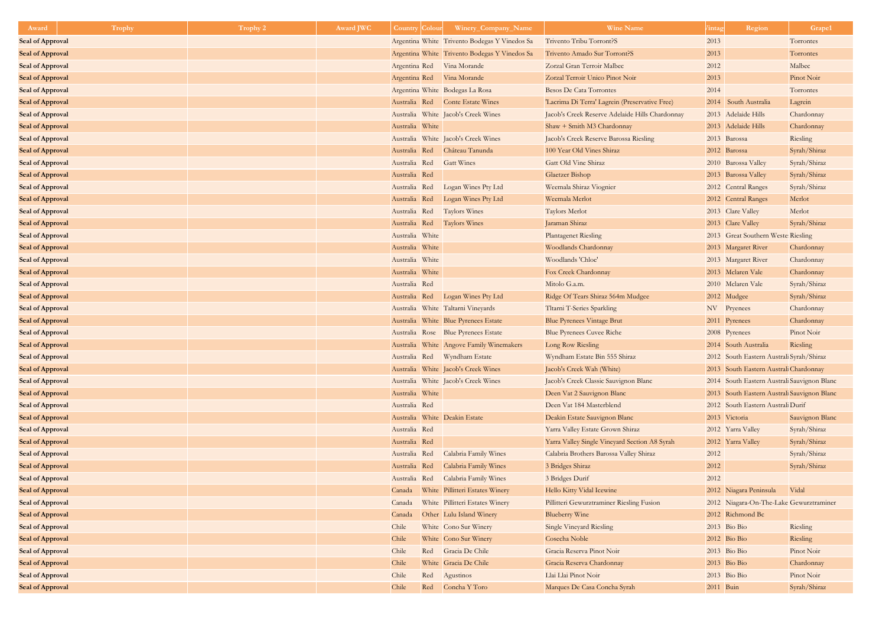| Award | Trophy | Trophy 2 | Award JWC | Country | Colour | Winery_Company_Name | Wine Name | Vintage | Region | Grape1 |
|---|---|---|---|---|---|---|---|---|---|---|
| **Seal of Approval** | | | | Argentina | White | Trivento Bodegas Y Vinedos Sa | Trivento Tribu Torront?S | 2013 | | Torrontes |
| **Seal of Approval** | | | | Argentina | White | Trivento Bodegas Y Vinedos Sa | Trivento Amado Sur Torront?S | 2013 | | Torrontes |
| **Seal of Approval** | | | | Argentina | Red | Vina Morande | Zorzal Gran Terroir Malbec | 2012 | | Malbec |
| **Seal of Approval** | | | | Argentina | Red | Vina Morande | Zorzal Terroir Unico Pinot Noir | 2013 | | Pinot Noir |
| **Seal of Approval** | | | | Argentina | White | Bodegas La Rosa | Besos De Cata Torrontes | 2014 | | Torrontes |
| **Seal of Approval** | | | | Australia | Red | Conte Estate Wines | 'Lacrima Di Terra' Lagrein (Preservative Free) | 2014 | South Australia | Lagrein |
| **Seal of Approval** | | | | Australia | White | Jacob's Creek Wines | Jacob's Creek Reserve Adelaide Hills Chardonnay | 2013 | Adelaide Hills | Chardonnay |
| **Seal of Approval** | | | | Australia | White | | Shaw + Smith M3 Chardonnay | 2013 | Adelaide Hills | Chardonnay |
| **Seal of Approval** | | | | Australia | White | Jacob's Creek Wines | Jacob's Creek Reserve Barossa Riesling | 2013 | Barossa | Riesling |
| **Seal of Approval** | | | | Australia | Red | Château Tanunda | 100 Year Old Vines Shiraz | 2012 | Barossa | Syrah/Shiraz |
| **Seal of Approval** | | | | Australia | Red | Gatt Wines | Gatt Old Vine Shiraz | 2010 | Barossa Valley | Syrah/Shiraz |
| **Seal of Approval** | | | | Australia | Red | | Glaetzer Bishop | 2013 | Barossa Valley | Syrah/Shiraz |
| **Seal of Approval** | | | | Australia | Red | Logan Wines Pty Ltd | Weemala Shiraz Viognier | 2012 | Central Ranges | Syrah/Shiraz |
| **Seal of Approval** | | | | Australia | Red | Logan Wines Pty Ltd | Weemala Merlot | 2012 | Central Ranges | Merlot |
| **Seal of Approval** | | | | Australia | Red | Taylors Wines | Taylors Merlot | 2013 | Clare Valley | Merlot |
| **Seal of Approval** | | | | Australia | Red | Taylors Wines | Jaraman Shiraz | 2013 | Clare Valley | Syrah/Shiraz |
| **Seal of Approval** | | | | Australia | White | | Plantagenet Riesling | 2013 | Great Southern Weste | Riesling |
| **Seal of Approval** | | | | Australia | White | | Woodlands Chardonnay | 2013 | Margaret River | Chardonnay |
| **Seal of Approval** | | | | Australia | White | | Woodlands 'Chloe' | 2013 | Margaret River | Chardonnay |
| **Seal of Approval** | | | | Australia | White | | Fox Creek Chardonnay | 2013 | Mclaren Vale | Chardonnay |
| **Seal of Approval** | | | | Australia | Red | | Mitolo G.a.m. | 2010 | Mclaren Vale | Syrah/Shiraz |
| **Seal of Approval** | | | | Australia | Red | Logan Wines Pty Ltd | Ridge Of Tears Shiraz 564m Mudgee | 2012 | Mudgee | Syrah/Shiraz |
| **Seal of Approval** | | | | Australia | White | Taltarni Vineyards | Tltarni T-Series Sparkling | NV | Pryenees | Chardonnay |
| **Seal of Approval** | | | | Australia | White | Blue Pyrenees Estate | Blue Pyrenees Vintage Brut | 2011 | Pyrenees | Chardonnay |
| **Seal of Approval** | | | | Australia | Rose | Blue Pyrenees Estate | Blue Pyrenees Cuvee Riche | 2008 | Pyrenees | Pinot Noir |
| **Seal of Approval** | | | | Australia | White | Angove Family Winemakers | Long Row Riesling | 2014 | South Australia | Riesling |
| **Seal of Approval** | | | | Australia | Red | Wyndham Estate | Wyndham Estate Bin 555 Shiraz | 2012 | South Eastern Australi | Syrah/Shiraz |
| **Seal of Approval** | | | | Australia | White | Jacob's Creek Wines | Jacob's Creek Wah (White) | 2013 | South Eastern Australi | Chardonnay |
| **Seal of Approval** | | | | Australia | White | Jacob's Creek Wines | Jacob's Creek Classic Sauvignon Blanc | 2014 | South Eastern Australi | Sauvignon Blanc |
| **Seal of Approval** | | | | Australia | White | | Deen Vat 2 Sauvignon Blanc | 2013 | South Eastern Australi | Sauvignon Blanc |
| **Seal of Approval** | | | | Australia | Red | | Deen Vat 184 Masterblend | 2012 | South Eastern Australi | Durif |
| **Seal of Approval** | | | | Australia | White | Deakin Estate | Deakin Estate Sauvignon Blanc | 2013 | Victoria | Sauvignon Blanc |
| **Seal of Approval** | | | | Australia | Red | | Yarra Valley Estate Grown Shiraz | 2012 | Yarra Valley | Syrah/Shiraz |
| **Seal of Approval** | | | | Australia | Red | | Yarra Valley Single Vineyard Section A8 Syrah | 2012 | Yarra Valley | Syrah/Shiraz |
| **Seal of Approval** | | | | Australia | Red | Calabria Family Wines | Calabria Brothers Barossa Valley Shiraz | 2012 | | Syrah/Shiraz |
| **Seal of Approval** | | | | Australia | Red | Calabria Family Wines | 3 Bridges Shiraz | 2012 | | Syrah/Shiraz |
| **Seal of Approval** | | | | Australia | Red | Calabria Family Wines | 3 Bridges Durif | 2012 | | |
| **Seal of Approval** | | | | Canada | White | Pillitteri Estates Winery | Hello Kitty Vidal Icewine | 2012 | Niagara Peninsula | Vidal |
| **Seal of Approval** | | | | Canada | White | Pillitteri Estates Winery | Pillitteri Gewurztraminer Riesling Fusion | 2012 | Niagara-On-The-Lake | Gewurztraminer |
| **Seal of Approval** | | | | Canada | Other | Lulu Island Winery | Blueberry Wine | 2012 | Richmond Bc | |
| **Seal of Approval** | | | | Chile | White | Cono Sur Winery | Single Vineyard Riesling | 2013 | Bio Bio | Riesling |
| **Seal of Approval** | | | | Chile | White | Cono Sur Winery | Cosecha Noble | 2012 | Bio Bio | Riesling |
| **Seal of Approval** | | | | Chile | Red | Gracia De Chile | Gracia Reserva Pinot Noir | 2013 | Bio Bio | Pinot Noir |
| **Seal of Approval** | | | | Chile | White | Gracia De Chile | Gracia Reserva Chardonnay | 2013 | Bio Bio | Chardonnay |
| **Seal of Approval** | | | | Chile | Red | Agustinos | Llai Llai Pinot Noir | 2013 | Bio Bio | Pinot Noir |
| **Seal of Approval** | | | | Chile | Red | Concha Y Toro | Marques De Casa Concha Syrah | 2011 | Buin | Syrah/Shiraz |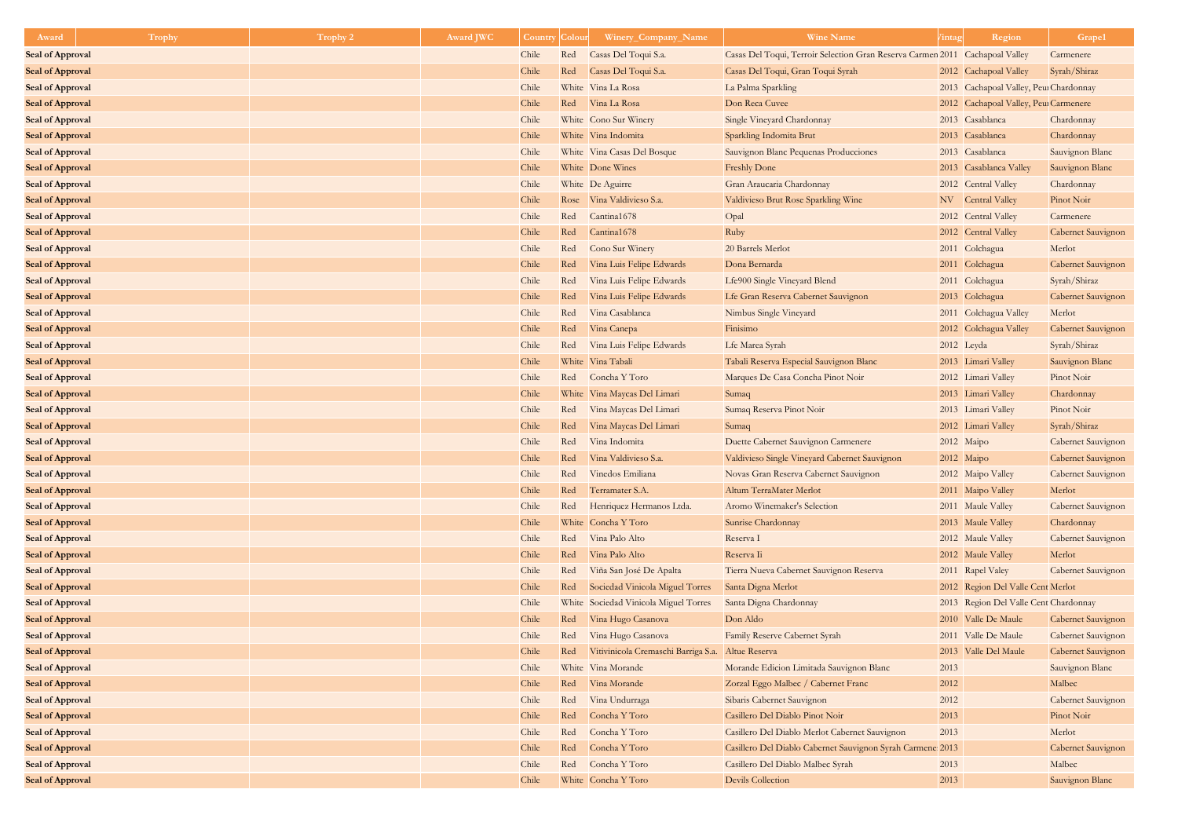| Award | Trophy | Trophy 2 | Award JWC | Country | Colour | Winery_Company_Name | Wine Name | Vintage | Region | Grape1 |
|---|---|---|---|---|---|---|---|---|---|---|
| Seal of Approval | | | | Chile | Red | Casas Del Toqui S.a. | Casas Del Toqui, Terroir Selection Gran Reserva Carmen | 2011 | Cachapoal Valley | Carmenere |
| Seal of Approval | | | | Chile | Red | Casas Del Toqui S.a. | Casas Del Toqui, Gran Toqui Syrah | 2012 | Cachapoal Valley | Syrah/Shiraz |
| Seal of Approval | | | | Chile | White | Vina La Rosa | La Palma Sparkling | 2013 | Cachapoal Valley, Peu | Chardonnay |
| Seal of Approval | | | | Chile | Red | Vina La Rosa | Don Reca Cuvee | 2012 | Cachapoal Valley, Peu | Carmenere |
| Seal of Approval | | | | Chile | White | Cono Sur Winery | Single Vineyard Chardonnay | 2013 | Casablanca | Chardonnay |
| Seal of Approval | | | | Chile | White | Vina Indomita | Sparkling Indomita Brut | 2013 | Casablanca | Chardonnay |
| Seal of Approval | | | | Chile | White | Vina Casas Del Bosque | Sauvignon Blanc Pequenas Producciones | 2013 | Casablanca | Sauvignon Blanc |
| Seal of Approval | | | | Chile | White | Done Wines | Freshly Done | 2013 | Casablanca Valley | Sauvignon Blanc |
| Seal of Approval | | | | Chile | White | De Aguirre | Gran Araucaria Chardonnay | 2012 | Central Valley | Chardonnay |
| Seal of Approval | | | | Chile | Rose | Vina Valdivieso S.a. | Valdivieso Brut Rose Sparkling Wine | NV | Central Valley | Pinot Noir |
| Seal of Approval | | | | Chile | Red | Cantina1678 | Opal | 2012 | Central Valley | Carmenere |
| Seal of Approval | | | | Chile | Red | Cantina1678 | Ruby | 2012 | Central Valley | Cabernet Sauvignon |
| Seal of Approval | | | | Chile | Red | Cono Sur Winery | 20 Barrels Merlot | 2011 | Colchagua | Merlot |
| Seal of Approval | | | | Chile | Red | Vina Luis Felipe Edwards | Dona Bernarda | 2011 | Colchagua | Cabernet Sauvignon |
| Seal of Approval | | | | Chile | Red | Vina Luis Felipe Edwards | Lfe900 Single Vineyard Blend | 2011 | Colchagua | Syrah/Shiraz |
| Seal of Approval | | | | Chile | Red | Vina Luis Felipe Edwards | Lfe Gran Reserva Cabernet Sauvignon | 2013 | Colchagua | Cabernet Sauvignon |
| Seal of Approval | | | | Chile | Red | Vina Casablanca | Nimbus Single Vineyard | 2011 | Colchagua Valley | Merlot |
| Seal of Approval | | | | Chile | Red | Vina Canepa | Finisimo | 2012 | Colchagua Valley | Cabernet Sauvignon |
| Seal of Approval | | | | Chile | Red | Vina Luis Felipe Edwards | Lfe Marea Syrah | 2012 | Leyda | Syrah/Shiraz |
| Seal of Approval | | | | Chile | White | Vina Tabali | Tabali Reserva Especial Sauvignon Blanc | 2013 | Limari Valley | Sauvignon Blanc |
| Seal of Approval | | | | Chile | Red | Concha Y Toro | Marques De Casa Concha Pinot Noir | 2012 | Limari Valley | Pinot Noir |
| Seal of Approval | | | | Chile | White | Vina Maycas Del Limari | Sumaq | 2013 | Limari Valley | Chardonnay |
| Seal of Approval | | | | Chile | Red | Vina Maycas Del Limari | Sumaq Reserva Pinot Noir | 2013 | Limari Valley | Pinot Noir |
| Seal of Approval | | | | Chile | Red | Vina Maycas Del Limari | Sumaq | 2012 | Limari Valley | Syrah/Shiraz |
| Seal of Approval | | | | Chile | Red | Vina Indomita | Duette Cabernet Sauvignon Carmenere | 2012 | Maipo | Cabernet Sauvignon |
| Seal of Approval | | | | Chile | Red | Vina Valdivieso S.a. | Valdivieso Single Vineyard Cabernet Sauvignon | 2012 | Maipo | Cabernet Sauvignon |
| Seal of Approval | | | | Chile | Red | Vinedos Emiliana | Novas Gran Reserva Cabernet Sauvignon | 2012 | Maipo Valley | Cabernet Sauvignon |
| Seal of Approval | | | | Chile | Red | Terramater S.A. | Altum TerraMater Merlot | 2011 | Maipo Valley | Merlot |
| Seal of Approval | | | | Chile | Red | Henriquez Hermanos Ltda. | Aromo Winemaker's Selection | 2011 | Maule Valley | Cabernet Sauvignon |
| Seal of Approval | | | | Chile | White | Concha Y Toro | Sunrise Chardonnay | 2013 | Maule Valley | Chardonnay |
| Seal of Approval | | | | Chile | Red | Vina Palo Alto | Reserva I | 2012 | Maule Valley | Cabernet Sauvignon |
| Seal of Approval | | | | Chile | Red | Vina Palo Alto | Reserva Ii | 2012 | Maule Valley | Merlot |
| Seal of Approval | | | | Chile | Red | Viña San José De Apalta | Tierra Nueva Cabernet Sauvignon Reserva | 2011 | Rapel Valey | Cabernet Sauvignon |
| Seal of Approval | | | | Chile | Red | Sociedad Vinicola Miguel Torres | Santa Digna Merlot | 2012 | Region Del Valle Cent | Merlot |
| Seal of Approval | | | | Chile | White | Sociedad Vinicola Miguel Torres | Santa Digna Chardonnay | 2013 | Region Del Valle Cent | Chardonnay |
| Seal of Approval | | | | Chile | Red | Vina Hugo Casanova | Don Aldo | 2010 | Valle De Maule | Cabernet Sauvignon |
| Seal of Approval | | | | Chile | Red | Vina Hugo Casanova | Family Reserve Cabernet Syrah | 2011 | Valle De Maule | Cabernet Sauvignon |
| Seal of Approval | | | | Chile | Red | Vitivinicola Cremaschi Barriga S.a. | Altue Reserva | 2013 | Valle Del Maule | Cabernet Sauvignon |
| Seal of Approval | | | | Chile | White | Vina Morande | Morande Edicion Limitada Sauvignon Blanc | 2013 | | Sauvignon Blanc |
| Seal of Approval | | | | Chile | Red | Vina Morande | Zorzal Eggo Malbec / Cabernet Franc | 2012 | | Malbec |
| Seal of Approval | | | | Chile | Red | Vina Undurraga | Sibaris Cabernet Sauvignon | 2012 | | Cabernet Sauvignon |
| Seal of Approval | | | | Chile | Red | Concha Y Toro | Casillero Del Diablo Pinot Noir | 2013 | | Pinot Noir |
| Seal of Approval | | | | Chile | Red | Concha Y Toro | Casillero Del Diablo Merlot Cabernet Sauvignon | 2013 | | Merlot |
| Seal of Approval | | | | Chile | Red | Concha Y Toro | Casillero Del Diablo Cabernet Sauvignon Syrah Carmene | 2013 | | Cabernet Sauvignon |
| Seal of Approval | | | | Chile | Red | Concha Y Toro | Casillero Del Diablo Malbec Syrah | 2013 | | Malbec |
| Seal of Approval | | | | Chile | White | Concha Y Toro | Devils Collection | 2013 | | Sauvignon Blanc |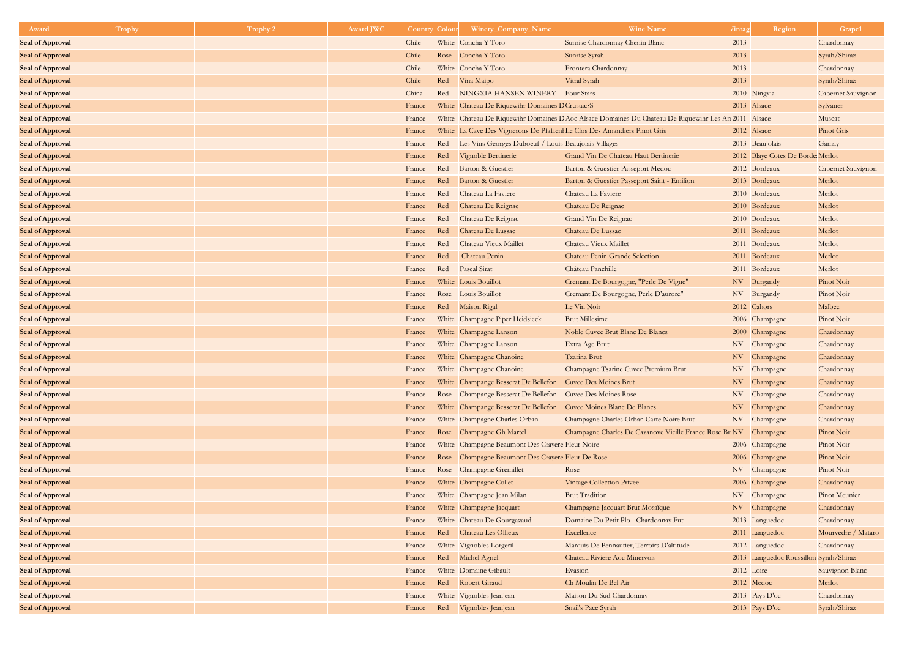| Award | Trophy | Trophy 2 | Award JWC | Country | Colour | Winery_Company_Name | Wine Name | Vintage | Region | Grape1 |
|---|---|---|---|---|---|---|---|---|---|---|
| Seal of Approval | | | | Chile | White | Concha Y Toro | Sunrise Chardonnay Chenin Blanc | 2013 | | Chardonnay |
| Seal of Approval | | | | Chile | Rose | Concha Y Toro | Sunrise Syrah | 2013 | | Syrah/Shiraz |
| Seal of Approval | | | | Chile | White | Concha Y Toro | Frontera Chardonnay | 2013 | | Chardonnay |
| Seal of Approval | | | | Chile | Red | Vina Maipo | Vitral Syrah | 2013 | | Syrah/Shiraz |
| Seal of Approval | | | | China | Red | NINGXIA HANSEN WINERY | Four Stars | 2010 | Ningxia | Cabernet Sauvignon |
| Seal of Approval | | | | France | White | Chateau De Riquewihr Domaines D | Crustac?S | 2013 | Alsace | Sylvaner |
| Seal of Approval | | | | France | White | Chateau De Riquewihr Domaines D | Aoc Alsace Domaines Du Chateau De Riquewihr Les An | 2011 | Alsace | Muscat |
| Seal of Approval | | | | France | White | La Cave Des Vignerons De Pfaffenh | Le Clos Des Amandiers Pinot Gris | 2012 | Alsace | Pinot Gris |
| Seal of Approval | | | | France | Red | Les Vins Georges Duboeuf / Louis | Beaujolais Villages | 2013 | Beaujolais | Gamay |
| Seal of Approval | | | | France | Red | Vignoble Bertinerie | Grand Vin De Chateau Haut Bertinerie | 2012 | Blaye Cotes De Borde | Merlot |
| Seal of Approval | | | | France | Red | Barton & Guestier | Barton & Guestier Passeport Medoc | 2012 | Bordeaux | Cabernet Sauvignon |
| Seal of Approval | | | | France | Red | Barton & Guestier | Barton & Guestier Passeport Saint - Emilion | 2013 | Bordeaux | Merlot |
| Seal of Approval | | | | France | Red | Chateau La Faviere | Chateau La Faviere | 2010 | Bordeaux | Merlot |
| Seal of Approval | | | | France | Red | Chateau De Reignac | Chateau De Reignac | 2010 | Bordeaux | Merlot |
| Seal of Approval | | | | France | Red | Chateau De Reignac | Grand Vin De Reignac | 2010 | Bordeaux | Merlot |
| Seal of Approval | | | | France | Red | Chateau De Lussac | Chateau De Lussac | 2011 | Bordeaux | Merlot |
| Seal of Approval | | | | France | Red | Chateau Vieux Maillet | Chateau Vieux Maillet | 2011 | Bordeaux | Merlot |
| Seal of Approval | | | | France | Red | Chateau Penin | Chateau Penin Grande Selection | 2011 | Bordeaux | Merlot |
| Seal of Approval | | | | France | Red | Pascal Sirat | Château Panchille | 2011 | Bordeaux | Merlot |
| Seal of Approval | | | | France | White | Louis Bouillot | Cremant De Bourgogne, "Perle De Vigne" | NV | Burgandy | Pinot Noir |
| Seal of Approval | | | | France | Rose | Louis Bouillot | Cremant De Bourgogne, Perle D'aurore" | NV | Burgandy | Pinot Noir |
| Seal of Approval | | | | France | Red | Maison Rigal | Le Vin Noir | 2012 | Cahors | Malbec |
| Seal of Approval | | | | France | White | Champagne Piper Heidsieck | Brut Millesime | 2006 | Champagne | Pinot Noir |
| Seal of Approval | | | | France | White | Champagne Lanson | Noble Cuvee Brut Blanc De Blancs | 2000 | Champagne | Chardonnay |
| Seal of Approval | | | | France | White | Champagne Lanson | Extra Age Brut | NV | Champagne | Chardonnay |
| Seal of Approval | | | | France | White | Champagne Chanoine | Tzarina Brut | NV | Champagne | Chardonnay |
| Seal of Approval | | | | France | White | Champagne Chanoine | Champagne Tsarine Cuvee Premium Brut | NV | Champagne | Chardonnay |
| Seal of Approval | | | | France | White | Champange Besserat De Bellefon | Cuvee Des Moines Brut | NV | Champagne | Chardonnay |
| Seal of Approval | | | | France | Rose | Champange Besserat De Bellefon | Cuvee Des Moines Rose | NV | Champagne | Chardonnay |
| Seal of Approval | | | | France | White | Champange Besserat De Bellefon | Cuvee Moines Blanc De Blancs | NV | Champagne | Chardonnay |
| Seal of Approval | | | | France | White | Champagne Charles Orban | Champagne Charles Orban Carte Noire Brut | NV | Champagne | Chardonnay |
| Seal of Approval | | | | France | Rose | Champagne Gh Martel | Champagne Charles De Cazanove Vieille France Rose Br | NV | Champagne | Pinot Noir |
| Seal of Approval | | | | France | White | Champagne Beaumont Des Crayere | Fleur Noire | 2006 | Champagne | Pinot Noir |
| Seal of Approval | | | | France | Rose | Champagne Beaumont Des Crayere | Fleur De Rose | 2006 | Champagne | Pinot Noir |
| Seal of Approval | | | | France | Rose | Champagne Gremillet | Rose | NV | Champagne | Pinot Noir |
| Seal of Approval | | | | France | White | Champagne Collet | Vintage Collection Privee | 2006 | Champagne | Chardonnay |
| Seal of Approval | | | | France | White | Champagne Jean Milan | Brut Tradition | NV | Champagne | Pinot Meunier |
| Seal of Approval | | | | France | White | Champagne Jacquart | Champagne Jacquart Brut Mosaïque | NV | Champagne | Chardonnay |
| Seal of Approval | | | | France | White | Chateau De Gourgazaud | Domaine Du Petit Plo - Chardonnay Fut | 2013 | Languedoc | Chardonnay |
| Seal of Approval | | | | France | Red | Chateau Les Ollieux | Excellence | 2011 | Languedoc | Mourvedre / Mataro |
| Seal of Approval | | | | France | White | Vignobles Lorgeril | Marquis De Pennautier, Terroirs D'altitude | 2012 | Languedoc | Chardonnay |
| Seal of Approval | | | | France | Red | Michel Agnel | Chateau Riviere Aoc Minervois | 2013 | Languedoc Roussillon | Syrah/Shiraz |
| Seal of Approval | | | | France | White | Domaine Gibault | Evasion | 2012 | Loire | Sauvignon Blanc |
| Seal of Approval | | | | France | Red | Robert Giraud | Ch Moulin De Bel Air | 2012 | Medoc | Merlot |
| Seal of Approval | | | | France | White | Vignobles Jeanjean | Maison Du Sud Chardonnay | 2013 | Pays D'oc | Chardonnay |
| Seal of Approval | | | | France | Red | Vignobles Jeanjean | Snail's Pace Syrah | 2013 | Pays D'oc | Syrah/Shiraz |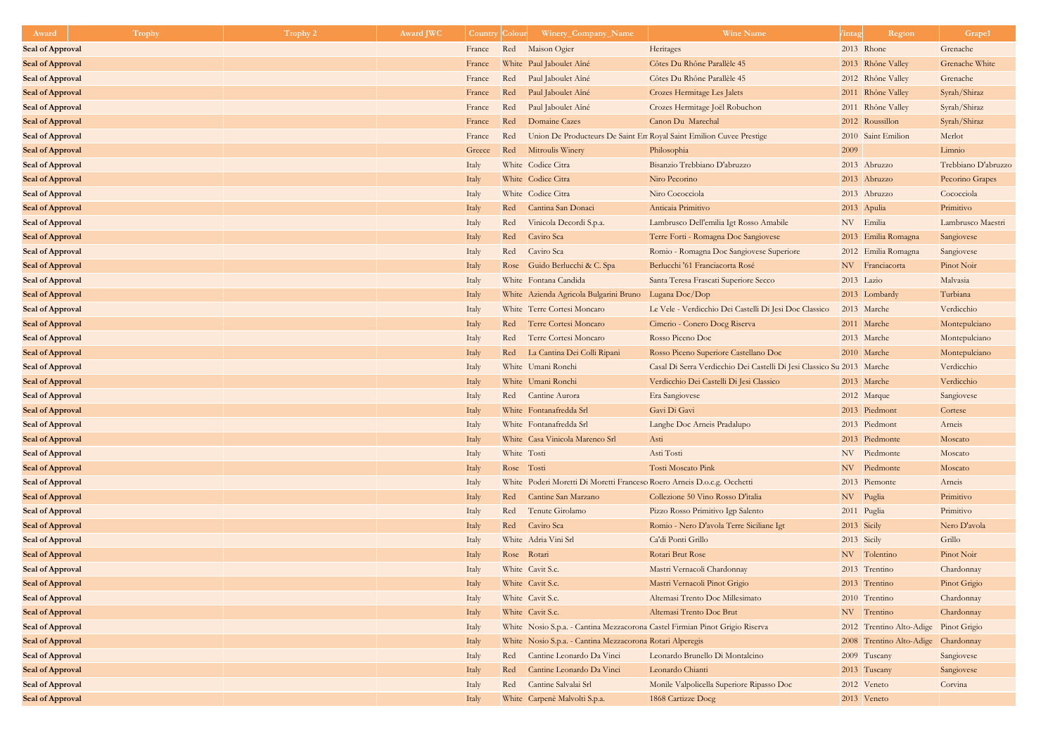| Award | Trophy | Trophy 2 | Award JWC | Country | Colour | Winery_Company_Name | Wine Name | Vintage | Region | Grape1 |
|---|---|---|---|---|---|---|---|---|---|---|
| Seal of Approval | | | | France | Red | Maison Ogier | Heritages | 2013 | Rhone | Grenache |
| Seal of Approval | | | | France | White | Paul Jaboulet Aîné | Côtes Du Rhône Parallèle 45 | 2013 | Rhône Valley | Grenache White |
| Seal of Approval | | | | France | Red | Paul Jaboulet Aîné | Côtes Du Rhône Parallèle 45 | 2012 | Rhône Valley | Grenache |
| Seal of Approval | | | | France | Red | Paul Jaboulet Aîné | Crozes Hermitage Les Jalets | 2011 | Rhône Valley | Syrah/Shiraz |
| Seal of Approval | | | | France | Red | Paul Jaboulet Aîné | Crozes Hermitage Joël Robuchon | 2011 | Rhône Valley | Syrah/Shiraz |
| Seal of Approval | | | | France | Red | Domaine Cazes | Canon Du Marechal | 2012 | Roussillon | Syrah/Shiraz |
| Seal of Approval | | | | France | Red | Union De Producteurs De Saint Em | Royal Saint Emilion Cuvee Prestige | 2010 | Saint Emilion | Merlot |
| Seal of Approval | | | | Greece | Red | Mitroulis Winery | Philosophia | 2009 | | Limnio |
| Seal of Approval | | | | Italy | White | Codice Citra | Bisanzio Trebbiano D'abruzzo | 2013 | Abruzzo | Trebbiano D'abruzzo |
| Seal of Approval | | | | Italy | White | Codice Citra | Niro Pecorino | 2013 | Abruzzo | Pecorino Grapes |
| Seal of Approval | | | | Italy | White | Codice Citra | Niro Cococciola | 2013 | Abruzzo | Cococciola |
| Seal of Approval | | | | Italy | Red | Cantina San Donaci | Anticaia Primitivo | 2013 | Apulia | Primitivo |
| Seal of Approval | | | | Italy | Red | Vinicola Decordi S.p.a. | Lambrusco Dell'emilia Igt Rosso Amabile | NV | Emilia | Lambrusco Maestri |
| Seal of Approval | | | | Italy | Red | Caviro Sca | Terre Forti - Romagna Doc Sangiovese | 2013 | Emilia Romagna | Sangiovese |
| Seal of Approval | | | | Italy | Red | Caviro Sca | Romio - Romagna Doc Sangiovese Superiore | 2012 | Emilia Romagna | Sangiovese |
| Seal of Approval | | | | Italy | Rose | Guido Berlucchi & C. Spa | Berlucchi '61 Franciacorta Rosé | NV | Franciacorta | Pinot Noir |
| Seal of Approval | | | | Italy | White | Fontana Candida | Santa Teresa Frascati Superiore Secco | 2013 | Lazio | Malvasia |
| Seal of Approval | | | | Italy | White | Azienda Agricola Bulgarini Bruno | Lugana Doc/Dop | 2013 | Lombardy | Turbiana |
| Seal of Approval | | | | Italy | White | Terre Cortesi Moncaro | Le Vele - Verdicchio Dei Castelli Di Jesi Doc Classico | 2013 | Marche | Verdicchio |
| Seal of Approval | | | | Italy | Red | Terre Cortesi Moncaro | Cimerio - Conero Docg Riserva | 2011 | Marche | Montepulciano |
| Seal of Approval | | | | Italy | Red | Terre Cortesi Moncaro | Rosso Piceno Doc | 2013 | Marche | Montepulciano |
| Seal of Approval | | | | Italy | Red | La Cantina Dei Colli Ripani | Rosso Piceno Superiore Castellano Doc | 2010 | Marche | Montepulciano |
| Seal of Approval | | | | Italy | White | Umani Ronchi | Casal Di Serra Verdicchio Dei Castelli Di Jesi Classico Su | 2013 | Marche | Verdicchio |
| Seal of Approval | | | | Italy | White | Umani Ronchi | Verdicchio Dei Castelli Di Jesi Classico | 2013 | Marche | Verdicchio |
| Seal of Approval | | | | Italy | Red | Cantine Aurora | Era Sangiovese | 2012 | Marque | Sangiovese |
| Seal of Approval | | | | Italy | White | Fontanafredda Srl | Gavi Di Gavi | 2013 | Piedmont | Cortese |
| Seal of Approval | | | | Italy | White | Fontanafredda Srl | Langhe Doc Arneis Pradalupo | 2013 | Piedmont | Arneis |
| Seal of Approval | | | | Italy | White | Casa Vinicola Marenco Srl | Asti | 2013 | Piedmonte | Moscato |
| Seal of Approval | | | | Italy | White | Tosti | Asti Tosti | NV | Piedmonte | Moscato |
| Seal of Approval | | | | Italy | Rose | Tosti | Tosti Moscato Pink | NV | Piedmonte | Moscato |
| Seal of Approval | | | | Italy | White | Poderi Moretti Di Moretti Francesco | Roero Arneis D.o.c.g. Occhetti | 2013 | Piemonte | Arneis |
| Seal of Approval | | | | Italy | Red | Cantine San Marzano | Collezione 50 Vino Rosso D'italia | NV | Puglia | Primitivo |
| Seal of Approval | | | | Italy | Red | Tenute Girolamo | Pizzo Rosso Primitivo Igp Salento | 2011 | Puglia | Primitivo |
| Seal of Approval | | | | Italy | Red | Caviro Sca | Romio - Nero D'avola Terre Siciliane Igt | 2013 | Sicily | Nero D'avola |
| Seal of Approval | | | | Italy | White | Adria Vini Srl | Ca'di Ponti Grillo | 2013 | Sicily | Grillo |
| Seal of Approval | | | | Italy | Rose | Rotari | Rotari Brut Rose | NV | Tolentino | Pinot Noir |
| Seal of Approval | | | | Italy | White | Cavit S.c. | Mastri Vernacoli Chardonnay | 2013 | Trentino | Chardonnay |
| Seal of Approval | | | | Italy | White | Cavit S.c. | Mastri Vernacoli Pinot Grigio | 2013 | Trentino | Pinot Grigio |
| Seal of Approval | | | | Italy | White | Cavit S.c. | Altemasi Trento Doc Millesimato | 2010 | Trentino | Chardonnay |
| Seal of Approval | | | | Italy | White | Cavit S.c. | Altemasi Trento Doc Brut | NV | Trentino | Chardonnay |
| Seal of Approval | | | | Italy | White | Nosio S.p.a. - Cantina Mezzacorona | Castel Firmian Pinot Grigio Riserva | 2012 | Trentino Alto-Adige | Pinot Grigio |
| Seal of Approval | | | | Italy | White | Nosio S.p.a. - Cantina Mezzacorona | Rotari Alperegis | 2008 | Trentino Alto-Adige | Chardonnay |
| Seal of Approval | | | | Italy | Red | Cantine Leonardo Da Vinci | Leonardo Brunello Di Montalcino | 2009 | Tuscany | Sangiovese |
| Seal of Approval | | | | Italy | Red | Cantine Leonardo Da Vinci | Leonardo Chianti | 2013 | Tuscany | Sangiovese |
| Seal of Approval | | | | Italy | Red | Cantine Salvalai Srl | Monile Valpolicella Superiore Ripasso Doc | 2012 | Veneto | Corvina |
| Seal of Approval | | | | Italy | White | Carpenè Malvolti S.p.a. | 1868 Cartizze Docg | 2013 | Veneto | |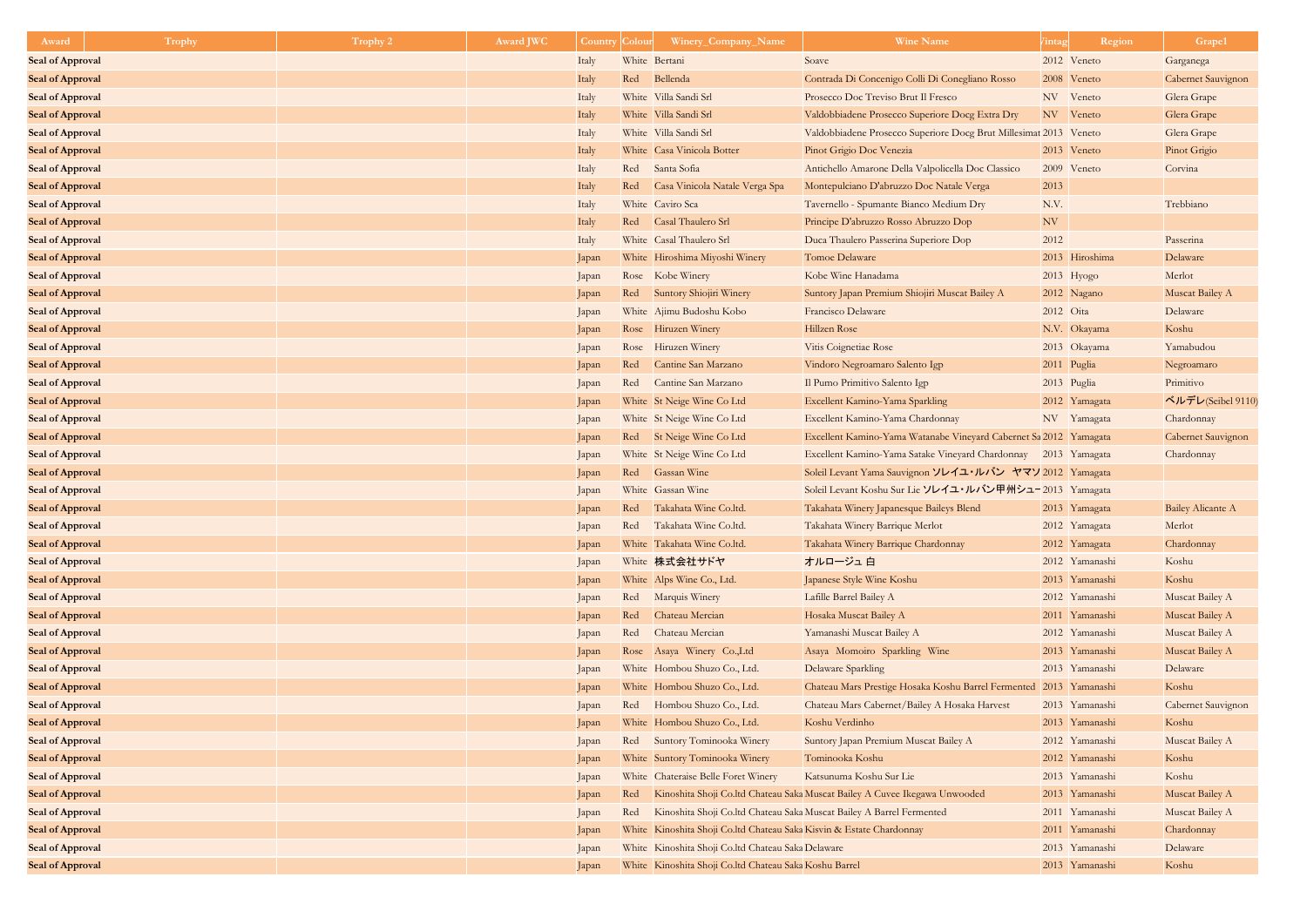| Award | Trophy | Trophy 2 | Award JWC | Country | Colour | Winery_Company_Name | Wine Name | Vintage | Region | Grape1 |
|---|---|---|---|---|---|---|---|---|---|---|
| Seal of Approval | | | | Italy | White | Bertani | Soave | 2012 | Veneto | Garganega |
| Seal of Approval | | | | Italy | Red | Bellenda | Contrada Di Concenigo Colli Di Conegliano Rosso | 2008 | Veneto | Cabernet Sauvignon |
| Seal of Approval | | | | Italy | White | Villa Sandi Srl | Prosecco Doc Treviso Brut Il Fresco | NV | Veneto | Glera Grape |
| Seal of Approval | | | | Italy | White | Villa Sandi Srl | Valdobbiadene Prosecco Superiore Docg Extra Dry | NV | Veneto | Glera Grape |
| Seal of Approval | | | | Italy | White | Villa Sandi Srl | Valdobbiadene Prosecco Superiore Docg Brut Millesimat | 2013 | Veneto | Glera Grape |
| Seal of Approval | | | | Italy | White | Casa Vinicola Botter | Pinot Grigio Doc Venezia | 2013 | Veneto | Pinot Grigio |
| Seal of Approval | | | | Italy | Red | Santa Sofia | Antichello Amarone Della Valpolicella Doc Classico | 2009 | Veneto | Corvina |
| Seal of Approval | | | | Italy | Red | Casa Vinicola Natale Verga Spa | Montepulciano D'abruzzo Doc Natale Verga | 2013 | | |
| Seal of Approval | | | | Italy | White | Caviro Sca | Tavernello - Spumante Bianco Medium Dry | N.V. | | Trebbiano |
| Seal of Approval | | | | Italy | Red | Casal Thaulero Srl | Principe D'abruzzo Rosso Abruzzo Dop | NV | | |
| Seal of Approval | | | | Italy | White | Casal Thaulero Srl | Duca Thaulero Passerina Superiore Dop | 2012 | | Passerina |
| Seal of Approval | | | | Japan | White | Hiroshima Miyoshi Winery | Tomoe Delaware | 2013 | Hiroshima | Delaware |
| Seal of Approval | | | | Japan | Rose | Kobe Winery | Kobe Wine Hanadama | 2013 | Hyogo | Merlot |
| Seal of Approval | | | | Japan | Red | Suntory Shiojiri Winery | Suntory Japan Premium Shiojiri Muscat Bailey A | 2012 | Nagano | Muscat Bailey A |
| Seal of Approval | | | | Japan | White | Ajimu Budoshu Kobo | Francisco Delaware | 2012 | Oita | Delaware |
| Seal of Approval | | | | Japan | Rose | Hiruzen Winery | Hillzen Rose | N.V. | Okayama | Koshu |
| Seal of Approval | | | | Japan | Rose | Hiruzen Winery | Vitis Coignetiae Rose | 2013 | Okayama | Yamabudou |
| Seal of Approval | | | | Japan | Red | Cantine San Marzano | Vindoro Negroamaro Salento Igp | 2011 | Puglia | Negroamaro |
| Seal of Approval | | | | Japan | Red | Cantine San Marzano | Il Pumo Primitivo Salento Igp | 2013 | Puglia | Primitivo |
| Seal of Approval | | | | Japan | White | St Neige Wine Co Ltd | Excellent Kamino-Yama Sparkling | 2012 | Yamagata | ベルデレ(Seibel 9110) |
| Seal of Approval | | | | Japan | White | St Neige Wine Co Ltd | Excellent Kamino-Yama Chardonnay | NV | Yamagata | Chardonnay |
| Seal of Approval | | | | Japan | Red | St Neige Wine Co Ltd | Excellent Kamino-Yama Watanabe Vineyard Cabernet Sa | 2012 | Yamagata | Cabernet Sauvignon |
| Seal of Approval | | | | Japan | White | St Neige Wine Co Ltd | Excellent Kamino-Yama Satake Vineyard Chardonnay | 2013 | Yamagata | Chardonnay |
| Seal of Approval | | | | Japan | Red | Gassan Wine | Soleil Levant Yama Sauvignon ソレイユ・ルバン ヤマソ | 2012 | Yamagata | |
| Seal of Approval | | | | Japan | White | Gassan Wine | Soleil Levant Koshu Sur Lie ソレイユ・ルバン甲州シュー | 2013 | Yamagata | |
| Seal of Approval | | | | Japan | Red | Takahata Wine Co.ltd. | Takahata Winery Japanesque Baileys Blend | 2013 | Yamagata | Bailey Alicante A |
| Seal of Approval | | | | Japan | Red | Takahata Wine Co.ltd. | Takahata Winery Barrique Merlot | 2012 | Yamagata | Merlot |
| Seal of Approval | | | | Japan | White | Takahata Wine Co.ltd. | Takahata Winery Barrique Chardonnay | 2012 | Yamagata | Chardonnay |
| Seal of Approval | | | | Japan | White | 株式会社サドヤ | オルロージュ 白 | 2012 | Yamanashi | Koshu |
| Seal of Approval | | | | Japan | White | Alps Wine Co., Ltd. | Japanese Style Wine Koshu | 2013 | Yamanashi | Koshu |
| Seal of Approval | | | | Japan | Red | Marquis Winery | Lafille Barrel Bailey A | 2012 | Yamanashi | Muscat Bailey A |
| Seal of Approval | | | | Japan | Red | Chateau Mercian | Hosaka Muscat Bailey A | 2011 | Yamanashi | Muscat Bailey A |
| Seal of Approval | | | | Japan | Red | Chateau Mercian | Yamanashi Muscat Bailey A | 2012 | Yamanashi | Muscat Bailey A |
| Seal of Approval | | | | Japan | Rose | Asaya Winery Co.,Ltd | Asaya Momoiro Sparkling Wine | 2013 | Yamanashi | Muscat Bailey A |
| Seal of Approval | | | | Japan | White | Hombou Shuzo Co., Ltd. | Delaware Sparkling | 2013 | Yamanashi | Delaware |
| Seal of Approval | | | | Japan | White | Hombou Shuzo Co., Ltd. | Chateau Mars Prestige Hosaka Koshu Barrel Fermented | 2013 | Yamanashi | Koshu |
| Seal of Approval | | | | Japan | Red | Hombou Shuzo Co., Ltd. | Chateau Mars Cabernet/Bailey A Hosaka Harvest | 2013 | Yamanashi | Cabernet Sauvignon |
| Seal of Approval | | | | Japan | White | Hombou Shuzo Co., Ltd. | Koshu Verdinho | 2013 | Yamanashi | Koshu |
| Seal of Approval | | | | Japan | Red | Suntory Tominooka Winery | Suntory Japan Premium Muscat Bailey A | 2012 | Yamanashi | Muscat Bailey A |
| Seal of Approval | | | | Japan | White | Suntory Tominooka Winery | Tominooka Koshu | 2012 | Yamanashi | Koshu |
| Seal of Approval | | | | Japan | White | Chateraise Belle Foret Winery | Katsunuma Koshu Sur Lie | 2013 | Yamanashi | Koshu |
| Seal of Approval | | | | Japan | Red | Kinoshita Shoji Co.ltd Chateau Saka | Muscat Bailey A Cuvee Ikegawa Unwooded | 2013 | Yamanashi | Muscat Bailey A |
| Seal of Approval | | | | Japan | Red | Kinoshita Shoji Co.ltd Chateau Saka | Muscat Bailey A Barrel Fermented | 2011 | Yamanashi | Muscat Bailey A |
| Seal of Approval | | | | Japan | White | Kinoshita Shoji Co.ltd Chateau Saka | Kisvin & Estate Chardonnay | 2011 | Yamanashi | Chardonnay |
| Seal of Approval | | | | Japan | White | Kinoshita Shoji Co.ltd Chateau Saka | Delaware | 2013 | Yamanashi | Delaware |
| Seal of Approval | | | | Japan | White | Kinoshita Shoji Co.ltd Chateau Saka | Koshu Barrel | 2013 | Yamanashi | Koshu |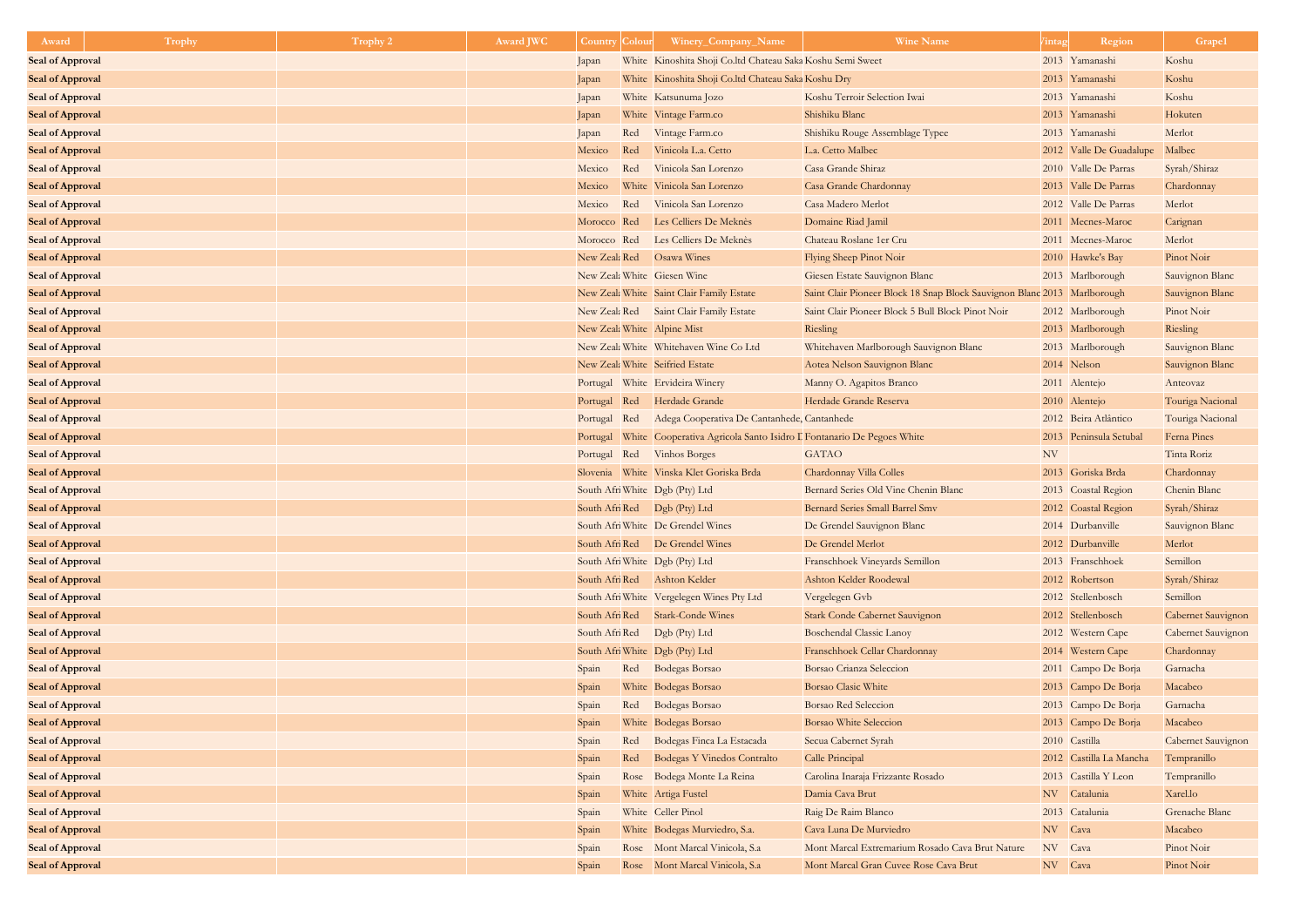| Award | Trophy | Trophy 2 | Award JWC | Country | Colour | Winery_Company_Name | Wine Name | Vintage | Region | Grape1 |
|---|---|---|---|---|---|---|---|---|---|---|
| Seal of Approval | | | | Japan | White | Kinoshita Shoji Co.ltd Chateau Saka | Koshu Semi Sweet | 2013 | Yamanashi | Koshu |
| Seal of Approval | | | | Japan | White | Kinoshita Shoji Co.ltd Chateau Saka | Koshu Dry | 2013 | Yamanashi | Koshu |
| Seal of Approval | | | | Japan | White | Katsunuma Jozo | Koshu Terroir Selection Iwai | 2013 | Yamanashi | Koshu |
| Seal of Approval | | | | Japan | White | Vintage Farm.co | Shishiku Blanc | 2013 | Yamanashi | Hokuten |
| Seal of Approval | | | | Japan | Red | Vintage Farm.co | Shishiku Rouge Assemblage Typee | 2013 | Yamanashi | Merlot |
| Seal of Approval | | | | Mexico | Red | Vinicola L.a. Cetto | L.a. Cetto Malbec | 2012 | Valle De Guadalupe | Malbec |
| Seal of Approval | | | | Mexico | Red | Vinicola San Lorenzo | Casa Grande Shiraz | 2010 | Valle De Parras | Syrah/Shiraz |
| Seal of Approval | | | | Mexico | White | Vinicola San Lorenzo | Casa Grande Chardonnay | 2013 | Valle De Parras | Chardonnay |
| Seal of Approval | | | | Mexico | Red | Vinicola San Lorenzo | Casa Madero Merlot | 2012 | Valle De Parras | Merlot |
| Seal of Approval | | | | Morocco | Red | Les Celliers De Meknès | Domaine Riad Jamil | 2011 | Mecnes-Maroc | Carignan |
| Seal of Approval | | | | Morocco | Red | Les Celliers De Meknès | Chateau Roslane 1er Cru | 2011 | Mecnes-Maroc | Merlot |
| Seal of Approval | | | | New Zeala | Red | Osawa Wines | Flying Sheep Pinot Noir | 2010 | Hawke's Bay | Pinot Noir |
| Seal of Approval | | | | New Zeala | White | Giesen Wine | Giesen Estate Sauvignon Blanc | 2013 | Marlborough | Sauvignon Blanc |
| Seal of Approval | | | | New Zeala | White | Saint Clair Family Estate | Saint Clair Pioneer Block 18 Snap Block Sauvignon Blanc | 2013 | Marlborough | Sauvignon Blanc |
| Seal of Approval | | | | New Zeala | Red | Saint Clair Family Estate | Saint Clair Pioneer Block 5 Bull Block Pinot Noir | 2012 | Marlborough | Pinot Noir |
| Seal of Approval | | | | New Zeala | White | Alpine Mist | Riesling | 2013 | Marlborough | Riesling |
| Seal of Approval | | | | New Zeala | White | Whitehaven Wine Co Ltd | Whitehaven Marlborough Sauvignon Blanc | 2013 | Marlborough | Sauvignon Blanc |
| Seal of Approval | | | | New Zeala | White | Seifried Estate | Aotea Nelson Sauvignon Blanc | 2014 | Nelson | Sauvignon Blanc |
| Seal of Approval | | | | Portugal | White | Ervideira Winery | Manny O. Agapitos Branco | 2011 | Alentejo | Anteovaz |
| Seal of Approval | | | | Portugal | Red | Herdade Grande | Herdade Grande Reserva | 2010 | Alentejo | Touriga Nacional |
| Seal of Approval | | | | Portugal | Red | Adega Cooperativa De Cantanhede, | Cantanhede | 2012 | Beira Atlântico | Touriga Nacional |
| Seal of Approval | | | | Portugal | White | Cooperativa Agricola Santo Isidro D | Fontanario De Pegoes White | 2013 | Peninsula Setubal | Ferna Pines |
| Seal of Approval | | | | Portugal | Red | Vinhos Borges | GATAO | NV | | Tinta Roriz |
| Seal of Approval | | | | Slovenia | White | Vinska Klet Goriska Brda | Chardonnay Villa Colles | 2013 | Goriska Brda | Chardonnay |
| Seal of Approval | | | | South Afri | White | Dgb (Pty) Ltd | Bernard Series Old Vine Chenin Blanc | 2013 | Coastal Region | Chenin Blanc |
| Seal of Approval | | | | South Afri | Red | Dgb (Pty) Ltd | Bernard Series Small Barrel Smv | 2012 | Coastal Region | Syrah/Shiraz |
| Seal of Approval | | | | South Afri | White | De Grendel Wines | De Grendel Sauvignon Blanc | 2014 | Durbanville | Sauvignon Blanc |
| Seal of Approval | | | | South Afri | Red | De Grendel Wines | De Grendel Merlot | 2012 | Durbanville | Merlot |
| Seal of Approval | | | | South Afri | White | Dgb (Pty) Ltd | Franschhoek Vineyards Semillon | 2013 | Franschhoek | Semillon |
| Seal of Approval | | | | South Afri | Red | Ashton Kelder | Ashton Kelder Roodewal | 2012 | Robertson | Syrah/Shiraz |
| Seal of Approval | | | | South Afri | White | Vergelegen Wines Pty Ltd | Vergelegen Gvb | 2012 | Stellenbosch | Semillon |
| Seal of Approval | | | | South Afri | Red | Stark-Conde Wines | Stark Conde Cabernet Sauvignon | 2012 | Stellenbosch | Cabernet Sauvignon |
| Seal of Approval | | | | South Afri | Red | Dgb (Pty) Ltd | Boschendal Classic Lanoy | 2012 | Western Cape | Cabernet Sauvignon |
| Seal of Approval | | | | South Afri | White | Dgb (Pty) Ltd | Franschhoek Cellar Chardonnay | 2014 | Western Cape | Chardonnay |
| Seal of Approval | | | | Spain | Red | Bodegas Borsao | Borsao Crianza Seleccion | 2011 | Campo De Borja | Garnacha |
| Seal of Approval | | | | Spain | White | Bodegas Borsao | Borsao Clasic White | 2013 | Campo De Borja | Macabeo |
| Seal of Approval | | | | Spain | Red | Bodegas Borsao | Borsao Red Seleccion | 2013 | Campo De Borja | Garnacha |
| Seal of Approval | | | | Spain | White | Bodegas Borsao | Borsao White Seleccion | 2013 | Campo De Borja | Macabeo |
| Seal of Approval | | | | Spain | Red | Bodegas Finca La Estacada | Secua Cabernet Syrah | 2010 | Castilla | Cabernet Sauvignon |
| Seal of Approval | | | | Spain | Red | Bodegas Y Vinedos Contralto | Calle Principal | 2012 | Castilla La Mancha | Tempranillo |
| Seal of Approval | | | | Spain | Rose | Bodega Monte La Reina | Carolina Inaraja Frizzante Rosado | 2013 | Castilla Y Leon | Tempranillo |
| Seal of Approval | | | | Spain | White | Artiga Fustel | Damia Cava Brut | NV | Catalunia | Xarel.lo |
| Seal of Approval | | | | Spain | White | Celler Pinol | Raig De Raim Blanco | 2013 | Catalunia | Grenache Blanc |
| Seal of Approval | | | | Spain | White | Bodegas Murviedro, S.a. | Cava Luna De Murviedro | NV | Cava | Macabeo |
| Seal of Approval | | | | Spain | Rose | Mont Marcal Vinicola, S.a | Mont Marcal Extremarium Rosado Cava Brut Nature | NV | Cava | Pinot Noir |
| Seal of Approval | | | | Spain | Rose | Mont Marcal Vinicola, S.a | Mont Marcal Gran Cuvee Rose Cava Brut | NV | Cava | Pinot Noir |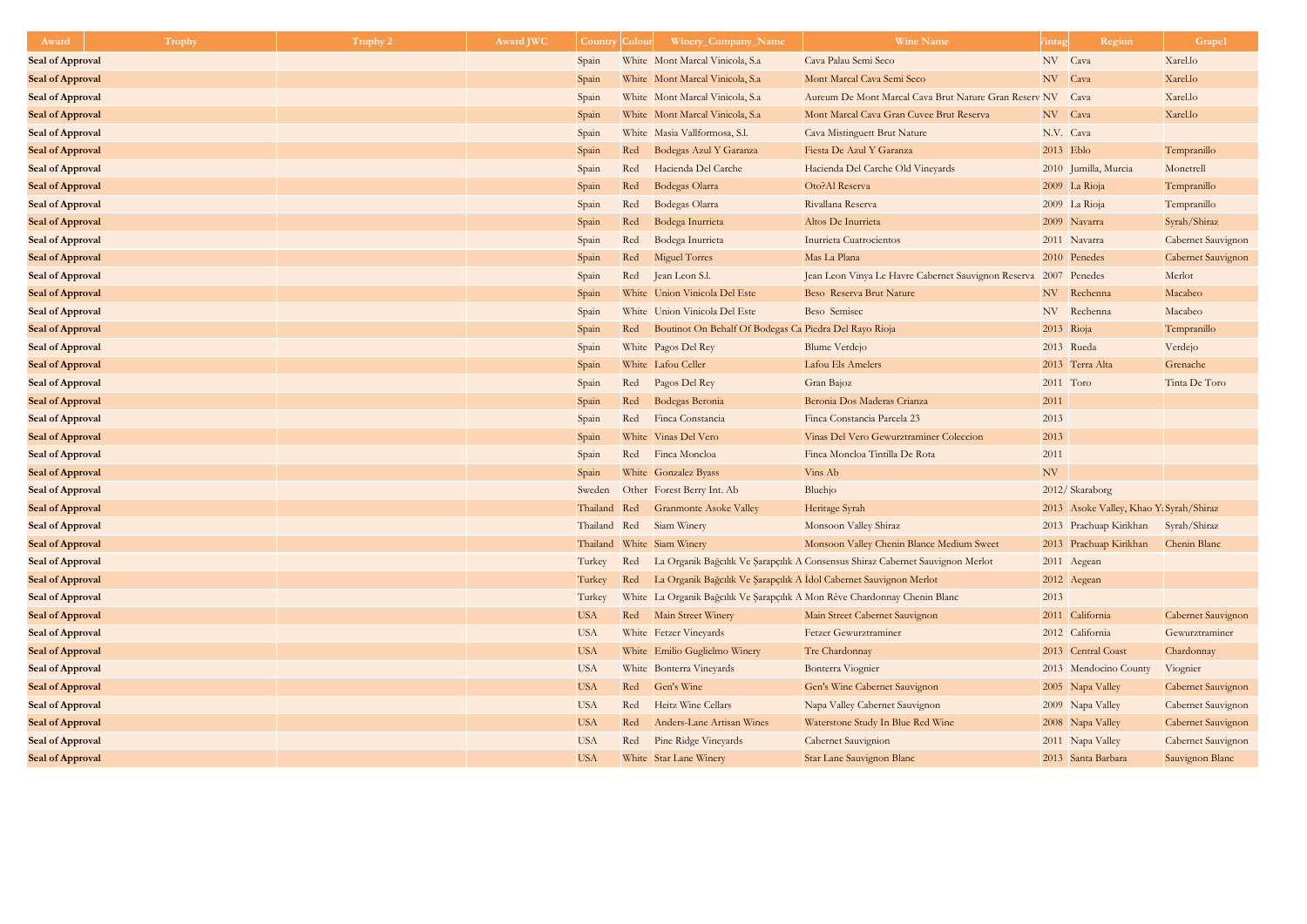| Award | Trophy | Trophy 2 | Award JWC | Country | Colour | Winery_Company_Name | Wine Name | Vintag | Region | Grape1 |
|---|---|---|---|---|---|---|---|---|---|---|
| Seal of Approval | | | | Spain | White | Mont Marcal Vinicola, S.a | Cava Palau Semi Seco | NV | Cava | Xarel.lo |
| Seal of Approval | | | | Spain | White | Mont Marcal Vinicola, S.a | Mont Marcal Cava Semi Seco | NV | Cava | Xarel.lo |
| Seal of Approval | | | | Spain | White | Mont Marcal Vinicola, S.a | Aureum De Mont Marcal Cava Brut Nature Gran Reserv | NV | Cava | Xarel.lo |
| Seal of Approval | | | | Spain | White | Mont Marcal Vinicola, S.a | Mont Marcal Cava Gran Cuvee Brut Reserva | NV | Cava | Xarel.lo |
| Seal of Approval | | | | Spain | White | Masia Vallformosa, S.l. | Cava Mistinguett Brut Nature | N.V. | Cava | |
| Seal of Approval | | | | Spain | Red | Bodegas Azul Y Garanza | Fiesta De Azul Y Garanza | 2013 | Eblo | Tempranillo |
| Seal of Approval | | | | Spain | Red | Hacienda Del Carche | Hacienda Del Carche Old Vineyards | 2010 | Jumilla, Murcia | Monetrell |
| Seal of Approval | | | | Spain | Red | Bodegas Olarra | Oto?Al Reserva | 2009 | La Rioja | Tempranillo |
| Seal of Approval | | | | Spain | Red | Bodegas Olarra | Rivallana Reserva | 2009 | La Rioja | Tempranillo |
| Seal of Approval | | | | Spain | Red | Bodega Inurrieta | Altos De Inurrieta | 2009 | Navarra | Syrah/Shiraz |
| Seal of Approval | | | | Spain | Red | Bodega Inurrieta | Inurrieta Cuatrocientos | 2011 | Navarra | Cabernet Sauvignon |
| Seal of Approval | | | | Spain | Red | Miguel Torres | Mas La Plana | 2010 | Penedes | Cabernet Sauvignon |
| Seal of Approval | | | | Spain | Red | Jean Leon S.l. | Jean Leon Vinya Le Havre Cabernet Sauvignon Reserva | 2007 | Penedes | Merlot |
| Seal of Approval | | | | Spain | White | Union Vinicola Del Este | Beso Reserva Brut Nature | NV | Rechenna | Macabeo |
| Seal of Approval | | | | Spain | White | Union Vinicola Del Este | Beso Semisec | NV | Rechenna | Macabeo |
| Seal of Approval | | | | Spain | Red | Boutinot On Behalf Of Bodegas Ca | Piedra Del Rayo Rioja | 2013 | Rioja | Tempranillo |
| Seal of Approval | | | | Spain | White | Pagos Del Rey | Blume Verdejo | 2013 | Rueda | Verdejo |
| Seal of Approval | | | | Spain | White | Lafou Celler | Lafou Els Amelers | 2013 | Terra Alta | Grenache |
| Seal of Approval | | | | Spain | Red | Pagos Del Rey | Gran Bajoz | 2011 | Toro | Tinta De Toro |
| Seal of Approval | | | | Spain | Red | Bodegas Beronia | Beronia Dos Maderas Crianza | 2011 | | |
| Seal of Approval | | | | Spain | Red | Finca Constancia | Finca Constancia Parcela 23 | 2013 | | |
| Seal of Approval | | | | Spain | White | Vinas Del Vero | Vinas Del Vero Gewurztraminer Coleccion | 2013 | | |
| Seal of Approval | | | | Spain | Red | Finca Moncloa | Finca Moncloa Tintilla De Rota | 2011 | | |
| Seal of Approval | | | | Spain | White | Gonzalez Byass | Vins Ab | NV | | |
| Seal of Approval | | | | Sweden | Other | Forest Berry Int. Ab | Bluehjo | 2012/ | Skaraborg | |
| Seal of Approval | | | | Thailand | Red | Granmonte Asoke Valley | Heritage Syrah | 2013 | Asoke Valley, Khao Y | Syrah/Shiraz |
| Seal of Approval | | | | Thailand | Red | Siam Winery | Monsoon Valley Shiraz | 2013 | Prachuap Kirikhan | Syrah/Shiraz |
| Seal of Approval | | | | Thailand | White | Siam Winery | Monsoon Valley Chenin Blance Medium Sweet | 2013 | Prachuap Kirikhan | Chenin Blanc |
| Seal of Approval | | | | Turkey | Red | La Organik Bağcılık Ve Şarapçılık A | Consensus Shiraz Cabernet Sauvignon Merlot | 2011 | Aegean | |
| Seal of Approval | | | | Turkey | Red | La Organik Bağcılık Ve Şarapçılık A | İdol Cabernet Sauvignon Merlot | 2012 | Aegean | |
| Seal of Approval | | | | Turkey | White | La Organik Bağcılık Ve Şarapçılık A | Mon Rêve Chardonnay Chenin Blanc | 2013 | | |
| Seal of Approval | | | | USA | Red | Main Street Winery | Main Street Cabernet Sauvignon | 2011 | California | Cabernet Sauvignon |
| Seal of Approval | | | | USA | White | Fetzer Vineyards | Fetzer Gewurztraminer | 2012 | California | Gewurztraminer |
| Seal of Approval | | | | USA | White | Emilio Guglielmo Winery | Tre Chardonnay | 2013 | Central Coast | Chardonnay |
| Seal of Approval | | | | USA | White | Bonterra Vineyards | Bonterra Viognier | 2013 | Mendocino County | Viognier |
| Seal of Approval | | | | USA | Red | Gen's Wine | Gen's Wine Cabernet Sauvignon | 2005 | Napa Valley | Cabernet Sauvignon |
| Seal of Approval | | | | USA | Red | Heitz Wine Cellars | Napa Valley Cabernet Sauvignon | 2009 | Napa Valley | Cabernet Sauvignon |
| Seal of Approval | | | | USA | Red | Anders-Lane Artisan Wines | Waterstone Study In Blue Red Wine | 2008 | Napa Valley | Cabernet Sauvignon |
| Seal of Approval | | | | USA | Red | Pine Ridge Vineyards | Cabernet Sauvignion | 2011 | Napa Valley | Cabernet Sauvignon |
| Seal of Approval | | | | USA | White | Star Lane Winery | Star Lane Sauvignon Blanc | 2013 | Santa Barbara | Sauvignon Blanc |